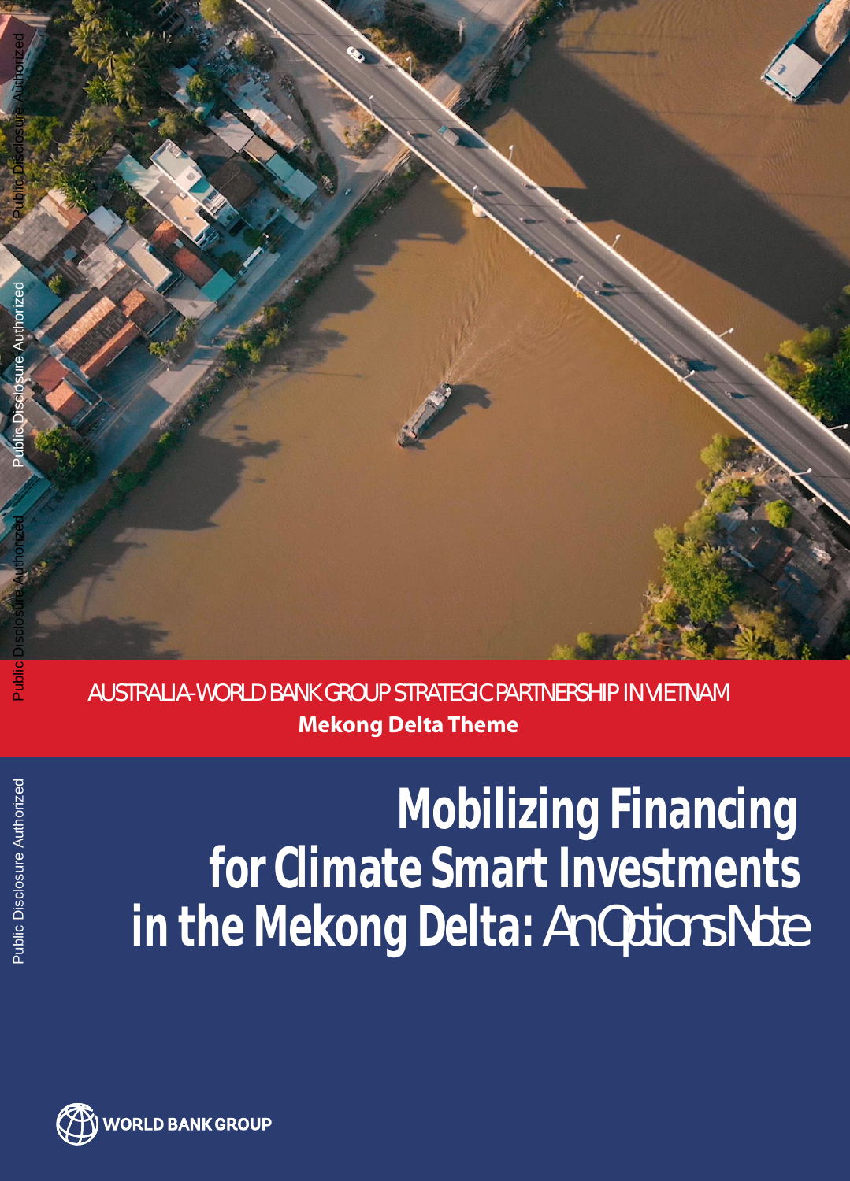AUSTRALIA-WORLD BANK GROUP STRATEGIC PARTNERSHIP IN VIETNAM

**Mekong Delta Theme**

# Mobilizing Financing for Climate Smart Investments in the Mekong Delta: *An Options Note*

WORLD BANK GROUP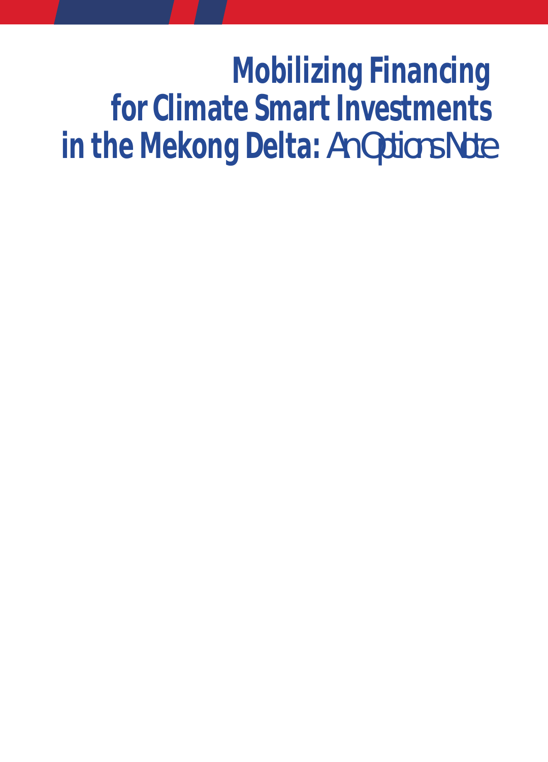# Mobilizing Financing for Climate Smart Investments in the Mekong Delta: An Options Note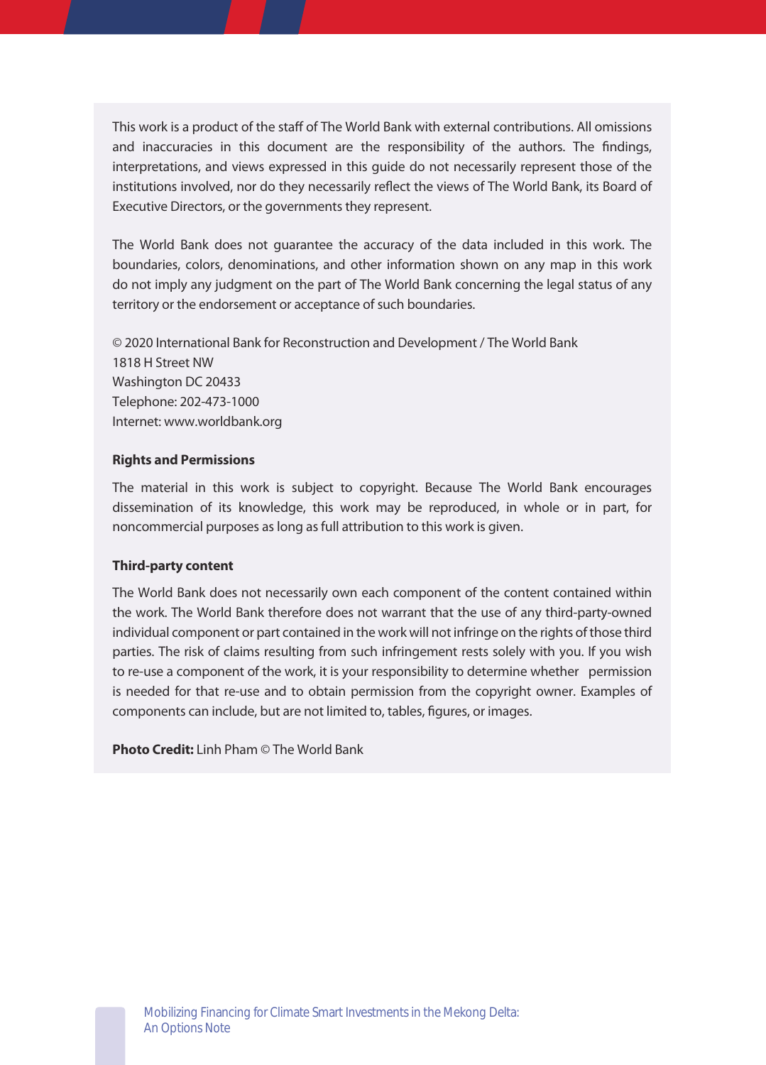This work is a product of the staff of The World Bank with external contributions. All omissions and inaccuracies in this document are the responsibility of the authors. The findings, interpretations, and views expressed in this guide do not necessarily represent those of the institutions involved, nor do they necessarily reflect the views of The World Bank, its Board of Executive Directors, or the governments they represent.

The World Bank does not guarantee the accuracy of the data included in this work. The boundaries, colors, denominations, and other information shown on any map in this work do not imply any judgment on the part of The World Bank concerning the legal status of any territory or the endorsement or acceptance of such boundaries.

© 2020 International Bank for Reconstruction and Development / The World Bank
1818 H Street NW
Washington DC 20433
Telephone: 202-473-1000
Internet: www.worldbank.org

**Rights and Permissions**

The material in this work is subject to copyright. Because The World Bank encourages dissemination of its knowledge, this work may be reproduced, in whole or in part, for noncommercial purposes as long as full attribution to this work is given.

**Third-party content**

The World Bank does not necessarily own each component of the content contained within the work. The World Bank therefore does not warrant that the use of any third-party-owned individual component or part contained in the work will not infringe on the rights of those third parties. The risk of claims resulting from such infringement rests solely with you. If you wish to re-use a component of the work, it is your responsibility to determine whether permission is needed for that re-use and to obtain permission from the copyright owner. Examples of components can include, but are not limited to, tables, figures, or images.

**Photo Credit:** Linh Pham © The World Bank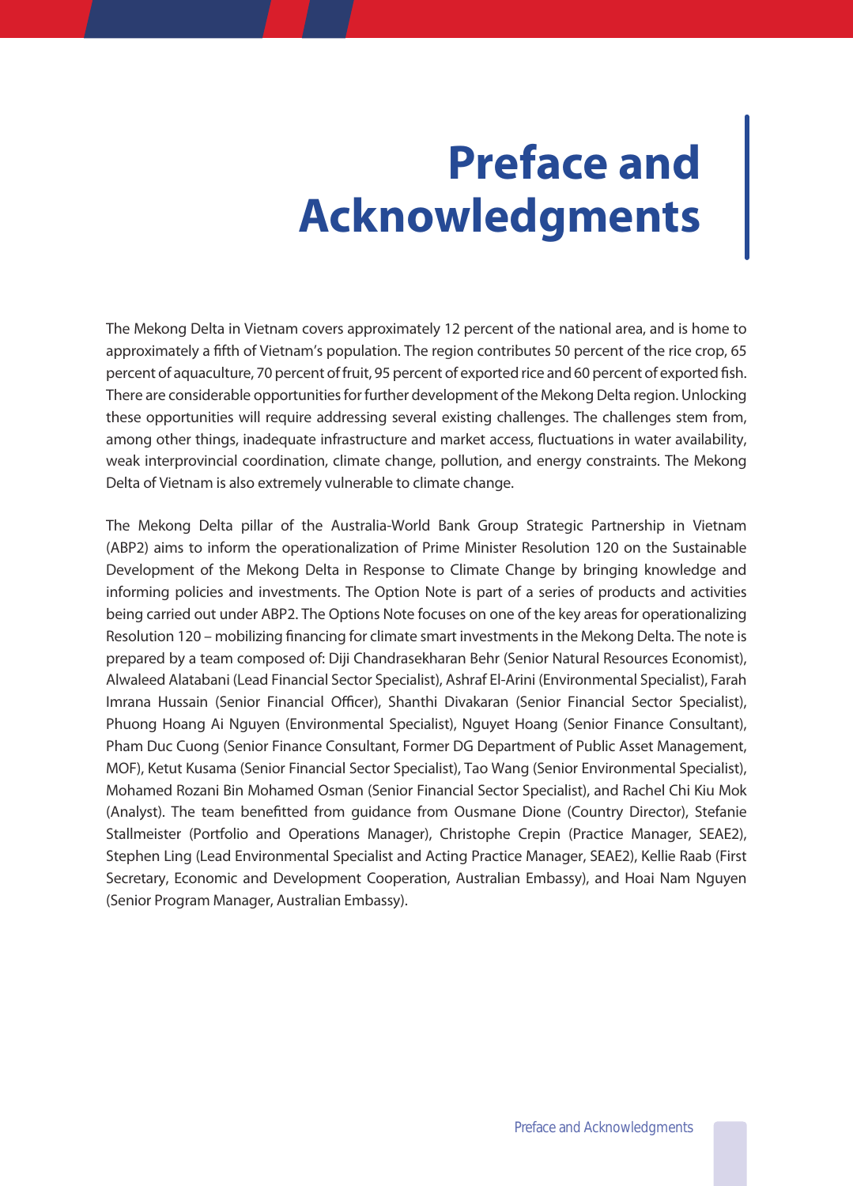# Preface and Acknowledgments

The Mekong Delta in Vietnam covers approximately 12 percent of the national area, and is home to approximately a fifth of Vietnam's population. The region contributes 50 percent of the rice crop, 65 percent of aquaculture, 70 percent of fruit, 95 percent of exported rice and 60 percent of exported fish. There are considerable opportunities for further development of the Mekong Delta region. Unlocking these opportunities will require addressing several existing challenges. The challenges stem from, among other things, inadequate infrastructure and market access, fluctuations in water availability, weak interprovincial coordination, climate change, pollution, and energy constraints. The Mekong Delta of Vietnam is also extremely vulnerable to climate change.

The Mekong Delta pillar of the Australia-World Bank Group Strategic Partnership in Vietnam (ABP2) aims to inform the operationalization of Prime Minister Resolution 120 on the Sustainable Development of the Mekong Delta in Response to Climate Change by bringing knowledge and informing policies and investments. The Option Note is part of a series of products and activities being carried out under ABP2. The Options Note focuses on one of the key areas for operationalizing Resolution 120 – mobilizing financing for climate smart investments in the Mekong Delta. The note is prepared by a team composed of: Diji Chandrasekharan Behr (Senior Natural Resources Economist), Alwaleed Alatabani (Lead Financial Sector Specialist), Ashraf El-Arini (Environmental Specialist), Farah Imrana Hussain (Senior Financial Officer), Shanthi Divakaran (Senior Financial Sector Specialist), Phuong Hoang Ai Nguyen (Environmental Specialist), Nguyet Hoang (Senior Finance Consultant), Pham Duc Cuong (Senior Finance Consultant, Former DG Department of Public Asset Management, MOF), Ketut Kusama (Senior Financial Sector Specialist), Tao Wang (Senior Environmental Specialist), Mohamed Rozani Bin Mohamed Osman (Senior Financial Sector Specialist), and Rachel Chi Kiu Mok (Analyst). The team benefitted from guidance from Ousmane Dione (Country Director), Stefanie Stallmeister (Portfolio and Operations Manager), Christophe Crepin (Practice Manager, SEAE2), Stephen Ling (Lead Environmental Specialist and Acting Practice Manager, SEAE2), Kellie Raab (First Secretary, Economic and Development Cooperation, Australian Embassy), and Hoai Nam Nguyen (Senior Program Manager, Australian Embassy).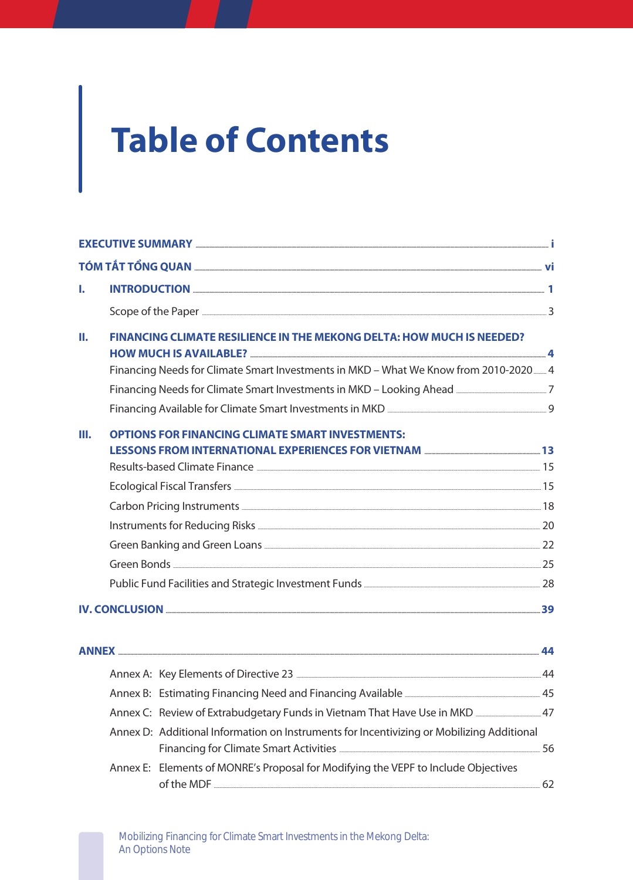# Table of Contents

**EXECUTIVE SUMMARY** ........ **i**

**TÓM TẮT TỔNG QUAN** ........ **vi**

**I. INTRODUCTION** ........ **1**

- Scope of the Paper ........ 3

**II. FINANCING CLIMATE RESILIENCE IN THE MEKONG DELTA: HOW MUCH IS NEEDED? HOW MUCH IS AVAILABLE?** ........ **4**

- Financing Needs for Climate Smart Investments in MKD – What We Know from 2010-2020 ........ 4
- Financing Needs for Climate Smart Investments in MKD – Looking Ahead ........ 7
- Financing Available for Climate Smart Investments in MKD ........ 9

**III. OPTIONS FOR FINANCING CLIMATE SMART INVESTMENTS: LESSONS FROM INTERNATIONAL EXPERIENCES FOR VIETNAM** ........ **13**

- Results-based Climate Finance ........ 15
- Ecological Fiscal Transfers ........ 15
- Carbon Pricing Instruments ........ 18
- Instruments for Reducing Risks ........ 20
- Green Banking and Green Loans ........ 22
- Green Bonds ........ 25
- Public Fund Facilities and Strategic Investment Funds ........ 28

**IV. CONCLUSION** ........ **39**

**ANNEX** ........ **44**

- Annex A: Key Elements of Directive 23 ........ 44
- Annex B: Estimating Financing Need and Financing Available ........ 45
- Annex C: Review of Extrabudgetary Funds in Vietnam That Have Use in MKD ........ 47
- Annex D: Additional Information on Instruments for Incentivizing or Mobilizing Additional Financing for Climate Smart Activities ........ 56
- Annex E: Elements of MONRE's Proposal for Modifying the VEPF to Include Objectives of the MDF ........ 62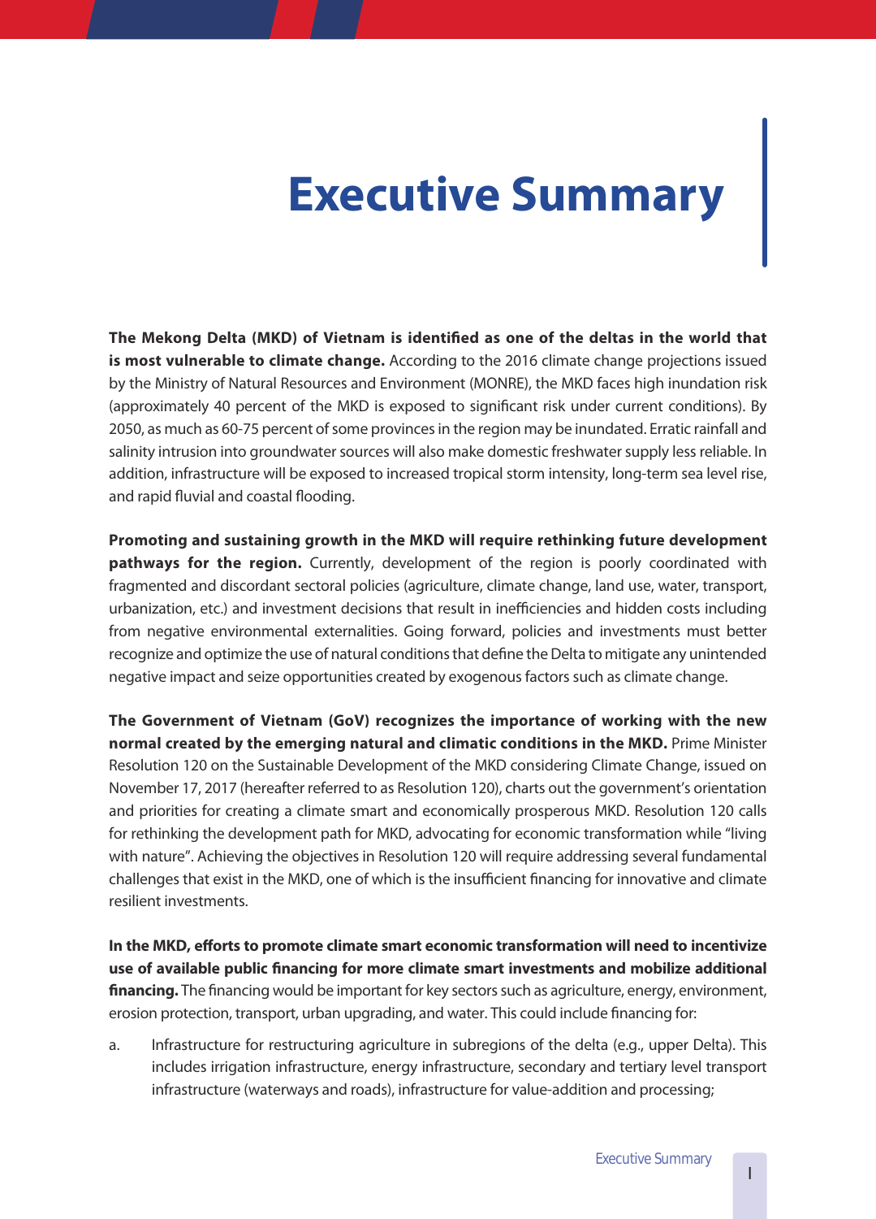# Executive Summary

**The Mekong Delta (MKD) of Vietnam is identified as one of the deltas in the world that is most vulnerable to climate change.** According to the 2016 climate change projections issued by the Ministry of Natural Resources and Environment (MONRE), the MKD faces high inundation risk (approximately 40 percent of the MKD is exposed to significant risk under current conditions). By 2050, as much as 60-75 percent of some provinces in the region may be inundated. Erratic rainfall and salinity intrusion into groundwater sources will also make domestic freshwater supply less reliable. In addition, infrastructure will be exposed to increased tropical storm intensity, long-term sea level rise, and rapid fluvial and coastal flooding.

**Promoting and sustaining growth in the MKD will require rethinking future development pathways for the region.** Currently, development of the region is poorly coordinated with fragmented and discordant sectoral policies (agriculture, climate change, land use, water, transport, urbanization, etc.) and investment decisions that result in inefficiencies and hidden costs including from negative environmental externalities. Going forward, policies and investments must better recognize and optimize the use of natural conditions that define the Delta to mitigate any unintended negative impact and seize opportunities created by exogenous factors such as climate change.

**The Government of Vietnam (GoV) recognizes the importance of working with the new normal created by the emerging natural and climatic conditions in the MKD.** Prime Minister Resolution 120 on the Sustainable Development of the MKD considering Climate Change, issued on November 17, 2017 (hereafter referred to as Resolution 120), charts out the government's orientation and priorities for creating a climate smart and economically prosperous MKD. Resolution 120 calls for rethinking the development path for MKD, advocating for economic transformation while "living with nature". Achieving the objectives in Resolution 120 will require addressing several fundamental challenges that exist in the MKD, one of which is the insufficient financing for innovative and climate resilient investments.

**In the MKD, efforts to promote climate smart economic transformation will need to incentivize use of available public financing for more climate smart investments and mobilize additional financing.** The financing would be important for key sectors such as agriculture, energy, environment, erosion protection, transport, urban upgrading, and water. This could include financing for:

a. Infrastructure for restructuring agriculture in subregions of the delta (e.g., upper Delta). This includes irrigation infrastructure, energy infrastructure, secondary and tertiary level transport infrastructure (waterways and roads), infrastructure for value-addition and processing;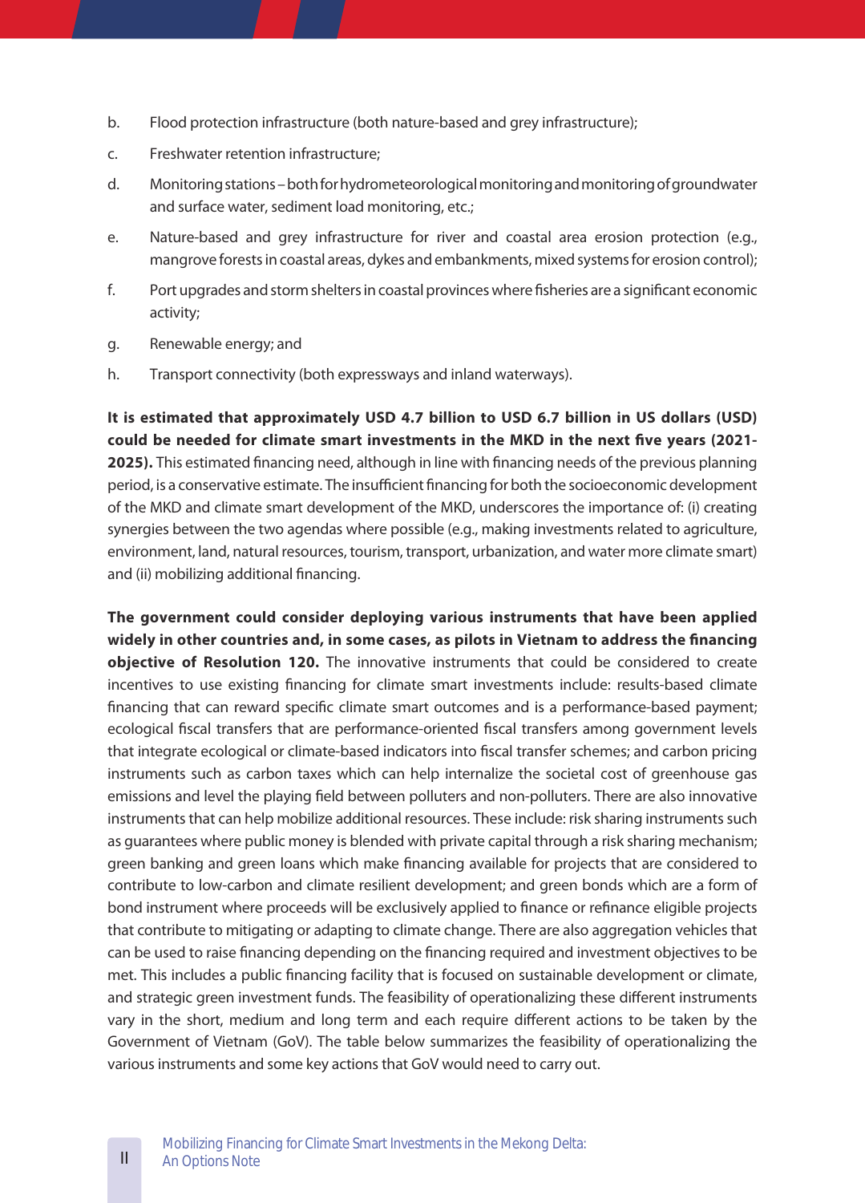b. Flood protection infrastructure (both nature-based and grey infrastructure);

c. Freshwater retention infrastructure;

d. Monitoring stations – both for hydrometeorological monitoring and monitoring of groundwater and surface water, sediment load monitoring, etc.;

e. Nature-based and grey infrastructure for river and coastal area erosion protection (e.g., mangrove forests in coastal areas, dykes and embankments, mixed systems for erosion control);

f. Port upgrades and storm shelters in coastal provinces where fisheries are a significant economic activity;

g. Renewable energy; and

h. Transport connectivity (both expressways and inland waterways).

**It is estimated that approximately USD 4.7 billion to USD 6.7 billion in US dollars (USD) could be needed for climate smart investments in the MKD in the next five years (2021-2025).** This estimated financing need, although in line with financing needs of the previous planning period, is a conservative estimate. The insufficient financing for both the socioeconomic development of the MKD and climate smart development of the MKD, underscores the importance of: (i) creating synergies between the two agendas where possible (e.g., making investments related to agriculture, environment, land, natural resources, tourism, transport, urbanization, and water more climate smart) and (ii) mobilizing additional financing.

**The government could consider deploying various instruments that have been applied widely in other countries and, in some cases, as pilots in Vietnam to address the financing objective of Resolution 120.** The innovative instruments that could be considered to create incentives to use existing financing for climate smart investments include: results-based climate financing that can reward specific climate smart outcomes and is a performance-based payment; ecological fiscal transfers that are performance-oriented fiscal transfers among government levels that integrate ecological or climate-based indicators into fiscal transfer schemes; and carbon pricing instruments such as carbon taxes which can help internalize the societal cost of greenhouse gas emissions and level the playing field between polluters and non-polluters. There are also innovative instruments that can help mobilize additional resources. These include: risk sharing instruments such as guarantees where public money is blended with private capital through a risk sharing mechanism; green banking and green loans which make financing available for projects that are considered to contribute to low-carbon and climate resilient development; and green bonds which are a form of bond instrument where proceeds will be exclusively applied to finance or refinance eligible projects that contribute to mitigating or adapting to climate change. There are also aggregation vehicles that can be used to raise financing depending on the financing required and investment objectives to be met. This includes a public financing facility that is focused on sustainable development or climate, and strategic green investment funds. The feasibility of operationalizing these different instruments vary in the short, medium and long term and each require different actions to be taken by the Government of Vietnam (GoV). The table below summarizes the feasibility of operationalizing the various instruments and some key actions that GoV would need to carry out.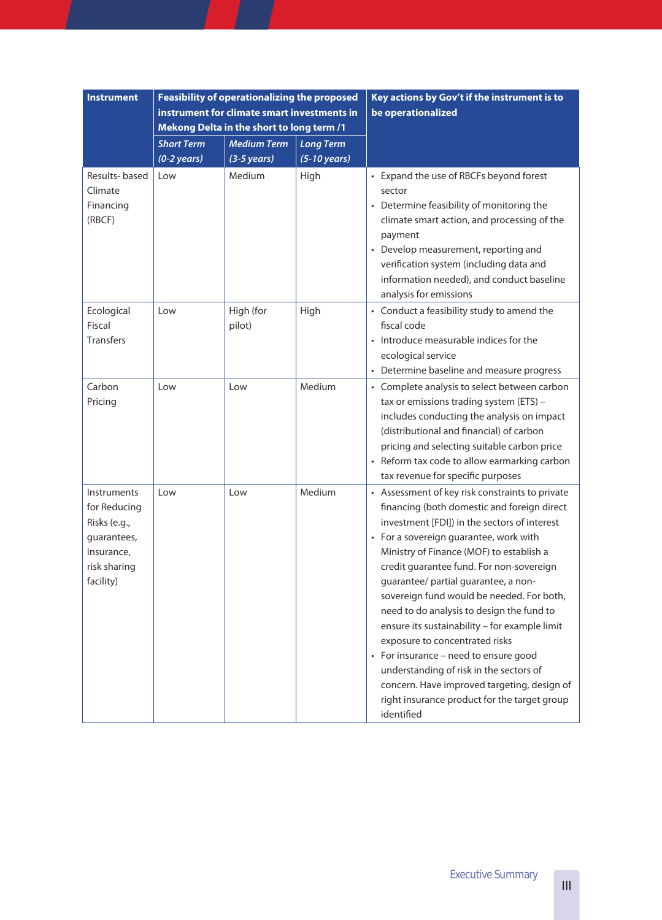| Instrument | Feasibility of operationalizing the proposed instrument for climate smart investments in Mekong Delta in the short to long term /1 | | | Key actions by Gov't if the instrument is to be operationalized |
|---|---|---|---|---|
| | *Short Term (0-2 years)* | *Medium Term (3-5 years)* | *Long Term (5-10 years)* | |
| Results- based Climate Financing (RBCF) | Low | Medium | High | • Expand the use of RBCFs beyond forest sector<br>• Determine feasibility of monitoring the climate smart action, and processing of the payment<br>• Develop measurement, reporting and verification system (including data and information needed), and conduct baseline analysis for emissions |
| Ecological Fiscal Transfers | Low | High (for pilot) | High | • Conduct a feasibility study to amend the fiscal code<br>• Introduce measurable indices for the ecological service<br>• Determine baseline and measure progress |
| Carbon Pricing | Low | Low | Medium | • Complete analysis to select between carbon tax or emissions trading system (ETS) – includes conducting the analysis on impact (distributional and financial) of carbon pricing and selecting suitable carbon price<br>• Reform tax code to allow earmarking carbon tax revenue for specific purposes |
| Instruments for Reducing Risks (e.g., guarantees, insurance, risk sharing facility) | Low | Low | Medium | • Assessment of key risk constraints to private financing (both domestic and foreign direct investment [FDI]) in the sectors of interest<br>• For a sovereign guarantee, work with Ministry of Finance (MOF) to establish a credit guarantee fund. For non-sovereign guarantee/ partial guarantee, a non-sovereign fund would be needed. For both, need to do analysis to design the fund to ensure its sustainability – for example limit exposure to concentrated risks<br>• For insurance – need to ensure good understanding of risk in the sectors of concern. Have improved targeting, design of right insurance product for the target group identified |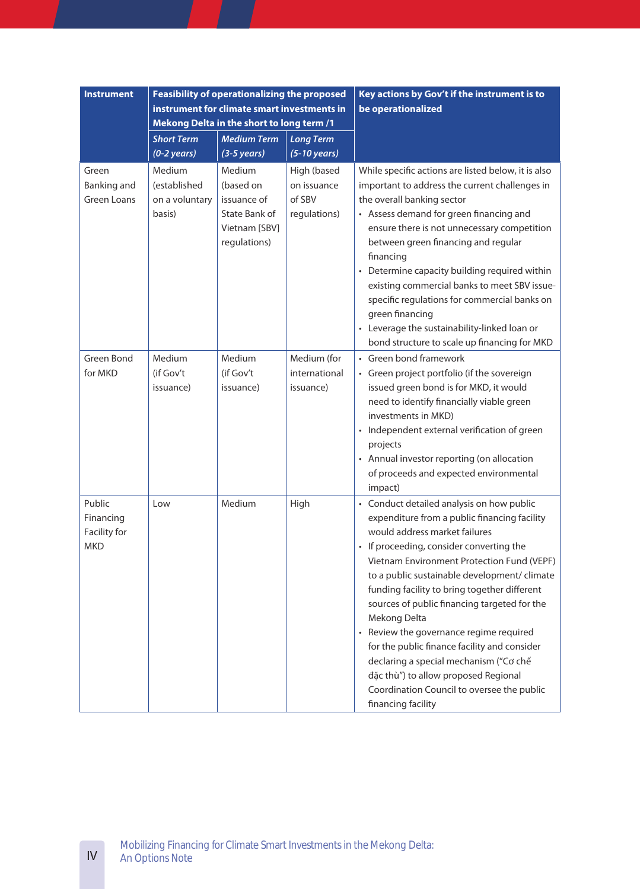| Instrument | Feasibility of operationalizing the proposed instrument for climate smart investments in Mekong Delta in the short to long term /1 | | | Key actions by Gov't if the instrument is to be operationalized |
|---|---|---|---|---|
| | *Short Term (0-2 years)* | *Medium Term (3-5 years)* | *Long Term (5-10 years)* | |
| Green Banking and Green Loans | Medium (established on a voluntary basis) | Medium (based on issuance of State Bank of Vietnam [SBV] regulations) | High (based on issuance of SBV regulations) | While specific actions are listed below, it is also important to address the current challenges in the overall banking sector<br>• Assess demand for green financing and ensure there is not unnecessary competition between green financing and regular financing<br>• Determine capacity building required within existing commercial banks to meet SBV issue-specific regulations for commercial banks on green financing<br>• Leverage the sustainability-linked loan or bond structure to scale up financing for MKD |
| Green Bond for MKD | Medium (if Gov't issuance) | Medium (if Gov't issuance) | Medium (for international issuance) | • Green bond framework<br>• Green project portfolio (if the sovereign issued green bond is for MKD, it would need to identify financially viable green investments in MKD)<br>• Independent external verification of green projects<br>• Annual investor reporting (on allocation of proceeds and expected environmental impact) |
| Public Financing Facility for MKD | Low | Medium | High | • Conduct detailed analysis on how public expenditure from a public financing facility would address market failures<br>• If proceeding, consider converting the Vietnam Environment Protection Fund (VEPF) to a public sustainable development/ climate funding facility to bring together different sources of public financing targeted for the Mekong Delta<br>• Review the governance regime required for the public finance facility and consider declaring a special mechanism ("Cơ chế đặc thù") to allow proposed Regional Coordination Council to oversee the public financing facility |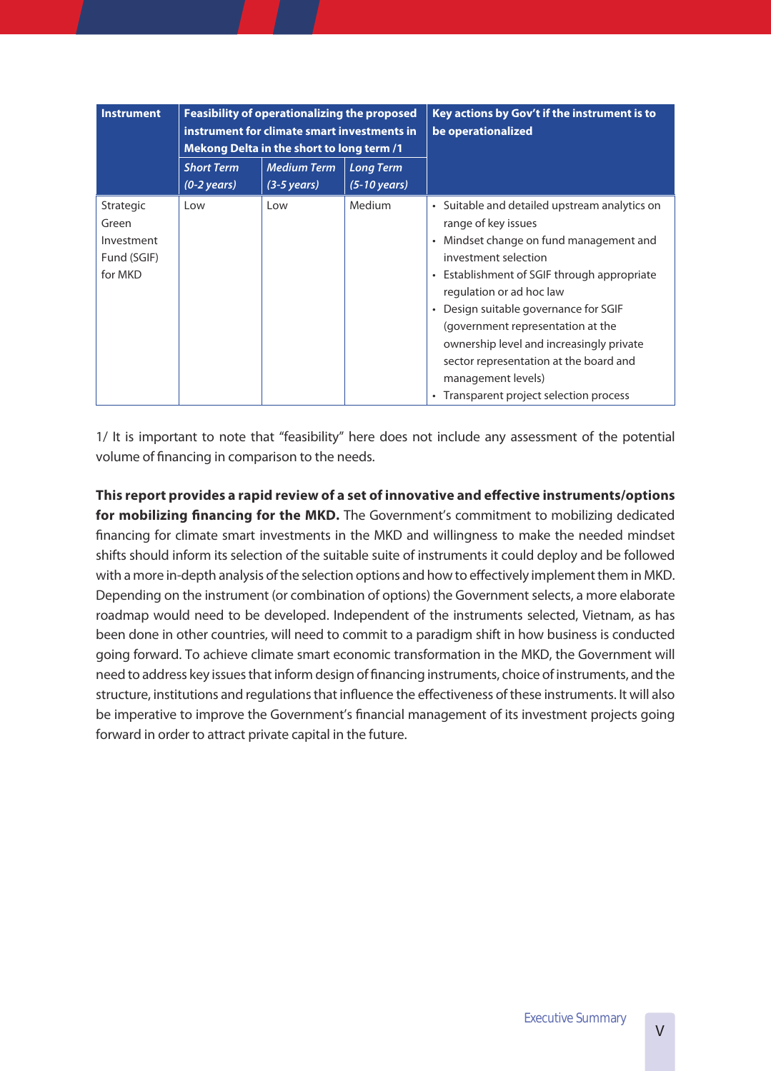| Instrument | Feasibility of operationalizing the proposed instrument for climate smart investments in Mekong Delta in the short to long term /1 | | | Key actions by Gov't if the instrument is to be operationalized |
|---|---|---|---|---|
| | *Short Term (0-2 years)* | *Medium Term (3-5 years)* | *Long Term (5-10 years)* | |
| Strategic Green Investment Fund (SGIF) for MKD | Low | Low | Medium | • Suitable and detailed upstream analytics on range of key issues<br>• Mindset change on fund management and investment selection<br>• Establishment of SGIF through appropriate regulation or ad hoc law<br>• Design suitable governance for SGIF (government representation at the ownership level and increasingly private sector representation at the board and management levels)<br>• Transparent project selection process |

1/ It is important to note that "feasibility" here does not include any assessment of the potential volume of financing in comparison to the needs.

**This report provides a rapid review of a set of innovative and effective instruments/options for mobilizing financing for the MKD.** The Government's commitment to mobilizing dedicated financing for climate smart investments in the MKD and willingness to make the needed mindset shifts should inform its selection of the suitable suite of instruments it could deploy and be followed with a more in-depth analysis of the selection options and how to effectively implement them in MKD. Depending on the instrument (or combination of options) the Government selects, a more elaborate roadmap would need to be developed. Independent of the instruments selected, Vietnam, as has been done in other countries, will need to commit to a paradigm shift in how business is conducted going forward. To achieve climate smart economic transformation in the MKD, the Government will need to address key issues that inform design of financing instruments, choice of instruments, and the structure, institutions and regulations that influence the effectiveness of these instruments. It will also be imperative to improve the Government's financial management of its investment projects going forward in order to attract private capital in the future.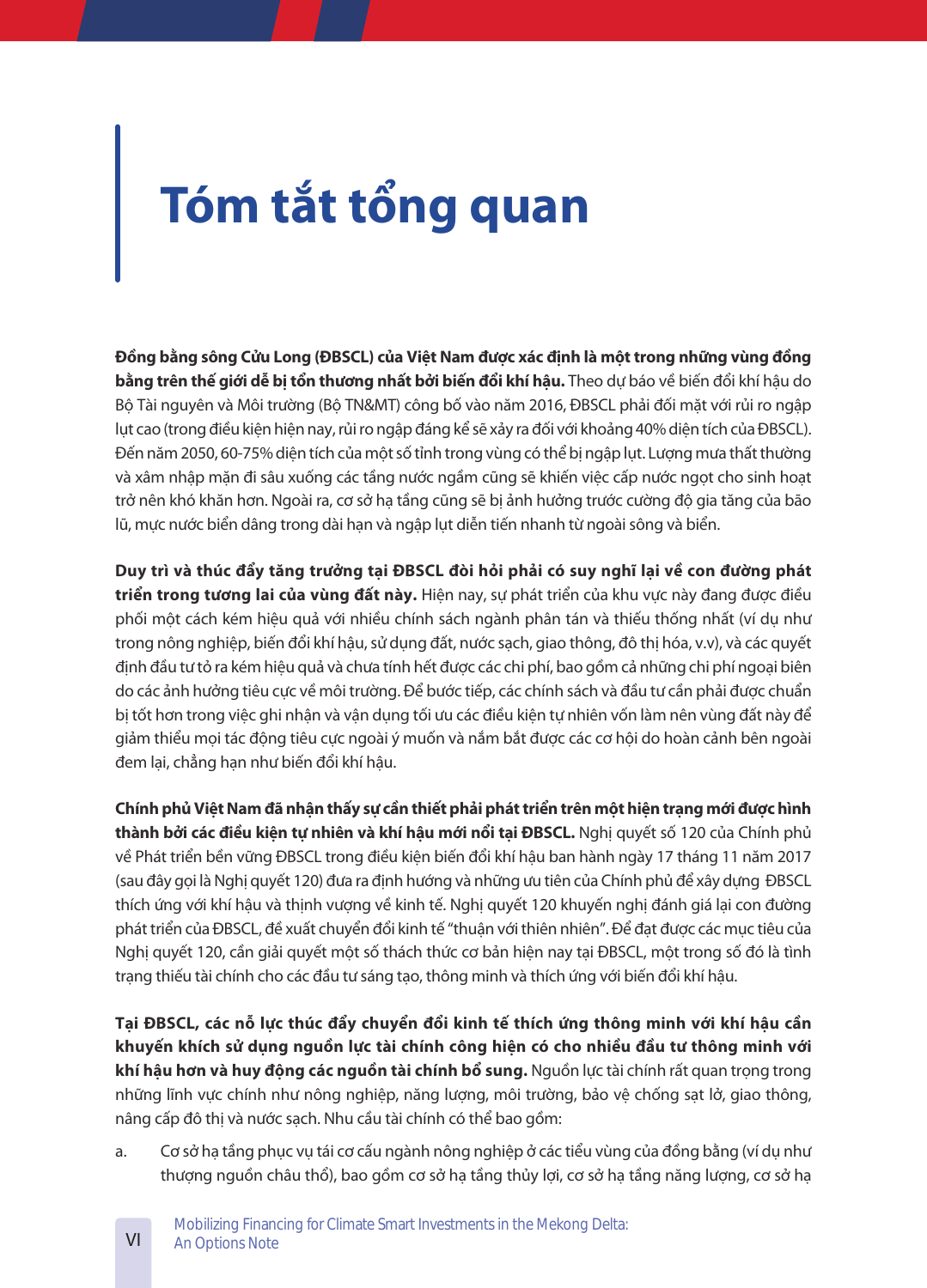# Tóm tắt tổng quan

**Đồng bằng sông Cửu Long (ĐBSCL) của Việt Nam được xác định là một trong những vùng đồng bằng trên thế giới dễ bị tổn thương nhất bởi biến đổi khí hậu.** Theo dự báo về biến đổi khí hậu do Bộ Tài nguyên và Môi trường (Bộ TN&MT) công bố vào năm 2016, ĐBSCL phải đối mặt với rủi ro ngập lụt cao (trong điều kiện hiện nay, rủi ro ngập đáng kể sẽ xảy ra đối với khoảng 40% diện tích của ĐBSCL). Đến năm 2050, 60-75% diện tích của một số tỉnh trong vùng có thể bị ngập lụt. Lượng mưa thất thường và xâm nhập mặn đi sâu xuống các tầng nước ngầm cũng sẽ khiến việc cấp nước ngọt cho sinh hoạt trở nên khó khăn hơn. Ngoài ra, cơ sở hạ tầng cũng sẽ bị ảnh hưởng trước cường độ gia tăng của bão lũ, mực nước biển dâng trong dài hạn và ngập lụt diễn tiến nhanh từ ngoài sông và biển.

**Duy trì và thúc đẩy tăng trưởng tại ĐBSCL đòi hỏi phải có suy nghĩ lại về con đường phát triển trong tương lai của vùng đất này.** Hiện nay, sự phát triển của khu vực này đang được điều phối một cách kém hiệu quả với nhiều chính sách ngành phân tán và thiếu thống nhất (ví dụ như trong nông nghiệp, biến đổi khí hậu, sử dụng đất, nước sạch, giao thông, đô thị hóa, v.v), và các quyết định đầu tư tỏ ra kém hiệu quả và chưa tính hết được các chi phí, bao gồm cả những chi phí ngoại biên do các ảnh hưởng tiêu cực về môi trường. Để bước tiếp, các chính sách và đầu tư cần phải được chuẩn bị tốt hơn trong việc ghi nhận và vận dụng tối ưu các điều kiện tự nhiên vốn làm nên vùng đất này để giảm thiểu mọi tác động tiêu cực ngoài ý muốn và nắm bắt được các cơ hội do hoàn cảnh bên ngoài đem lại, chẳng hạn như biến đổi khí hậu.

**Chính phủ Việt Nam đã nhận thấy sự cần thiết phải phát triển trên một hiện trạng mới được hình thành bởi các điều kiện tự nhiên và khí hậu mới nổi tại ĐBSCL.** Nghị quyết số 120 của Chính phủ về Phát triển bền vững ĐBSCL trong điều kiện biến đổi khí hậu ban hành ngày 17 tháng 11 năm 2017 (sau đây gọi là Nghị quyết 120) đưa ra định hướng và những ưu tiên của Chính phủ để xây dựng ĐBSCL thích ứng với khí hậu và thịnh vượng về kinh tế. Nghị quyết 120 khuyến nghị đánh giá lại con đường phát triển của ĐBSCL, đề xuất chuyển đổi kinh tế "thuận với thiên nhiên". Để đạt được các mục tiêu của Nghị quyết 120, cần giải quyết một số thách thức cơ bản hiện nay tại ĐBSCL, một trong số đó là tình trạng thiếu tài chính cho các đầu tư sáng tạo, thông minh và thích ứng với biến đổi khí hậu.

**Tại ĐBSCL, các nỗ lực thúc đẩy chuyển đổi kinh tế thích ứng thông minh với khí hậu cần khuyến khích sử dụng nguồn lực tài chính công hiện có cho nhiều đầu tư thông minh với khí hậu hơn và huy động các nguồn tài chính bổ sung.** Nguồn lực tài chính rất quan trọng trong những lĩnh vực chính như nông nghiệp, năng lượng, môi trường, bảo vệ chống sạt lở, giao thông, nâng cấp đô thị và nước sạch. Nhu cầu tài chính có thể bao gồm:

a. Cơ sở hạ tầng phục vụ tái cơ cấu ngành nông nghiệp ở các tiểu vùng của đồng bằng (ví dụ như thượng nguồn châu thổ), bao gồm cơ sở hạ tầng thủy lợi, cơ sở hạ tầng năng lượng, cơ sở hạ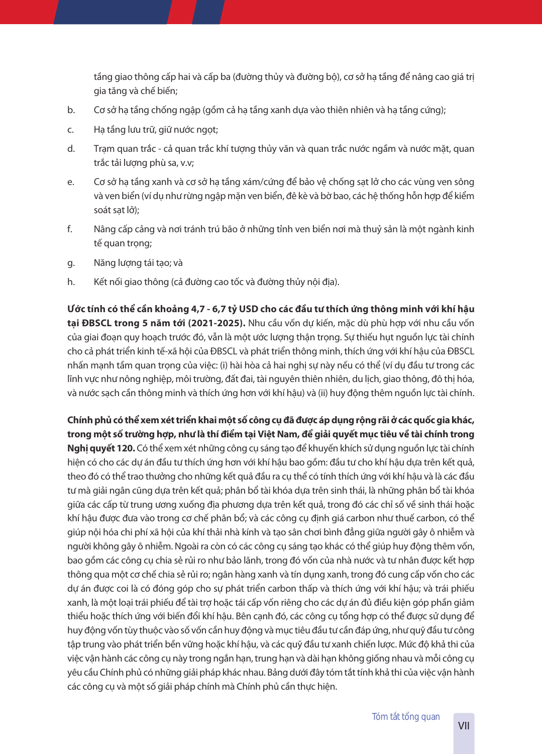tầng giao thông cấp hai và cấp ba (đường thủy và đường bộ), cơ sở hạ tầng để nâng cao giá trị gia tăng và chế biến;

b. Cơ sở hạ tầng chống ngập (gồm cả hạ tầng xanh dựa vào thiên nhiên và hạ tầng cứng);

c. Hạ tầng lưu trữ, giữ nước ngọt;

d. Trạm quan trắc - cả quan trắc khí tượng thủy văn và quan trắc nước ngầm và nước mặt, quan trắc tải lượng phù sa, v.v;

e. Cơ sở hạ tầng xanh và cơ sở hạ tầng xám/cứng để bảo vệ chống sạt lở cho các vùng ven sông và ven biển (ví dụ như rừng ngập mặn ven biển, đê kè và bờ bao, các hệ thống hỗn hợp để kiểm soát sạt lở);

f. Nâng cấp cảng và nơi tránh trú bão ở những tỉnh ven biển nơi mà thuỷ sản là một ngành kinh tế quan trọng;

g. Năng lượng tái tạo; và

h. Kết nối giao thông (cả đường cao tốc và đường thủy nội địa).

**Ước tính có thể cần khoảng 4,7 - 6,7 tỷ USD cho các đầu tư thích ứng thông minh với khí hậu tại ĐBSCL trong 5 năm tới (2021-2025).** Nhu cầu vốn dự kiến, mặc dù phù hợp với nhu cầu vốn của giai đoạn quy hoạch trước đó, vẫn là một ước lượng thận trọng. Sự thiếu hụt nguồn lực tài chính cho cả phát triển kinh tế-xã hội của ĐBSCL và phát triển thông minh, thích ứng với khí hậu của ĐBSCL nhấn mạnh tầm quan trọng của việc: (i) hài hòa cả hai nghị sự này nếu có thể (ví dụ đầu tư trong các lĩnh vực như nông nghiệp, môi trường, đất đai, tài nguyên thiên nhiên, du lịch, giao thông, đô thị hóa, và nước sạch cần thông minh và thích ứng hơn với khí hậu) và (ii) huy động thêm nguồn lực tài chính.

**Chính phủ có thể xem xét triển khai một số công cụ đã được áp dụng rộng rãi ở các quốc gia khác, trong một số trường hợp, như là thí điểm tại Việt Nam, để giải quyết mục tiêu về tài chính trong Nghị quyết 120.** Có thể xem xét những công cụ sáng tạo để khuyến khích sử dụng nguồn lực tài chính hiện có cho các dự án đầu tư thích ứng hơn với khí hậu bao gồm: đầu tư cho khí hậu dựa trên kết quả, theo đó có thể trao thưởng cho những kết quả đầu ra cụ thể có tính thích ứng với khí hậu và là các đầu tư mà giải ngân cũng dựa trên kết quả; phân bổ tài khóa dựa trên sinh thái, là những phân bổ tài khóa giữa các cấp từ trung ương xuống địa phương dựa trên kết quả, trong đó các chỉ số về sinh thái hoặc khí hậu được đưa vào trong cơ chế phân bổ; và các công cụ định giá carbon như thuế carbon, có thể giúp nội hóa chi phí xã hội của khí thải nhà kính và tạo sân chơi bình đẳng giữa người gây ô nhiễm và người không gây ô nhiễm. Ngoài ra còn có các công cụ sáng tạo khác có thể giúp huy động thêm vốn, bao gồm các công cụ chia sẻ rủi ro như bảo lãnh, trong đó vốn của nhà nước và tư nhân được kết hợp thông qua một cơ chế chia sẻ rủi ro; ngân hàng xanh và tín dụng xanh, trong đó cung cấp vốn cho các dự án được coi là có đóng góp cho sự phát triển carbon thấp và thích ứng với khí hậu; và trái phiếu xanh, là một loại trái phiếu để tài trợ hoặc tái cấp vốn riêng cho các dự án đủ điều kiện góp phần giảm thiểu hoặc thích ứng với biến đổi khí hậu. Bên cạnh đó, các công cụ tổng hợp có thể được sử dụng để huy động vốn tùy thuộc vào số vốn cần huy động và mục tiêu đầu tư cần đáp ứng, như quỹ đầu tư công tập trung vào phát triển bền vững hoặc khí hậu, và các quỹ đầu tư xanh chiến lược. Mức độ khả thi của việc vận hành các công cụ này trong ngắn hạn, trung hạn và dài hạn không giống nhau và mỗi công cụ yêu cầu Chính phủ có những giải pháp khác nhau. Bảng dưới đây tóm tắt tính khả thi của việc vận hành các công cụ và một số giải pháp chính mà Chính phủ cần thực hiện.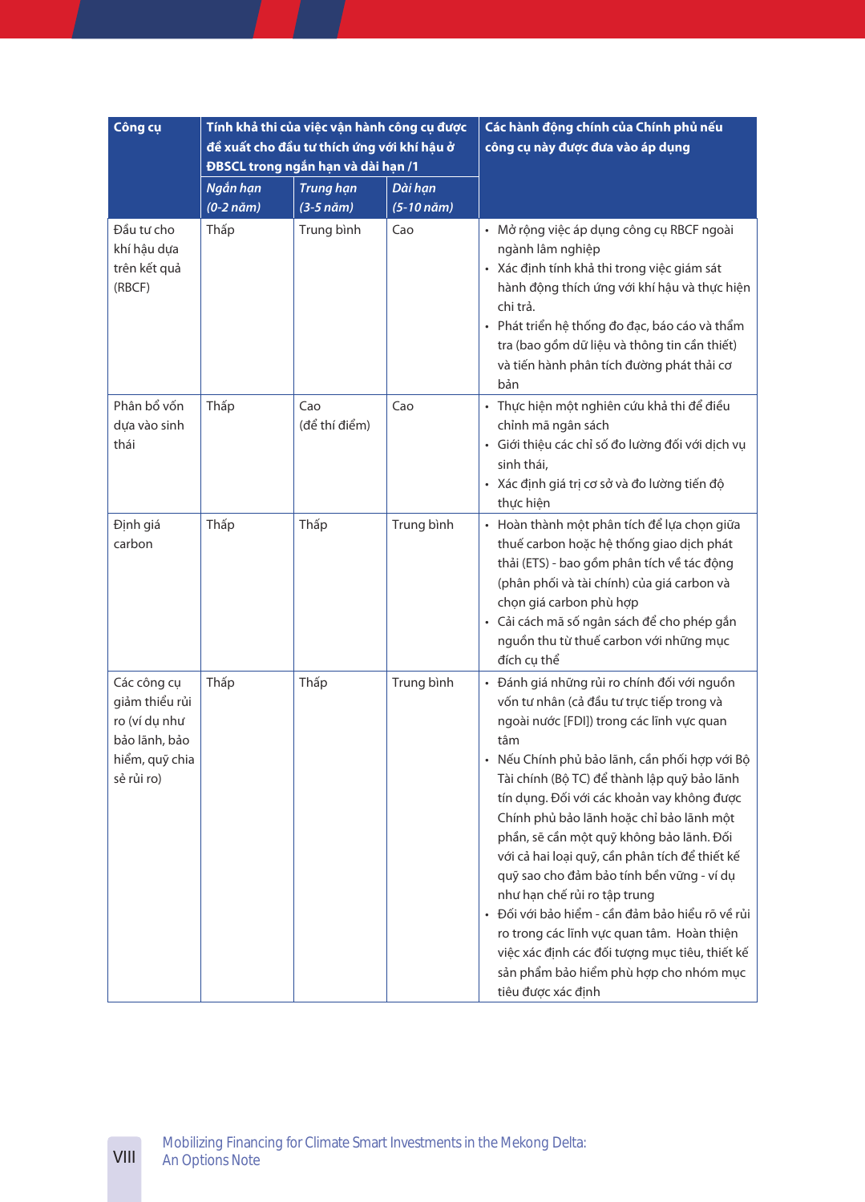| Công cụ | Tính khả thi của việc vận hành công cụ được đề xuất cho đầu tư thích ứng với khí hậu ở ĐBSCL trong ngắn hạn và dài hạn /1 | | | Các hành động chính của Chính phủ nếu công cụ này được đưa vào áp dụng |
|---|---|---|---|---|
| | *Ngắn hạn (0-2 năm)* | *Trung hạn (3-5 năm)* | *Dài hạn (5-10 năm)* | |
| Đầu tư cho khí hậu dựa trên kết quả (RBCF) | Thấp | Trung bình | Cao | • Mở rộng việc áp dụng công cụ RBCF ngoài ngành lâm nghiệp<br>• Xác định tính khả thi trong việc giám sát hành động thích ứng với khí hậu và thực hiện chi trả.<br>• Phát triển hệ thống đo đạc, báo cáo và thẩm tra (bao gồm dữ liệu và thông tin cần thiết) và tiến hành phân tích đường phát thải cơ bản |
| Phân bổ vốn dựa vào sinh thái | Thấp | Cao (để thí điểm) | Cao | • Thực hiện một nghiên cứu khả thi để điều chỉnh mã ngân sách<br>• Giới thiệu các chỉ số đo lường đối với dịch vụ sinh thái,<br>• Xác định giá trị cơ sở và đo lường tiến độ thực hiện |
| Định giá carbon | Thấp | Thấp | Trung bình | • Hoàn thành một phân tích để lựa chọn giữa thuế carbon hoặc hệ thống giao dịch phát thải (ETS) - bao gồm phân tích về tác động (phân phối và tài chính) của giá carbon và chọn giá carbon phù hợp<br>• Cải cách mã số ngân sách để cho phép gắn nguồn thu từ thuế carbon với những mục đích cụ thể |
| Các công cụ giảm thiểu rủi ro (ví dụ như bảo lãnh, bảo hiểm, quỹ chia sẻ rủi ro) | Thấp | Thấp | Trung bình | • Đánh giá những rủi ro chính đối với nguồn vốn tư nhân (cả đầu tư trực tiếp trong và ngoài nước [FDI]) trong các lĩnh vực quan tâm<br>• Nếu Chính phủ bảo lãnh, cần phối hợp với Bộ Tài chính (Bộ TC) để thành lập quỹ bảo lãnh tín dụng. Đối với các khoản vay không được Chính phủ bảo lãnh hoặc chỉ bảo lãnh một phần, sẽ cần một quỹ không bảo lãnh. Đối với cả hai loại quỹ, cần phân tích để thiết kế quỹ sao cho đảm bảo tính bền vững - ví dụ như hạn chế rủi ro tập trung<br>• Đối với bảo hiểm - cần đảm bảo hiểu rõ về rủi ro trong các lĩnh vực quan tâm. Hoàn thiện việc xác định các đối tượng mục tiêu, thiết kế sản phẩm bảo hiểm phù hợp cho nhóm mục tiêu được xác định |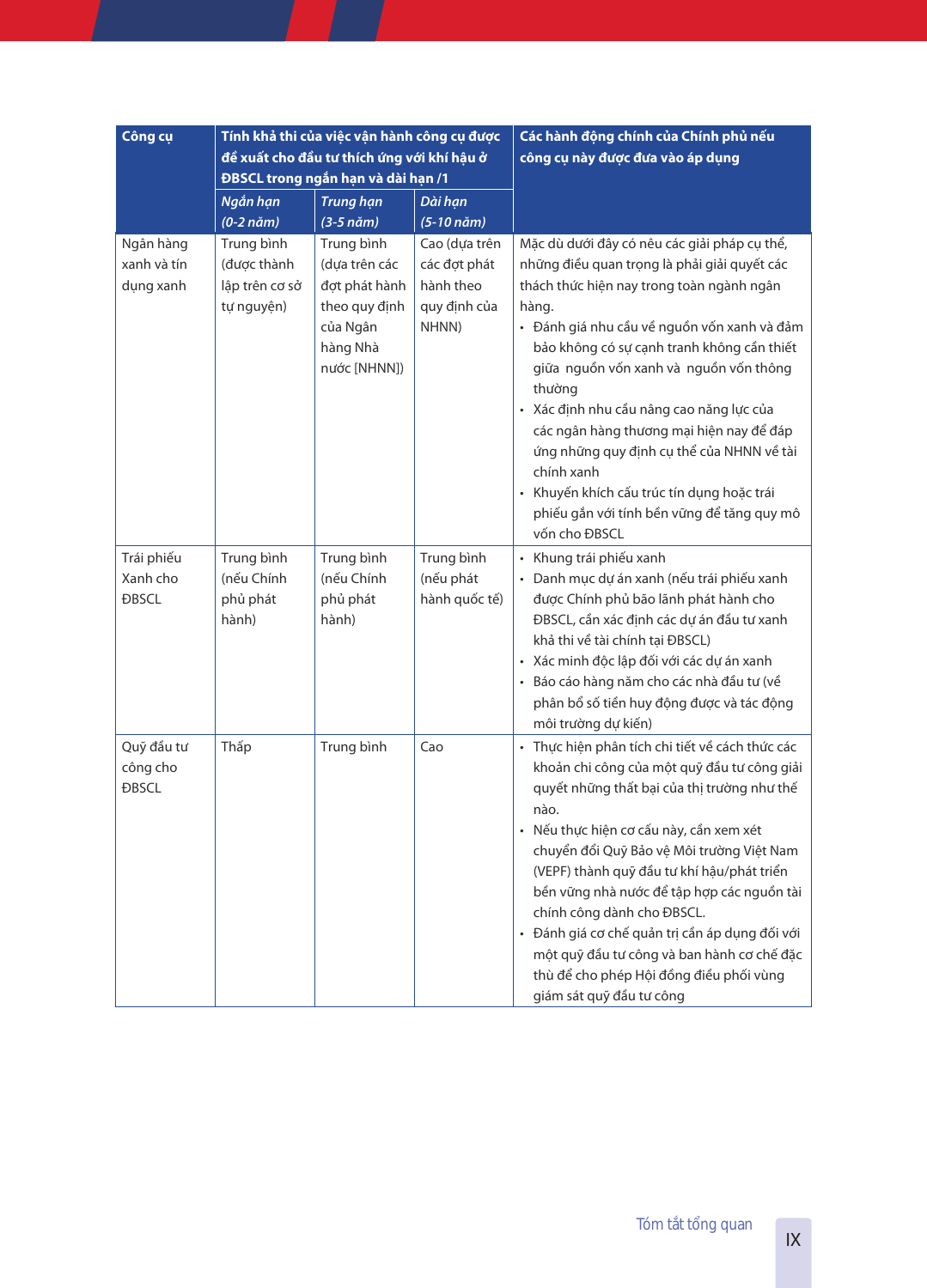| Công cụ | Tính khả thi của việc vận hành công cụ được đề xuất cho đầu tư thích ứng với khí hậu ở ĐBSCL trong ngắn hạn và dài hạn /1 | | | Các hành động chính của Chính phủ nếu công cụ này được đưa vào áp dụng |
|---|---|---|---|---|
| | *Ngắn hạn (0-2 năm)* | *Trung hạn (3-5 năm)* | *Dài hạn (5-10 năm)* | |
| Ngân hàng xanh và tín dụng xanh | Trung bình (được thành lập trên cơ sở tự nguyện) | Trung bình (dựa trên các đợt phát hành theo quy định của Ngân hàng Nhà nước [NHNN]) | Cao (dựa trên các đợt phát hành theo quy định của NHNN) | Mặc dù dưới đây có nêu các giải pháp cụ thể, những điều quan trọng là phải giải quyết các thách thức hiện nay trong toàn ngành ngân hàng.<br>• Đánh giá nhu cầu về nguồn vốn xanh và đảm bảo không có sự cạnh tranh không cần thiết giữa nguồn vốn xanh và nguồn vốn thông thường<br>• Xác định nhu cầu nâng cao năng lực của các ngân hàng thương mại hiện nay để đáp ứng những quy định cụ thể của NHNN về tài chính xanh<br>• Khuyến khích cấu trúc tín dụng hoặc trái phiếu gắn với tính bền vững để tăng quy mô vốn cho ĐBSCL |
| Trái phiếu Xanh cho ĐBSCL | Trung bình (nếu Chính phủ phát hành) | Trung bình (nếu Chính phủ phát hành) | Trung bình (nếu phát hành quốc tế) | • Khung trái phiếu xanh<br>• Danh mục dự án xanh (nếu trái phiếu xanh được Chính phủ bảo lãnh phát hành cho ĐBSCL, cần xác định các dự án đầu tư xanh khả thi về tài chính tại ĐBSCL)<br>• Xác minh độc lập đối với các dự án xanh<br>• Báo cáo hàng năm cho các nhà đầu tư (về phân bổ số tiền huy động được và tác động môi trường dự kiến) |
| Quỹ đầu tư công cho ĐBSCL | Thấp | Trung bình | Cao | • Thực hiện phân tích chi tiết về cách thức các khoản chi công của một quỹ đầu tư công giải quyết những thất bại của thị trường như thế nào.<br>• Nếu thực hiện cơ cấu này, cần xem xét chuyển đổi Quỹ Bảo vệ Môi trường Việt Nam (VEPF) thành quỹ đầu tư khí hậu/phát triển bền vững nhà nước để tập hợp các nguồn tài chính công dành cho ĐBSCL.<br>• Đánh giá cơ chế quản trị cần áp dụng đối với một quỹ đầu tư công và ban hành cơ chế đặc thù để cho phép Hội đồng điều phối vùng giám sát quỹ đầu tư công |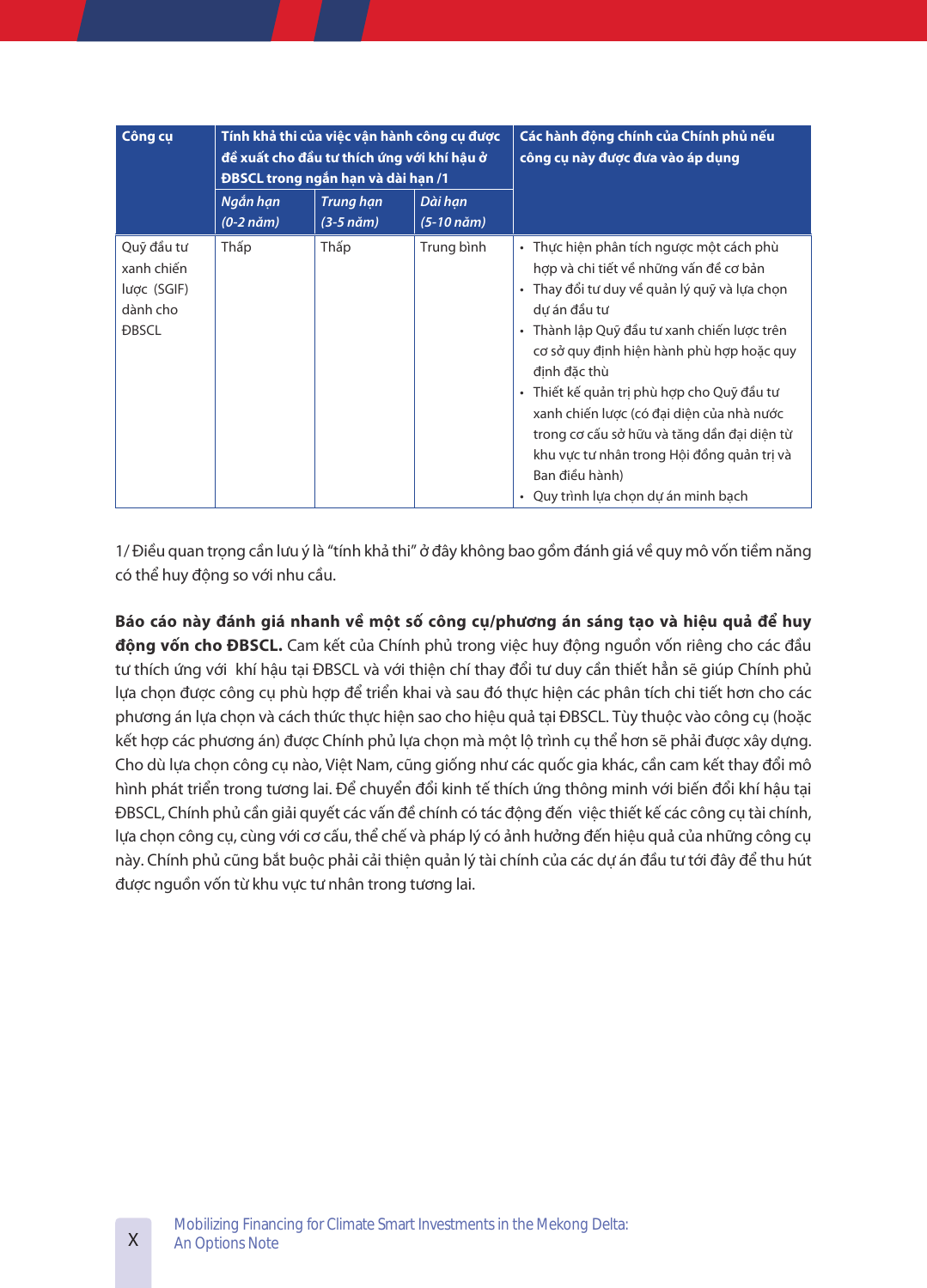| Công cụ | Tính khả thi của việc vận hành công cụ được đề xuất cho đầu tư thích ứng với khí hậu ở ĐBSCL trong ngắn hạn và dài hạn /1 | | | Các hành động chính của Chính phủ nếu công cụ này được đưa vào áp dụng |
|---|---|---|---|---|
| | *Ngắn hạn (0-2 năm)* | *Trung hạn (3-5 năm)* | *Dài hạn (5-10 năm)* | |
| Quỹ đầu tư xanh chiến lược (SGIF) dành cho ĐBSCL | Thấp | Thấp | Trung bình | • Thực hiện phân tích ngược một cách phù hợp và chi tiết về những vấn đề cơ bản<br>• Thay đổi tư duy về quản lý quỹ và lựa chọn dự án đầu tư<br>• Thành lập Quỹ đầu tư xanh chiến lược trên cơ sở quy định hiện hành phù hợp hoặc quy định đặc thù<br>• Thiết kế quản trị phù hợp cho Quỹ đầu tư xanh chiến lược (có đại diện của nhà nước trong cơ cấu sở hữu và tăng dần đại diện từ khu vực tư nhân trong Hội đồng quản trị và Ban điều hành)<br>• Quy trình lựa chọn dự án minh bạch |

1/ Điều quan trọng cần lưu ý là "tính khả thi" ở đây không bao gồm đánh giá về quy mô vốn tiềm năng có thể huy động so với nhu cầu.

**Báo cáo này đánh giá nhanh về một số công cụ/phương án sáng tạo và hiệu quả để huy động vốn cho ĐBSCL.** Cam kết của Chính phủ trong việc huy động nguồn vốn riêng cho các đầu tư thích ứng với khí hậu tại ĐBSCL và với thiện chí thay đổi tư duy cần thiết hẳn sẽ giúp Chính phủ lựa chọn được công cụ phù hợp để triển khai và sau đó thực hiện các phân tích chi tiết hơn cho các phương án lựa chọn và cách thức thực hiện sao cho hiệu quả tại ĐBSCL. Tùy thuộc vào công cụ (hoặc kết hợp các phương án) được Chính phủ lựa chọn mà một lộ trình cụ thể hơn sẽ phải được xây dựng. Cho dù lựa chọn công cụ nào, Việt Nam, cũng giống như các quốc gia khác, cần cam kết thay đổi mô hình phát triển trong tương lai. Để chuyển đổi kinh tế thích ứng thông minh với biến đổi khí hậu tại ĐBSCL, Chính phủ cần giải quyết các vấn đề chính có tác động đến việc thiết kế các công cụ tài chính, lựa chọn công cụ, cùng với cơ cấu, thể chế và pháp lý có ảnh hưởng đến hiệu quả của những công cụ này. Chính phủ cũng bắt buộc phải cải thiện quản lý tài chính của các dự án đầu tư tới đây để thu hút được nguồn vốn từ khu vực tư nhân trong tương lai.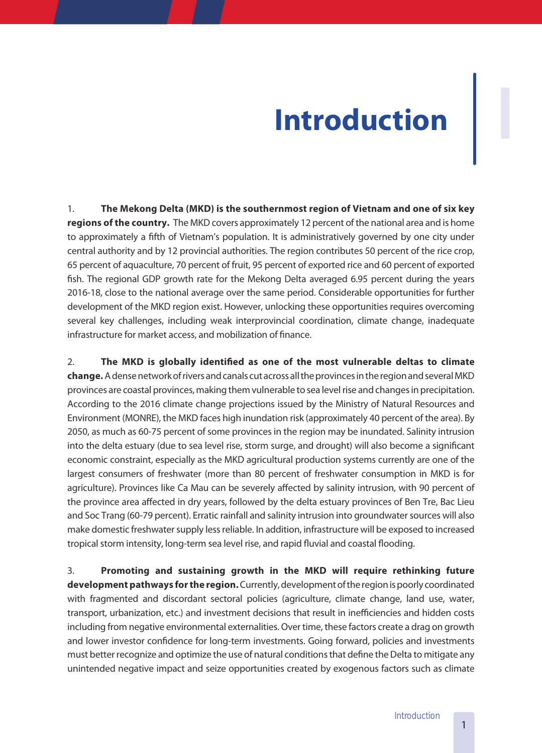# Introduction

1. **The Mekong Delta (MKD) is the southernmost region of Vietnam and one of six key regions of the country.** The MKD covers approximately 12 percent of the national area and is home to approximately a fifth of Vietnam's population. It is administratively governed by one city under central authority and by 12 provincial authorities. The region contributes 50 percent of the rice crop, 65 percent of aquaculture, 70 percent of fruit, 95 percent of exported rice and 60 percent of exported fish. The regional GDP growth rate for the Mekong Delta averaged 6.95 percent during the years 2016-18, close to the national average over the same period. Considerable opportunities for further development of the MKD region exist. However, unlocking these opportunities requires overcoming several key challenges, including weak interprovincial coordination, climate change, inadequate infrastructure for market access, and mobilization of finance.

2. **The MKD is globally identified as one of the most vulnerable deltas to climate change.** A dense network of rivers and canals cut across all the provinces in the region and several MKD provinces are coastal provinces, making them vulnerable to sea level rise and changes in precipitation. According to the 2016 climate change projections issued by the Ministry of Natural Resources and Environment (MONRE), the MKD faces high inundation risk (approximately 40 percent of the area). By 2050, as much as 60-75 percent of some provinces in the region may be inundated. Salinity intrusion into the delta estuary (due to sea level rise, storm surge, and drought) will also become a significant economic constraint, especially as the MKD agricultural production systems currently are one of the largest consumers of freshwater (more than 80 percent of freshwater consumption in MKD is for agriculture). Provinces like Ca Mau can be severely affected by salinity intrusion, with 90 percent of the province area affected in dry years, followed by the delta estuary provinces of Ben Tre, Bac Lieu and Soc Trang (60-79 percent). Erratic rainfall and salinity intrusion into groundwater sources will also make domestic freshwater supply less reliable. In addition, infrastructure will be exposed to increased tropical storm intensity, long-term sea level rise, and rapid fluvial and coastal flooding.

3. **Promoting and sustaining growth in the MKD will require rethinking future development pathways for the region.** Currently, development of the region is poorly coordinated with fragmented and discordant sectoral policies (agriculture, climate change, land use, water, transport, urbanization, etc.) and investment decisions that result in inefficiencies and hidden costs including from negative environmental externalities. Over time, these factors create a drag on growth and lower investor confidence for long-term investments. Going forward, policies and investments must better recognize and optimize the use of natural conditions that define the Delta to mitigate any unintended negative impact and seize opportunities created by exogenous factors such as climate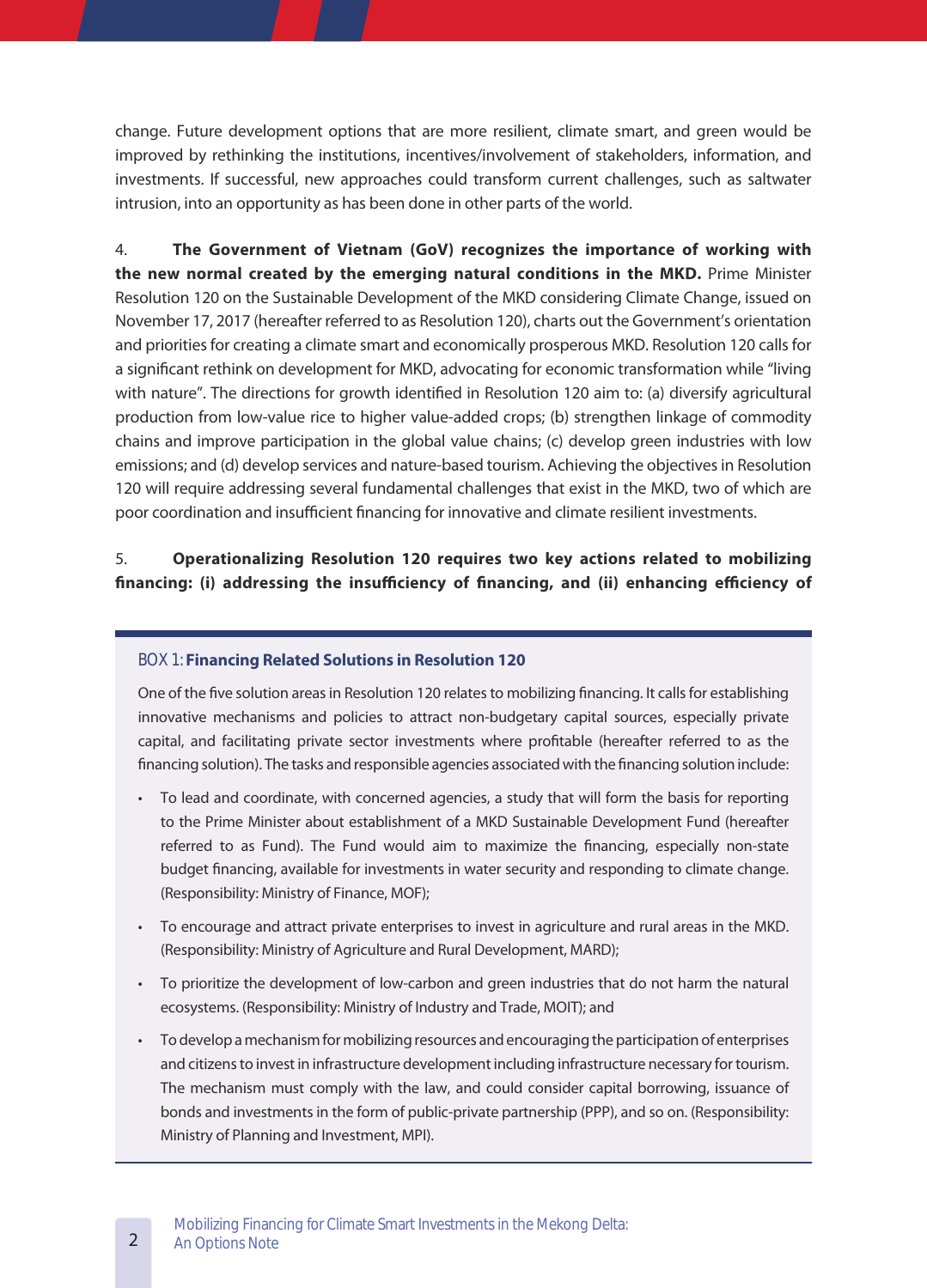change. Future development options that are more resilient, climate smart, and green would be improved by rethinking the institutions, incentives/involvement of stakeholders, information, and investments. If successful, new approaches could transform current challenges, such as saltwater intrusion, into an opportunity as has been done in other parts of the world.

4. **The Government of Vietnam (GoV) recognizes the importance of working with the new normal created by the emerging natural conditions in the MKD.** Prime Minister Resolution 120 on the Sustainable Development of the MKD considering Climate Change, issued on November 17, 2017 (hereafter referred to as Resolution 120), charts out the Government's orientation and priorities for creating a climate smart and economically prosperous MKD. Resolution 120 calls for a significant rethink on development for MKD, advocating for economic transformation while "living with nature". The directions for growth identified in Resolution 120 aim to: (a) diversify agricultural production from low-value rice to higher value-added crops; (b) strengthen linkage of commodity chains and improve participation in the global value chains; (c) develop green industries with low emissions; and (d) develop services and nature-based tourism. Achieving the objectives in Resolution 120 will require addressing several fundamental challenges that exist in the MKD, two of which are poor coordination and insufficient financing for innovative and climate resilient investments.

5. **Operationalizing Resolution 120 requires two key actions related to mobilizing financing: (i) addressing the insufficiency of financing, and (ii) enhancing efficiency of**

### BOX 1: **Financing Related Solutions in Resolution 120**

One of the five solution areas in Resolution 120 relates to mobilizing financing. It calls for establishing innovative mechanisms and policies to attract non-budgetary capital sources, especially private capital, and facilitating private sector investments where profitable (hereafter referred to as the financing solution). The tasks and responsible agencies associated with the financing solution include:

- To lead and coordinate, with concerned agencies, a study that will form the basis for reporting to the Prime Minister about establishment of a MKD Sustainable Development Fund (hereafter referred to as Fund). The Fund would aim to maximize the financing, especially non-state budget financing, available for investments in water security and responding to climate change. (Responsibility: Ministry of Finance, MOF);
- To encourage and attract private enterprises to invest in agriculture and rural areas in the MKD. (Responsibility: Ministry of Agriculture and Rural Development, MARD);
- To prioritize the development of low-carbon and green industries that do not harm the natural ecosystems. (Responsibility: Ministry of Industry and Trade, MOIT); and
- To develop a mechanism for mobilizing resources and encouraging the participation of enterprises and citizens to invest in infrastructure development including infrastructure necessary for tourism. The mechanism must comply with the law, and could consider capital borrowing, issuance of bonds and investments in the form of public-private partnership (PPP), and so on. (Responsibility: Ministry of Planning and Investment, MPI).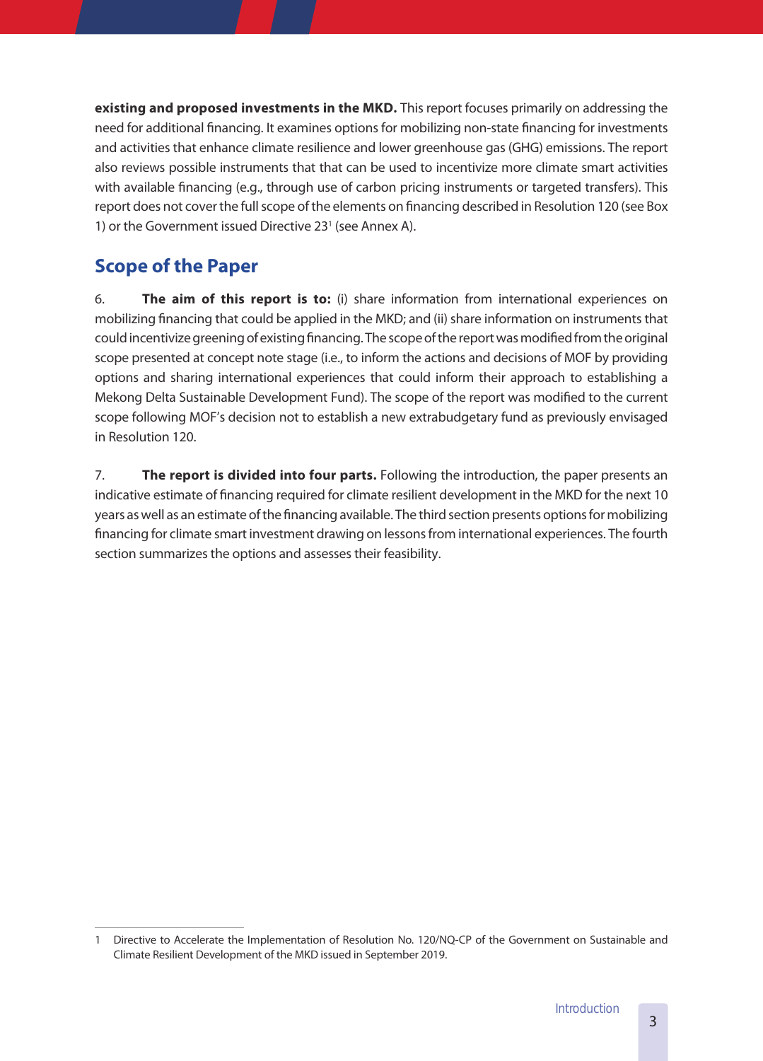**existing and proposed investments in the MKD.** This report focuses primarily on addressing the need for additional financing. It examines options for mobilizing non-state financing for investments and activities that enhance climate resilience and lower greenhouse gas (GHG) emissions. The report also reviews possible instruments that that can be used to incentivize more climate smart activities with available financing (e.g., through use of carbon pricing instruments or targeted transfers). This report does not cover the full scope of the elements on financing described in Resolution 120 (see Box 1) or the Government issued Directive 23[1] (see Annex A).

## Scope of the Paper

6. **The aim of this report is to:** (i) share information from international experiences on mobilizing financing that could be applied in the MKD; and (ii) share information on instruments that could incentivize greening of existing financing. The scope of the report was modified from the original scope presented at concept note stage (i.e., to inform the actions and decisions of MOF by providing options and sharing international experiences that could inform their approach to establishing a Mekong Delta Sustainable Development Fund). The scope of the report was modified to the current scope following MOF's decision not to establish a new extrabudgetary fund as previously envisaged in Resolution 120.

7. **The report is divided into four parts.** Following the introduction, the paper presents an indicative estimate of financing required for climate resilient development in the MKD for the next 10 years as well as an estimate of the financing available. The third section presents options for mobilizing financing for climate smart investment drawing on lessons from international experiences. The fourth section summarizes the options and assesses their feasibility.

---

1 Directive to Accelerate the Implementation of Resolution No. 120/NQ-CP of the Government on Sustainable and Climate Resilient Development of the MKD issued in September 2019.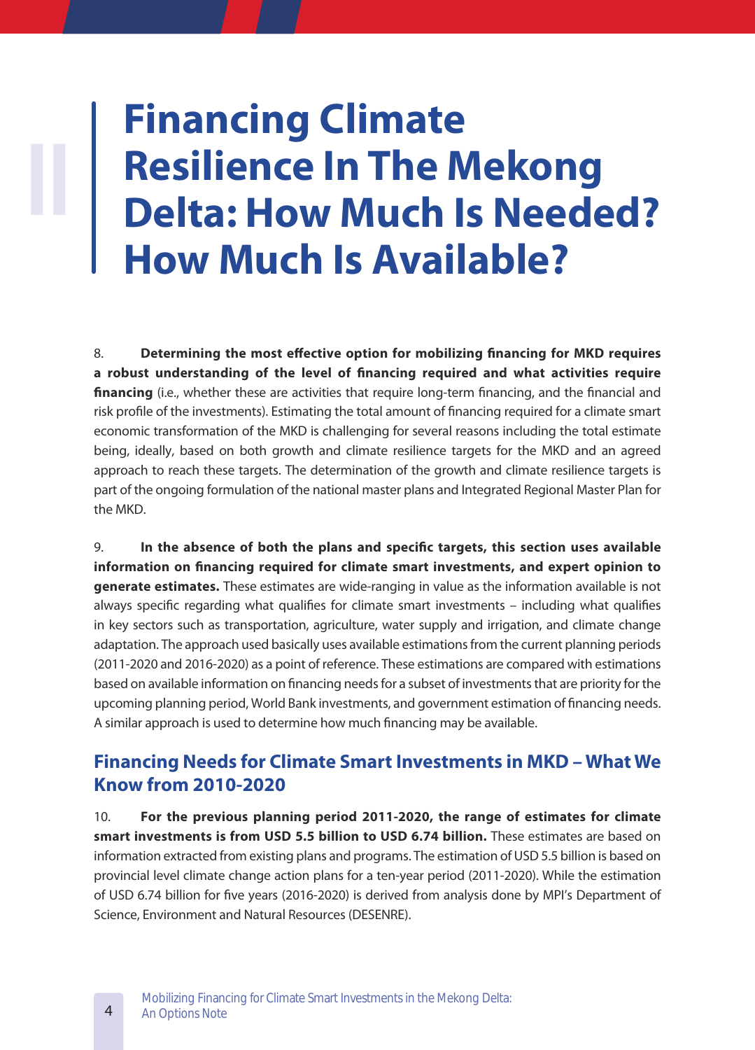# II Financing Climate Resilience In The Mekong Delta: How Much Is Needed? How Much Is Available?

8. **Determining the most effective option for mobilizing financing for MKD requires a robust understanding of the level of financing required and what activities require financing** (i.e., whether these are activities that require long-term financing, and the financial and risk profile of the investments). Estimating the total amount of financing required for a climate smart economic transformation of the MKD is challenging for several reasons including the total estimate being, ideally, based on both growth and climate resilience targets for the MKD and an agreed approach to reach these targets. The determination of the growth and climate resilience targets is part of the ongoing formulation of the national master plans and Integrated Regional Master Plan for the MKD.

9. **In the absence of both the plans and specific targets, this section uses available information on financing required for climate smart investments, and expert opinion to generate estimates.** These estimates are wide-ranging in value as the information available is not always specific regarding what qualifies for climate smart investments – including what qualifies in key sectors such as transportation, agriculture, water supply and irrigation, and climate change adaptation. The approach used basically uses available estimations from the current planning periods (2011-2020 and 2016-2020) as a point of reference. These estimations are compared with estimations based on available information on financing needs for a subset of investments that are priority for the upcoming planning period, World Bank investments, and government estimation of financing needs. A similar approach is used to determine how much financing may be available.

## Financing Needs for Climate Smart Investments in MKD – What We Know from 2010-2020

10. **For the previous planning period 2011-2020, the range of estimates for climate smart investments is from USD 5.5 billion to USD 6.74 billion.** These estimates are based on information extracted from existing plans and programs. The estimation of USD 5.5 billion is based on provincial level climate change action plans for a ten-year period (2011-2020). While the estimation of USD 6.74 billion for five years (2016-2020) is derived from analysis done by MPI's Department of Science, Environment and Natural Resources (DESENRE).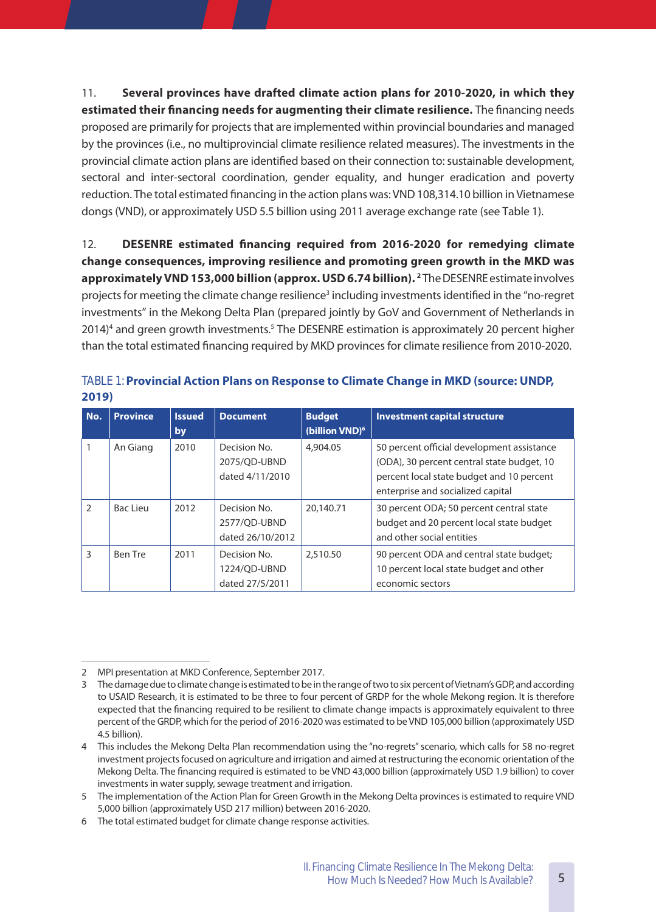11. **Several provinces have drafted climate action plans for 2010-2020, in which they estimated their financing needs for augmenting their climate resilience.** The financing needs proposed are primarily for projects that are implemented within provincial boundaries and managed by the provinces (i.e., no multiprovincial climate resilience related measures). The investments in the provincial climate action plans are identified based on their connection to: sustainable development, sectoral and inter-sectoral coordination, gender equality, and hunger eradication and poverty reduction. The total estimated financing in the action plans was: VND 108,314.10 billion in Vietnamese dongs (VND), or approximately USD 5.5 billion using 2011 average exchange rate (see Table 1).

12. **DESENRE estimated financing required from 2016-2020 for remedying climate change consequences, improving resilience and promoting green growth in the MKD was approximately VND 153,000 billion (approx. USD 6.74 billion).** [2] The DESENRE estimate involves projects for meeting the climate change resilience[3] including investments identified in the "no-regret investments" in the Mekong Delta Plan (prepared jointly by GoV and Government of Netherlands in 2014)[4] and green growth investments.[5] The DESENRE estimation is approximately 20 percent higher than the total estimated financing required by MKD provinces for climate resilience from 2010-2020.

TABLE 1: **Provincial Action Plans on Response to Climate Change in MKD (source: UNDP, 2019)**

| No. | Province | Issued by | Document | Budget (billion VND)[6] | Investment capital structure |
|---|---|---|---|---|---|
| 1 | An Giang | 2010 | Decision No. 2075/QD-UBND dated 4/11/2010 | 4,904.05 | 50 percent official development assistance (ODA), 30 percent central state budget, 10 percent local state budget and 10 percent enterprise and socialized capital |
| 2 | Bac Lieu | 2012 | Decision No. 2577/QD-UBND dated 26/10/2012 | 20,140.71 | 30 percent ODA; 50 percent central state budget and 20 percent local state budget and other social entities |
| 3 | Ben Tre | 2011 | Decision No. 1224/QD-UBND dated 27/5/2011 | 2,510.50 | 90 percent ODA and central state budget; 10 percent local state budget and other economic sectors |

---

2 MPI presentation at MKD Conference, September 2017.

3 The damage due to climate change is estimated to be in the range of two to six percent of Vietnam's GDP, and according to USAID Research, it is estimated to be three to four percent of GRDP for the whole Mekong region. It is therefore expected that the financing required to be resilient to climate change impacts is approximately equivalent to three percent of the GRDP, which for the period of 2016-2020 was estimated to be VND 105,000 billion (approximately USD 4.5 billion).

4 This includes the Mekong Delta Plan recommendation using the "no-regrets" scenario, which calls for 58 no-regret investment projects focused on agriculture and irrigation and aimed at restructuring the economic orientation of the Mekong Delta. The financing required is estimated to be VND 43,000 billion (approximately USD 1.9 billion) to cover investments in water supply, sewage treatment and irrigation.

5 The implementation of the Action Plan for Green Growth in the Mekong Delta provinces is estimated to require VND 5,000 billion (approximately USD 217 million) between 2016-2020.

6 The total estimated budget for climate change response activities.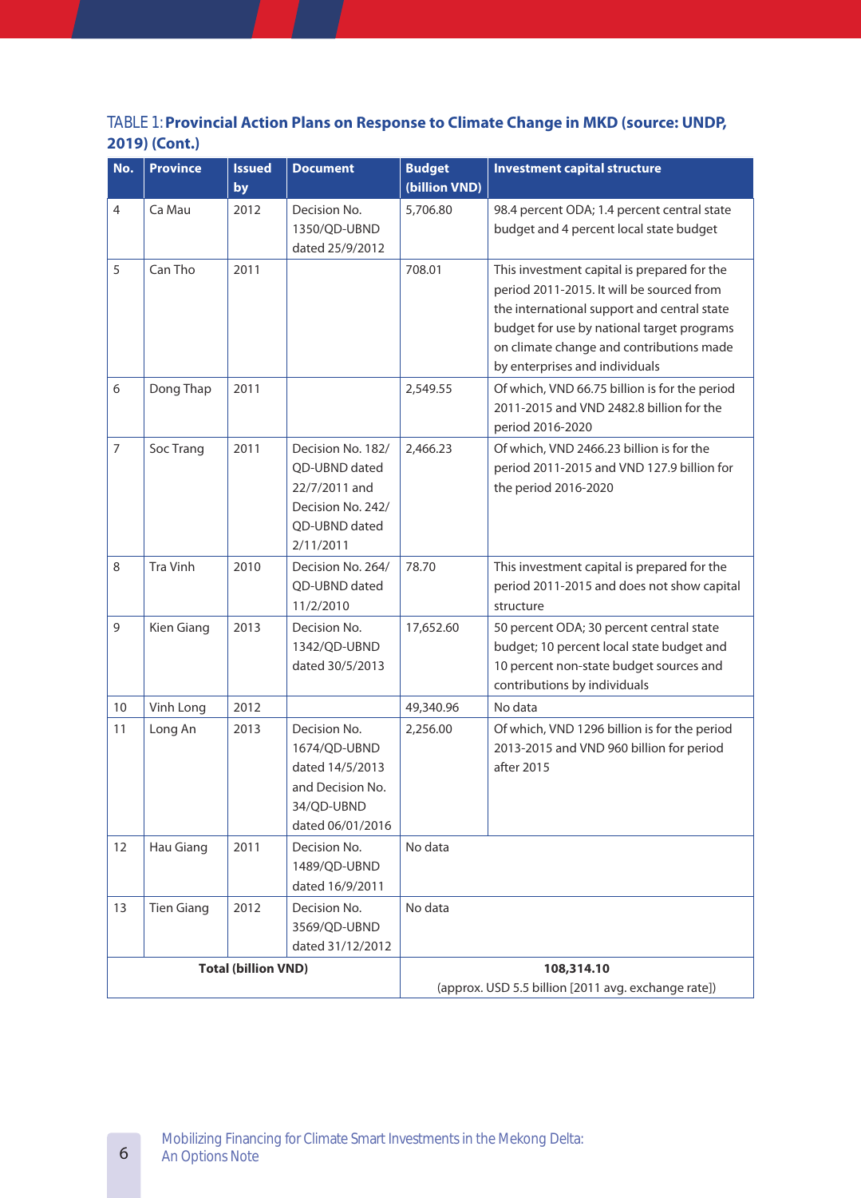TABLE 1: **Provincial Action Plans on Response to Climate Change in MKD (source: UNDP, 2019) (Cont.)**

| No. | Province | Issued by | Document | Budget (billion VND) | Investment capital structure |
|---|---|---|---|---|---|
| 4 | Ca Mau | 2012 | Decision No. 1350/QD-UBND dated 25/9/2012 | 5,706.80 | 98.4 percent ODA; 1.4 percent central state budget and 4 percent local state budget |
| 5 | Can Tho | 2011 | | 708.01 | This investment capital is prepared for the period 2011-2015. It will be sourced from the international support and central state budget for use by national target programs on climate change and contributions made by enterprises and individuals |
| 6 | Dong Thap | 2011 | | 2,549.55 | Of which, VND 66.75 billion is for the period 2011-2015 and VND 2482.8 billion for the period 2016-2020 |
| 7 | Soc Trang | 2011 | Decision No. 182/ QD-UBND dated 22/7/2011 and Decision No. 242/ QD-UBND dated 2/11/2011 | 2,466.23 | Of which, VND 2466.23 billion is for the period 2011-2015 and VND 127.9 billion for the period 2016-2020 |
| 8 | Tra Vinh | 2010 | Decision No. 264/ QD-UBND dated 11/2/2010 | 78.70 | This investment capital is prepared for the period 2011-2015 and does not show capital structure |
| 9 | Kien Giang | 2013 | Decision No. 1342/QD-UBND dated 30/5/2013 | 17,652.60 | 50 percent ODA; 30 percent central state budget; 10 percent local state budget and 10 percent non-state budget sources and contributions by individuals |
| 10 | Vinh Long | 2012 | | 49,340.96 | No data |
| 11 | Long An | 2013 | Decision No. 1674/QD-UBND dated 14/5/2013 and Decision No. 34/QD-UBND dated 06/01/2016 | 2,256.00 | Of which, VND 1296 billion is for the period 2013-2015 and VND 960 billion for period after 2015 |
| 12 | Hau Giang | 2011 | Decision No. 1489/QD-UBND dated 16/9/2011 | No data | |
| 13 | Tien Giang | 2012 | Decision No. 3569/QD-UBND dated 31/12/2012 | No data | |
| **Total (billion VND)** | | | | **108,314.10** (approx. USD 5.5 billion [2011 avg. exchange rate]) | |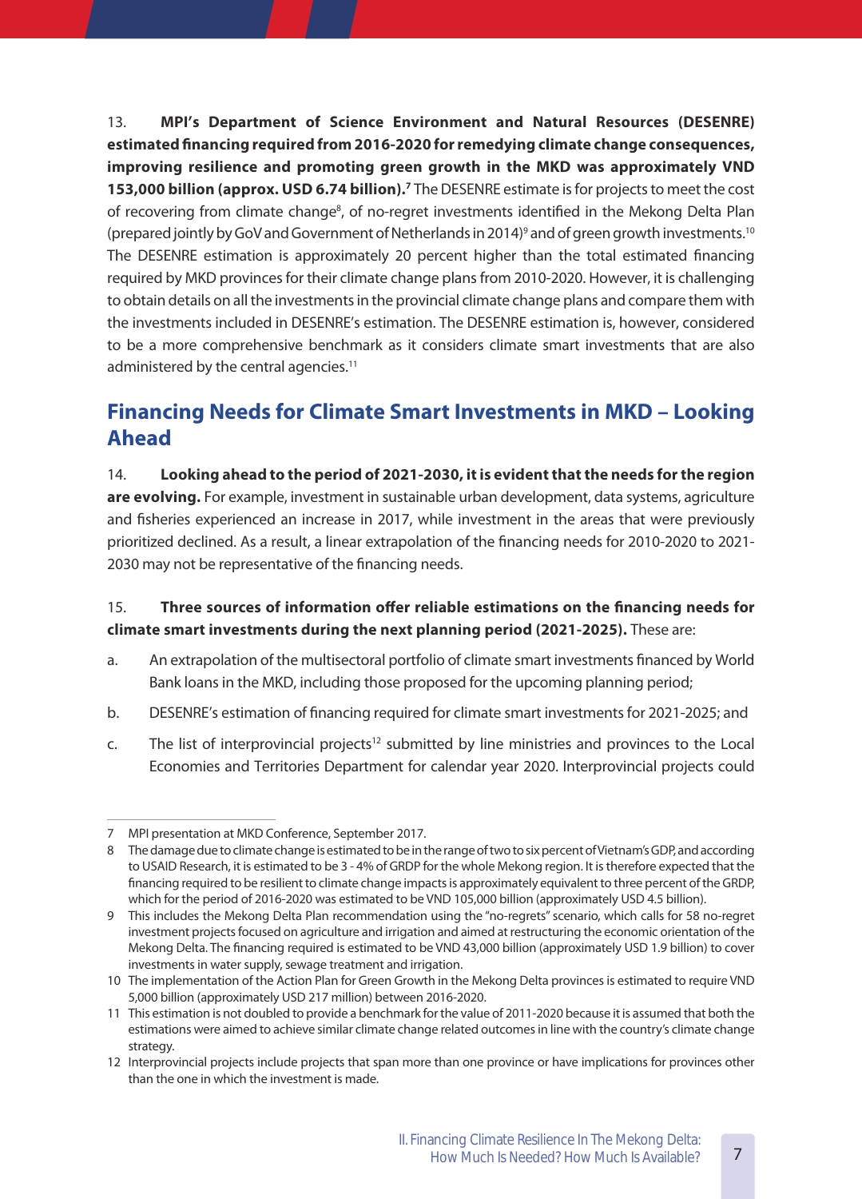13. **MPI's Department of Science Environment and Natural Resources (DESENRE) estimated financing required from 2016-2020 for remedying climate change consequences, improving resilience and promoting green growth in the MKD was approximately VND 153,000 billion (approx. USD 6.74 billion).**[7] The DESENRE estimate is for projects to meet the cost of recovering from climate change[8], of no-regret investments identified in the Mekong Delta Plan (prepared jointly by GoV and Government of Netherlands in 2014)[9] and of green growth investments.[10] The DESENRE estimation is approximately 20 percent higher than the total estimated financing required by MKD provinces for their climate change plans from 2010-2020. However, it is challenging to obtain details on all the investments in the provincial climate change plans and compare them with the investments included in DESENRE's estimation. The DESENRE estimation is, however, considered to be a more comprehensive benchmark as it considers climate smart investments that are also administered by the central agencies.[11]

## Financing Needs for Climate Smart Investments in MKD – Looking Ahead

14. **Looking ahead to the period of 2021-2030, it is evident that the needs for the region are evolving.** For example, investment in sustainable urban development, data systems, agriculture and fisheries experienced an increase in 2017, while investment in the areas that were previously prioritized declined. As a result, a linear extrapolation of the financing needs for 2010-2020 to 2021-2030 may not be representative of the financing needs.

15. **Three sources of information offer reliable estimations on the financing needs for climate smart investments during the next planning period (2021-2025).** These are:

a. An extrapolation of the multisectoral portfolio of climate smart investments financed by World Bank loans in the MKD, including those proposed for the upcoming planning period;

b. DESENRE's estimation of financing required for climate smart investments for 2021-2025; and

c. The list of interprovincial projects[12] submitted by line ministries and provinces to the Local Economies and Territories Department for calendar year 2020. Interprovincial projects could

---

7 MPI presentation at MKD Conference, September 2017.

8 The damage due to climate change is estimated to be in the range of two to six percent of Vietnam's GDP, and according to USAID Research, it is estimated to be 3 - 4% of GRDP for the whole Mekong region. It is therefore expected that the financing required to be resilient to climate change impacts is approximately equivalent to three percent of the GRDP, which for the period of 2016-2020 was estimated to be VND 105,000 billion (approximately USD 4.5 billion).

9 This includes the Mekong Delta Plan recommendation using the "no-regrets" scenario, which calls for 58 no-regret investment projects focused on agriculture and irrigation and aimed at restructuring the economic orientation of the Mekong Delta. The financing required is estimated to be VND 43,000 billion (approximately USD 1.9 billion) to cover investments in water supply, sewage treatment and irrigation.

10 The implementation of the Action Plan for Green Growth in the Mekong Delta provinces is estimated to require VND 5,000 billion (approximately USD 217 million) between 2016-2020.

11 This estimation is not doubled to provide a benchmark for the value of 2011-2020 because it is assumed that both the estimations were aimed to achieve similar climate change related outcomes in line with the country's climate change strategy.

12 Interprovincial projects include projects that span more than one province or have implications for provinces other than the one in which the investment is made.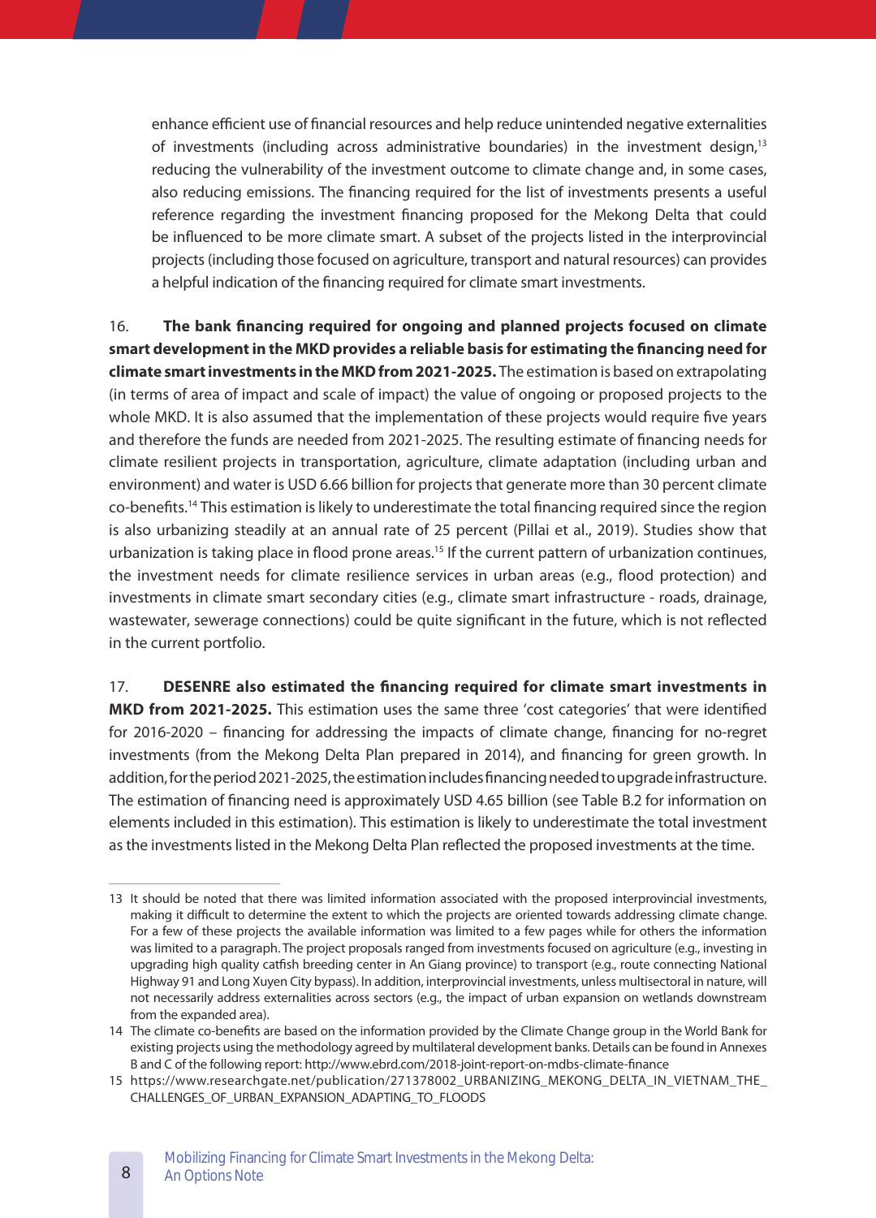enhance efficient use of financial resources and help reduce unintended negative externalities of investments (including across administrative boundaries) in the investment design,[13] reducing the vulnerability of the investment outcome to climate change and, in some cases, also reducing emissions. The financing required for the list of investments presents a useful reference regarding the investment financing proposed for the Mekong Delta that could be influenced to be more climate smart. A subset of the projects listed in the interprovincial projects (including those focused on agriculture, transport and natural resources) can provides a helpful indication of the financing required for climate smart investments.

16. **The bank financing required for ongoing and planned projects focused on climate smart development in the MKD provides a reliable basis for estimating the financing need for climate smart investments in the MKD from 2021-2025.** The estimation is based on extrapolating (in terms of area of impact and scale of impact) the value of ongoing or proposed projects to the whole MKD. It is also assumed that the implementation of these projects would require five years and therefore the funds are needed from 2021-2025. The resulting estimate of financing needs for climate resilient projects in transportation, agriculture, climate adaptation (including urban and environment) and water is USD 6.66 billion for projects that generate more than 30 percent climate co-benefits.[14] This estimation is likely to underestimate the total financing required since the region is also urbanizing steadily at an annual rate of 25 percent (Pillai et al., 2019). Studies show that urbanization is taking place in flood prone areas.[15] If the current pattern of urbanization continues, the investment needs for climate resilience services in urban areas (e.g., flood protection) and investments in climate smart secondary cities (e.g., climate smart infrastructure - roads, drainage, wastewater, sewerage connections) could be quite significant in the future, which is not reflected in the current portfolio.

17. **DESENRE also estimated the financing required for climate smart investments in MKD from 2021-2025.** This estimation uses the same three 'cost categories' that were identified for 2016-2020 – financing for addressing the impacts of climate change, financing for no-regret investments (from the Mekong Delta Plan prepared in 2014), and financing for green growth. In addition, for the period 2021-2025, the estimation includes financing needed to upgrade infrastructure. The estimation of financing need is approximately USD 4.65 billion (see Table B.2 for information on elements included in this estimation). This estimation is likely to underestimate the total investment as the investments listed in the Mekong Delta Plan reflected the proposed investments at the time.

---

13 It should be noted that there was limited information associated with the proposed interprovincial investments, making it difficult to determine the extent to which the projects are oriented towards addressing climate change. For a few of these projects the available information was limited to a few pages while for others the information was limited to a paragraph. The project proposals ranged from investments focused on agriculture (e.g., investing in upgrading high quality catfish breeding center in An Giang province) to transport (e.g., route connecting National Highway 91 and Long Xuyen City bypass). In addition, interprovincial investments, unless multisectoral in nature, will not necessarily address externalities across sectors (e.g., the impact of urban expansion on wetlands downstream from the expanded area).

14 The climate co-benefits are based on the information provided by the Climate Change group in the World Bank for existing projects using the methodology agreed by multilateral development banks. Details can be found in Annexes B and C of the following report: http://www.ebrd.com/2018-joint-report-on-mdbs-climate-finance

15 https://www.researchgate.net/publication/271378002_URBANIZING_MEKONG_DELTA_IN_VIETNAM_THE_CHALLENGES_OF_URBAN_EXPANSION_ADAPTING_TO_FLOODS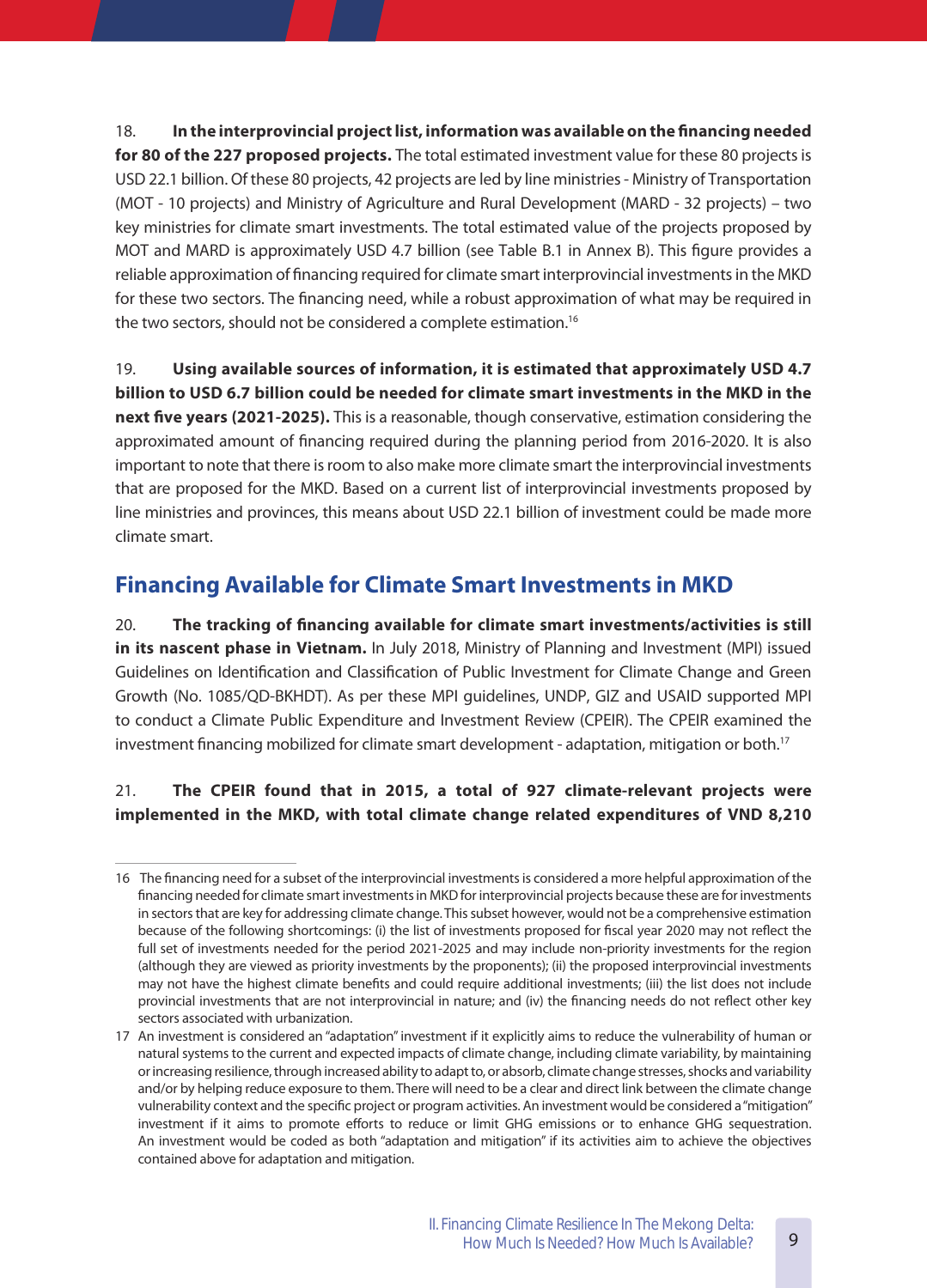18. **In the interprovincial project list, information was available on the financing needed for 80 of the 227 proposed projects.** The total estimated investment value for these 80 projects is USD 22.1 billion. Of these 80 projects, 42 projects are led by line ministries - Ministry of Transportation (MOT - 10 projects) and Ministry of Agriculture and Rural Development (MARD - 32 projects) – two key ministries for climate smart investments. The total estimated value of the projects proposed by MOT and MARD is approximately USD 4.7 billion (see Table B.1 in Annex B). This figure provides a reliable approximation of financing required for climate smart interprovincial investments in the MKD for these two sectors. The financing need, while a robust approximation of what may be required in the two sectors, should not be considered a complete estimation.[16]

19. **Using available sources of information, it is estimated that approximately USD 4.7 billion to USD 6.7 billion could be needed for climate smart investments in the MKD in the next five years (2021-2025).** This is a reasonable, though conservative, estimation considering the approximated amount of financing required during the planning period from 2016-2020. It is also important to note that there is room to also make more climate smart the interprovincial investments that are proposed for the MKD. Based on a current list of interprovincial investments proposed by line ministries and provinces, this means about USD 22.1 billion of investment could be made more climate smart.

## Financing Available for Climate Smart Investments in MKD

20. **The tracking of financing available for climate smart investments/activities is still in its nascent phase in Vietnam.** In July 2018, Ministry of Planning and Investment (MPI) issued Guidelines on Identification and Classification of Public Investment for Climate Change and Green Growth (No. 1085/QD-BKHDT). As per these MPI guidelines, UNDP, GIZ and USAID supported MPI to conduct a Climate Public Expenditure and Investment Review (CPEIR). The CPEIR examined the investment financing mobilized for climate smart development - adaptation, mitigation or both.[17]

21. **The CPEIR found that in 2015, a total of 927 climate-relevant projects were implemented in the MKD, with total climate change related expenditures of VND 8,210**

---

16 The financing need for a subset of the interprovincial investments is considered a more helpful approximation of the financing needed for climate smart investments in MKD for interprovincial projects because these are for investments in sectors that are key for addressing climate change. This subset however, would not be a comprehensive estimation because of the following shortcomings: (i) the list of investments proposed for fiscal year 2020 may not reflect the full set of investments needed for the period 2021-2025 and may include non-priority investments for the region (although they are viewed as priority investments by the proponents); (ii) the proposed interprovincial investments may not have the highest climate benefits and could require additional investments; (iii) the list does not include provincial investments that are not interprovincial in nature; and (iv) the financing needs do not reflect other key sectors associated with urbanization.

17 An investment is considered an "adaptation" investment if it explicitly aims to reduce the vulnerability of human or natural systems to the current and expected impacts of climate change, including climate variability, by maintaining or increasing resilience, through increased ability to adapt to, or absorb, climate change stresses, shocks and variability and/or by helping reduce exposure to them. There will need to be a clear and direct link between the climate change vulnerability context and the specific project or program activities. An investment would be considered a "mitigation" investment if it aims to promote efforts to reduce or limit GHG emissions or to enhance GHG sequestration. An investment would be coded as both "adaptation and mitigation" if its activities aim to achieve the objectives contained above for adaptation and mitigation.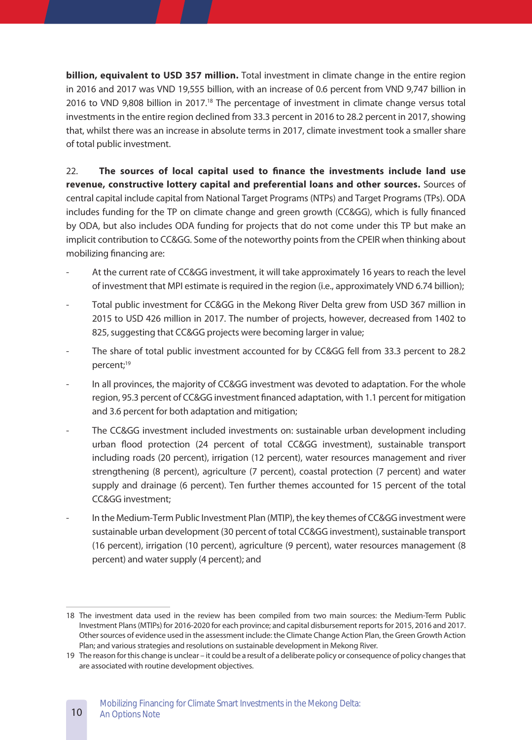**billion, equivalent to USD 357 million.** Total investment in climate change in the entire region in 2016 and 2017 was VND 19,555 billion, with an increase of 0.6 percent from VND 9,747 billion in 2016 to VND 9,808 billion in 2017.[18] The percentage of investment in climate change versus total investments in the entire region declined from 33.3 percent in 2016 to 28.2 percent in 2017, showing that, whilst there was an increase in absolute terms in 2017, climate investment took a smaller share of total public investment.

22. **The sources of local capital used to finance the investments include land use revenue, constructive lottery capital and preferential loans and other sources.** Sources of central capital include capital from National Target Programs (NTPs) and Target Programs (TPs). ODA includes funding for the TP on climate change and green growth (CC&GG), which is fully financed by ODA, but also includes ODA funding for projects that do not come under this TP but make an implicit contribution to CC&GG. Some of the noteworthy points from the CPEIR when thinking about mobilizing financing are:

- At the current rate of CC&GG investment, it will take approximately 16 years to reach the level of investment that MPI estimate is required in the region (i.e., approximately VND 6.74 billion);
- Total public investment for CC&GG in the Mekong River Delta grew from USD 367 million in 2015 to USD 426 million in 2017. The number of projects, however, decreased from 1402 to 825, suggesting that CC&GG projects were becoming larger in value;
- The share of total public investment accounted for by CC&GG fell from 33.3 percent to 28.2 percent;[19]
- In all provinces, the majority of CC&GG investment was devoted to adaptation. For the whole region, 95.3 percent of CC&GG investment financed adaptation, with 1.1 percent for mitigation and 3.6 percent for both adaptation and mitigation;
- The CC&GG investment included investments on: sustainable urban development including urban flood protection (24 percent of total CC&GG investment), sustainable transport including roads (20 percent), irrigation (12 percent), water resources management and river strengthening (8 percent), agriculture (7 percent), coastal protection (7 percent) and water supply and drainage (6 percent). Ten further themes accounted for 15 percent of the total CC&GG investment;
- In the Medium-Term Public Investment Plan (MTIP), the key themes of CC&GG investment were sustainable urban development (30 percent of total CC&GG investment), sustainable transport (16 percent), irrigation (10 percent), agriculture (9 percent), water resources management (8 percent) and water supply (4 percent); and

---

18 The investment data used in the review has been compiled from two main sources: the Medium-Term Public Investment Plans (MTIPs) for 2016-2020 for each province; and capital disbursement reports for 2015, 2016 and 2017. Other sources of evidence used in the assessment include: the Climate Change Action Plan, the Green Growth Action Plan; and various strategies and resolutions on sustainable development in Mekong River.

19 The reason for this change is unclear – it could be a result of a deliberate policy or consequence of policy changes that are associated with routine development objectives.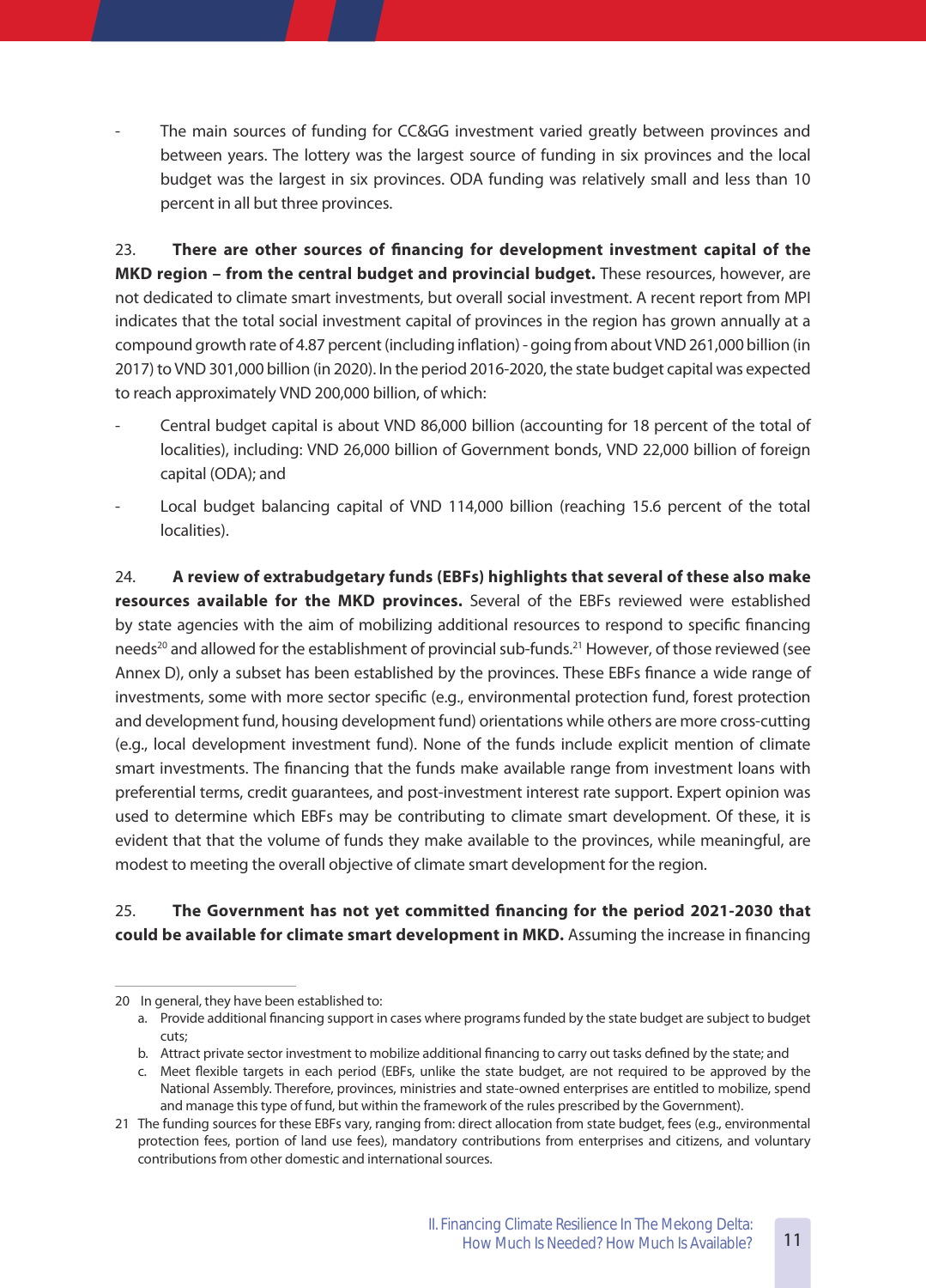- The main sources of funding for CC&GG investment varied greatly between provinces and between years. The lottery was the largest source of funding in six provinces and the local budget was the largest in six provinces. ODA funding was relatively small and less than 10 percent in all but three provinces.

23. **There are other sources of financing for development investment capital of the MKD region – from the central budget and provincial budget.** These resources, however, are not dedicated to climate smart investments, but overall social investment. A recent report from MPI indicates that the total social investment capital of provinces in the region has grown annually at a compound growth rate of 4.87 percent (including inflation) - going from about VND 261,000 billion (in 2017) to VND 301,000 billion (in 2020). In the period 2016-2020, the state budget capital was expected to reach approximately VND 200,000 billion, of which:

- Central budget capital is about VND 86,000 billion (accounting for 18 percent of the total of localities), including: VND 26,000 billion of Government bonds, VND 22,000 billion of foreign capital (ODA); and
- Local budget balancing capital of VND 114,000 billion (reaching 15.6 percent of the total localities).

24. **A review of extrabudgetary funds (EBFs) highlights that several of these also make resources available for the MKD provinces.** Several of the EBFs reviewed were established by state agencies with the aim of mobilizing additional resources to respond to specific financing needs[20] and allowed for the establishment of provincial sub-funds.[21] However, of those reviewed (see Annex D), only a subset has been established by the provinces. These EBFs finance a wide range of investments, some with more sector specific (e.g., environmental protection fund, forest protection and development fund, housing development fund) orientations while others are more cross-cutting (e.g., local development investment fund). None of the funds include explicit mention of climate smart investments. The financing that the funds make available range from investment loans with preferential terms, credit guarantees, and post-investment interest rate support. Expert opinion was used to determine which EBFs may be contributing to climate smart development. Of these, it is evident that that the volume of funds they make available to the provinces, while meaningful, are modest to meeting the overall objective of climate smart development for the region.

25. **The Government has not yet committed financing for the period 2021-2030 that could be available for climate smart development in MKD.** Assuming the increase in financing

---

20 In general, they have been established to:

a. Provide additional financing support in cases where programs funded by the state budget are subject to budget cuts;

b. Attract private sector investment to mobilize additional financing to carry out tasks defined by the state; and

c. Meet flexible targets in each period (EBFs, unlike the state budget, are not required to be approved by the National Assembly. Therefore, provinces, ministries and state-owned enterprises are entitled to mobilize, spend and manage this type of fund, but within the framework of the rules prescribed by the Government).

21 The funding sources for these EBFs vary, ranging from: direct allocation from state budget, fees (e.g., environmental protection fees, portion of land use fees), mandatory contributions from enterprises and citizens, and voluntary contributions from other domestic and international sources.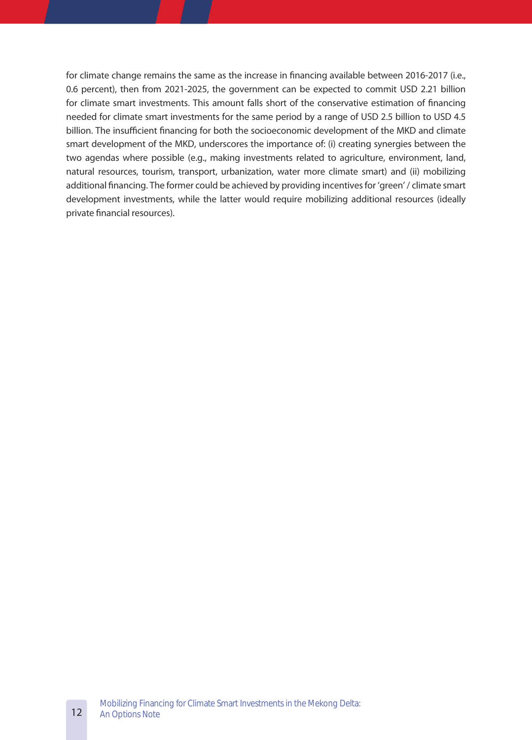for climate change remains the same as the increase in financing available between 2016-2017 (i.e., 0.6 percent), then from 2021-2025, the government can be expected to commit USD 2.21 billion for climate smart investments. This amount falls short of the conservative estimation of financing needed for climate smart investments for the same period by a range of USD 2.5 billion to USD 4.5 billion. The insufficient financing for both the socioeconomic development of the MKD and climate smart development of the MKD, underscores the importance of: (i) creating synergies between the two agendas where possible (e.g., making investments related to agriculture, environment, land, natural resources, tourism, transport, urbanization, water more climate smart) and (ii) mobilizing additional financing. The former could be achieved by providing incentives for 'green' / climate smart development investments, while the latter would require mobilizing additional resources (ideally private financial resources).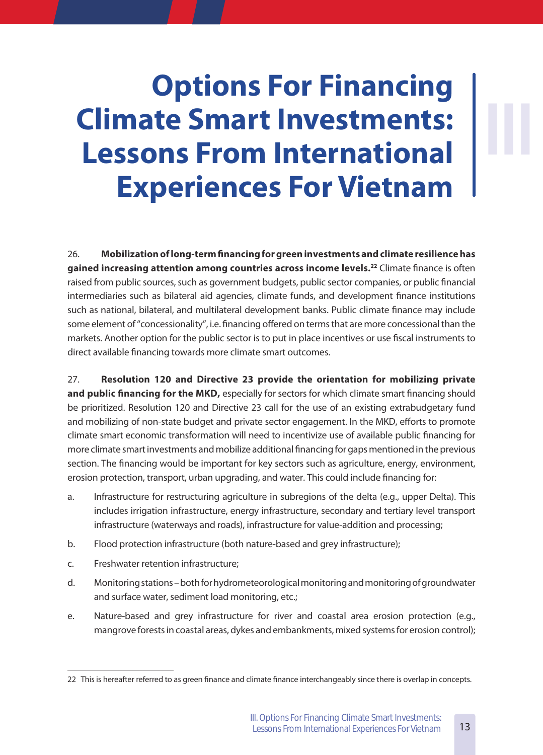# III Options For Financing Climate Smart Investments: Lessons From International Experiences For Vietnam

26. **Mobilization of long-term financing for green investments and climate resilience has gained increasing attention among countries across income levels.**[22] Climate finance is often raised from public sources, such as government budgets, public sector companies, or public financial intermediaries such as bilateral aid agencies, climate funds, and development finance institutions such as national, bilateral, and multilateral development banks. Public climate finance may include some element of "concessionality", i.e. financing offered on terms that are more concessional than the markets. Another option for the public sector is to put in place incentives or use fiscal instruments to direct available financing towards more climate smart outcomes.

27. **Resolution 120 and Directive 23 provide the orientation for mobilizing private and public financing for the MKD,** especially for sectors for which climate smart financing should be prioritized. Resolution 120 and Directive 23 call for the use of an existing extrabudgetary fund and mobilizing of non-state budget and private sector engagement. In the MKD, efforts to promote climate smart economic transformation will need to incentivize use of available public financing for more climate smart investments and mobilize additional financing for gaps mentioned in the previous section. The financing would be important for key sectors such as agriculture, energy, environment, erosion protection, transport, urban upgrading, and water. This could include financing for:

a. Infrastructure for restructuring agriculture in subregions of the delta (e.g., upper Delta). This includes irrigation infrastructure, energy infrastructure, secondary and tertiary level transport infrastructure (waterways and roads), infrastructure for value-addition and processing;

b. Flood protection infrastructure (both nature-based and grey infrastructure);

c. Freshwater retention infrastructure;

d. Monitoring stations – both for hydrometeorological monitoring and monitoring of groundwater and surface water, sediment load monitoring, etc.;

e. Nature-based and grey infrastructure for river and coastal area erosion protection (e.g., mangrove forests in coastal areas, dykes and embankments, mixed systems for erosion control);

---

22 This is hereafter referred to as green finance and climate finance interchangeably since there is overlap in concepts.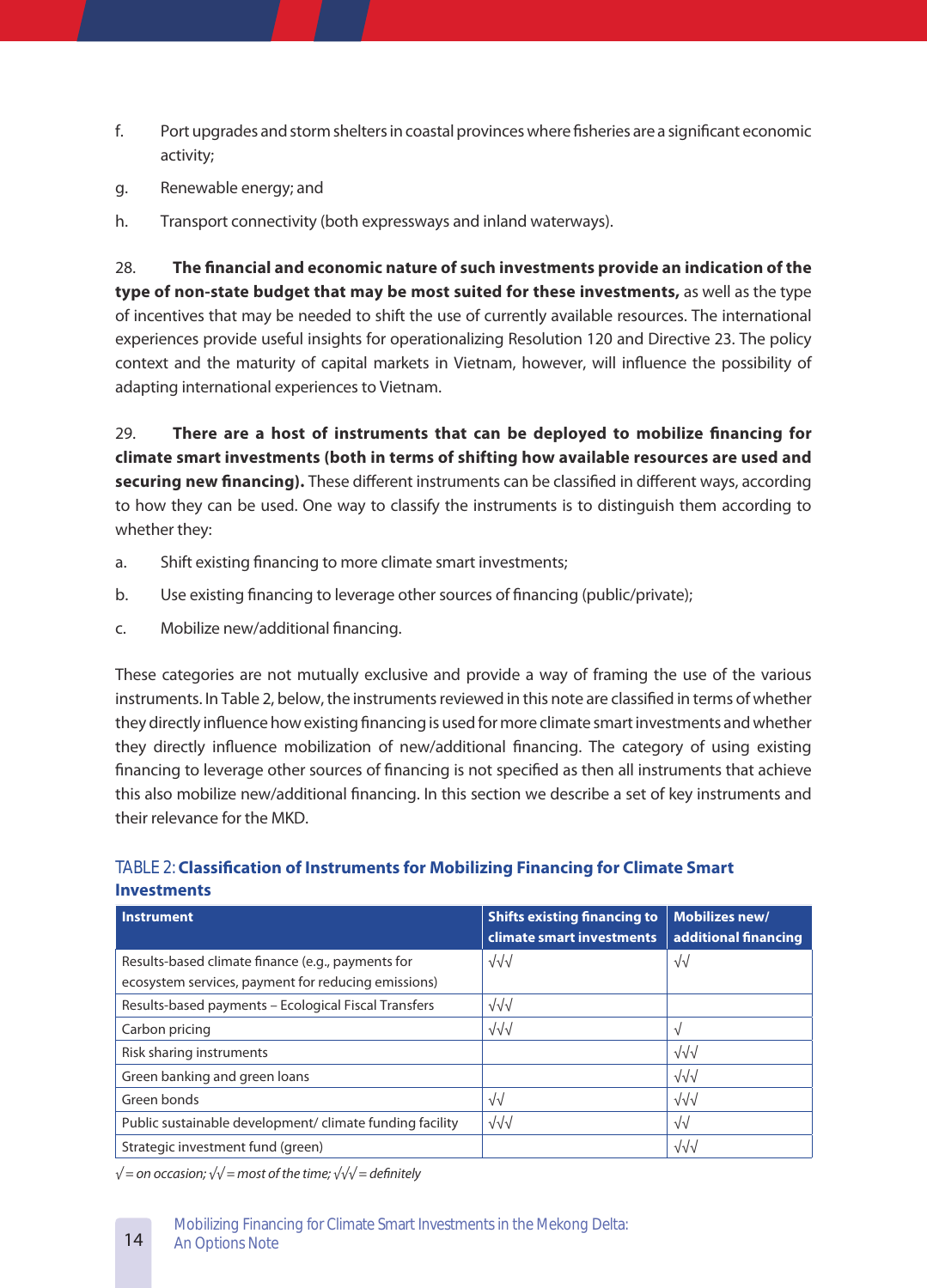f. Port upgrades and storm shelters in coastal provinces where fisheries are a significant economic activity;

g. Renewable energy; and

h. Transport connectivity (both expressways and inland waterways).

28. **The financial and economic nature of such investments provide an indication of the type of non-state budget that may be most suited for these investments,** as well as the type of incentives that may be needed to shift the use of currently available resources. The international experiences provide useful insights for operationalizing Resolution 120 and Directive 23. The policy context and the maturity of capital markets in Vietnam, however, will influence the possibility of adapting international experiences to Vietnam.

29. **There are a host of instruments that can be deployed to mobilize financing for climate smart investments (both in terms of shifting how available resources are used and securing new financing).** These different instruments can be classified in different ways, according to how they can be used. One way to classify the instruments is to distinguish them according to whether they:

a. Shift existing financing to more climate smart investments;

b. Use existing financing to leverage other sources of financing (public/private);

c. Mobilize new/additional financing.

These categories are not mutually exclusive and provide a way of framing the use of the various instruments. In Table 2, below, the instruments reviewed in this note are classified in terms of whether they directly influence how existing financing is used for more climate smart investments and whether they directly influence mobilization of new/additional financing. The category of using existing financing to leverage other sources of financing is not specified as then all instruments that achieve this also mobilize new/additional financing. In this section we describe a set of key instruments and their relevance for the MKD.

TABLE 2: **Classification of Instruments for Mobilizing Financing for Climate Smart Investments**

| Instrument | Shifts existing financing to climate smart investments | Mobilizes new/ additional financing |
|---|---|---|
| Results-based climate finance (e.g., payments for ecosystem services, payment for reducing emissions) | √√√ | √√ |
| Results-based payments – Ecological Fiscal Transfers | √√√ | |
| Carbon pricing | √√√ | √ |
| Risk sharing instruments | | √√√ |
| Green banking and green loans | | √√√ |
| Green bonds | √√ | √√√ |
| Public sustainable development/ climate funding facility | √√√ | √√ |
| Strategic investment fund (green) | | √√√ |

*√ = on occasion; √√ = most of the time; √√√ = definitely*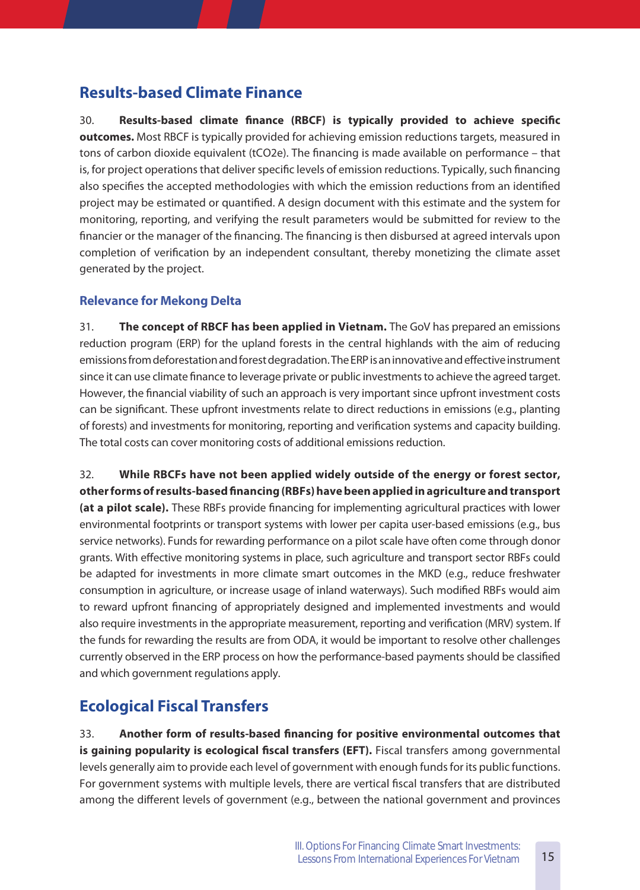## Results-based Climate Finance

30. **Results-based climate finance (RBCF) is typically provided to achieve specific outcomes.** Most RBCF is typically provided for achieving emission reductions targets, measured in tons of carbon dioxide equivalent (tCO2e). The financing is made available on performance – that is, for project operations that deliver specific levels of emission reductions. Typically, such financing also specifies the accepted methodologies with which the emission reductions from an identified project may be estimated or quantified. A design document with this estimate and the system for monitoring, reporting, and verifying the result parameters would be submitted for review to the financier or the manager of the financing. The financing is then disbursed at agreed intervals upon completion of verification by an independent consultant, thereby monetizing the climate asset generated by the project.

### Relevance for Mekong Delta

31. **The concept of RBCF has been applied in Vietnam.** The GoV has prepared an emissions reduction program (ERP) for the upland forests in the central highlands with the aim of reducing emissions from deforestation and forest degradation. The ERP is an innovative and effective instrument since it can use climate finance to leverage private or public investments to achieve the agreed target. However, the financial viability of such an approach is very important since upfront investment costs can be significant. These upfront investments relate to direct reductions in emissions (e.g., planting of forests) and investments for monitoring, reporting and verification systems and capacity building. The total costs can cover monitoring costs of additional emissions reduction.

32. **While RBCFs have not been applied widely outside of the energy or forest sector, other forms of results-based financing (RBFs) have been applied in agriculture and transport (at a pilot scale).** These RBFs provide financing for implementing agricultural practices with lower environmental footprints or transport systems with lower per capita user-based emissions (e.g., bus service networks). Funds for rewarding performance on a pilot scale have often come through donor grants. With effective monitoring systems in place, such agriculture and transport sector RBFs could be adapted for investments in more climate smart outcomes in the MKD (e.g., reduce freshwater consumption in agriculture, or increase usage of inland waterways). Such modified RBFs would aim to reward upfront financing of appropriately designed and implemented investments and would also require investments in the appropriate measurement, reporting and verification (MRV) system. If the funds for rewarding the results are from ODA, it would be important to resolve other challenges currently observed in the ERP process on how the performance-based payments should be classified and which government regulations apply.

## Ecological Fiscal Transfers

33. **Another form of results-based financing for positive environmental outcomes that is gaining popularity is ecological fiscal transfers (EFT).** Fiscal transfers among governmental levels generally aim to provide each level of government with enough funds for its public functions. For government systems with multiple levels, there are vertical fiscal transfers that are distributed among the different levels of government (e.g., between the national government and provinces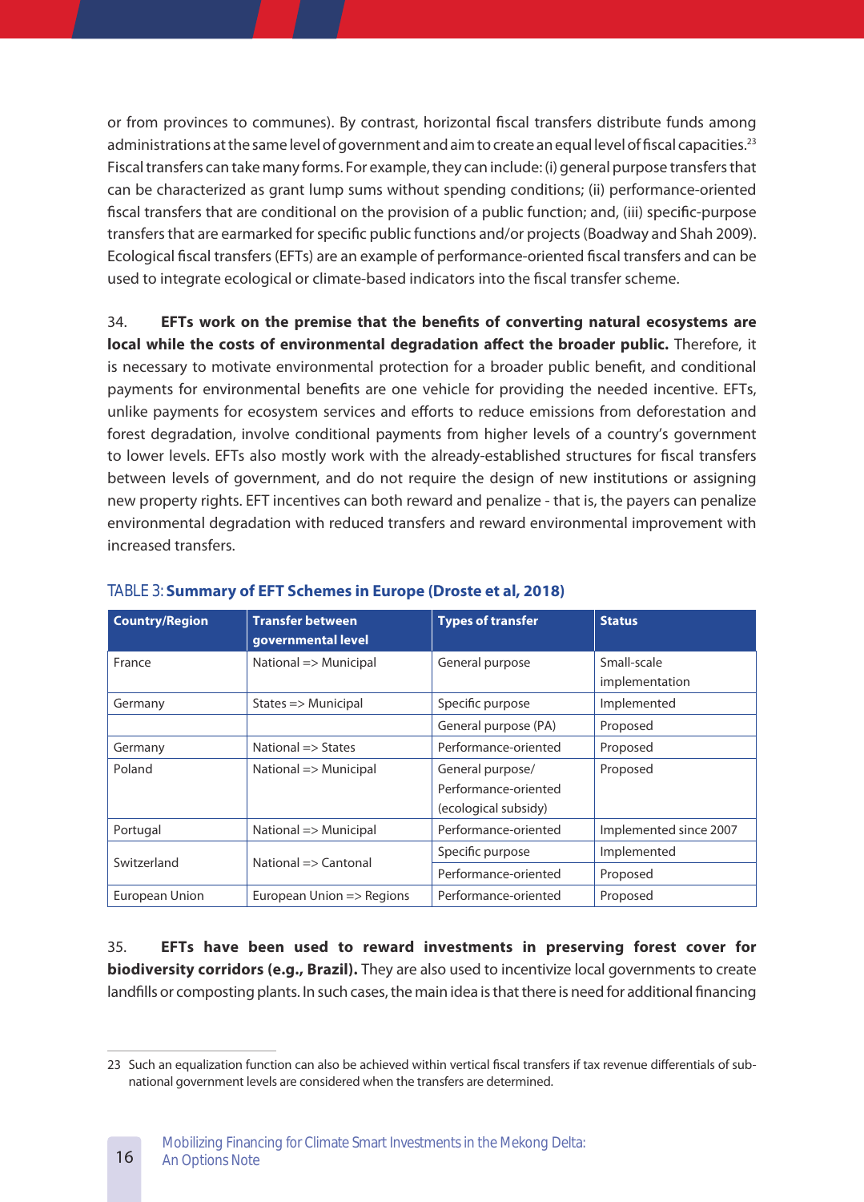or from provinces to communes). By contrast, horizontal fiscal transfers distribute funds among administrations at the same level of government and aim to create an equal level of fiscal capacities.[23] Fiscal transfers can take many forms. For example, they can include: (i) general purpose transfers that can be characterized as grant lump sums without spending conditions; (ii) performance-oriented fiscal transfers that are conditional on the provision of a public function; and, (iii) specific-purpose transfers that are earmarked for specific public functions and/or projects (Boadway and Shah 2009). Ecological fiscal transfers (EFTs) are an example of performance-oriented fiscal transfers and can be used to integrate ecological or climate-based indicators into the fiscal transfer scheme.

34. **EFTs work on the premise that the benefits of converting natural ecosystems are local while the costs of environmental degradation affect the broader public.** Therefore, it is necessary to motivate environmental protection for a broader public benefit, and conditional payments for environmental benefits are one vehicle for providing the needed incentive. EFTs, unlike payments for ecosystem services and efforts to reduce emissions from deforestation and forest degradation, involve conditional payments from higher levels of a country's government to lower levels. EFTs also mostly work with the already-established structures for fiscal transfers between levels of government, and do not require the design of new institutions or assigning new property rights. EFT incentives can both reward and penalize - that is, the payers can penalize environmental degradation with reduced transfers and reward environmental improvement with increased transfers.

TABLE 3: **Summary of EFT Schemes in Europe (Droste et al, 2018)**

| Country/Region | Transfer between governmental level | Types of transfer | Status |
|---|---|---|---|
| France | National => Municipal | General purpose | Small-scale implementation |
| Germany | States => Municipal | Specific purpose | Implemented |
| | | General purpose (PA) | Proposed |
| Germany | National => States | Performance-oriented | Proposed |
| Poland | National => Municipal | General purpose/ Performance-oriented (ecological subsidy) | Proposed |
| Portugal | National => Municipal | Performance-oriented | Implemented since 2007 |
| Switzerland | National => Cantonal | Specific purpose | Implemented |
| | | Performance-oriented | Proposed |
| European Union | European Union => Regions | Performance-oriented | Proposed |

35. **EFTs have been used to reward investments in preserving forest cover for biodiversity corridors (e.g., Brazil).** They are also used to incentivize local governments to create landfills or composting plants. In such cases, the main idea is that there is need for additional financing

23 Such an equalization function can also be achieved within vertical fiscal transfers if tax revenue differentials of sub-national government levels are considered when the transfers are determined.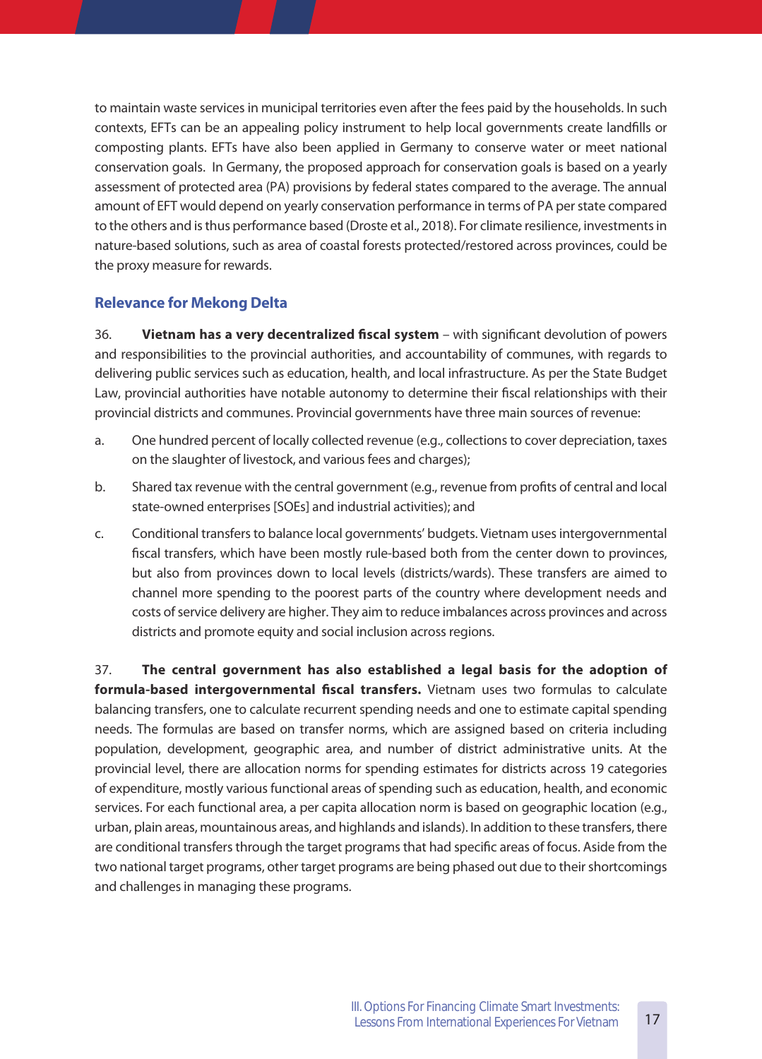to maintain waste services in municipal territories even after the fees paid by the households. In such contexts, EFTs can be an appealing policy instrument to help local governments create landfills or composting plants. EFTs have also been applied in Germany to conserve water or meet national conservation goals. In Germany, the proposed approach for conservation goals is based on a yearly assessment of protected area (PA) provisions by federal states compared to the average. The annual amount of EFT would depend on yearly conservation performance in terms of PA per state compared to the others and is thus performance based (Droste et al., 2018). For climate resilience, investments in nature-based solutions, such as area of coastal forests protected/restored across provinces, could be the proxy measure for rewards.

### Relevance for Mekong Delta

36. **Vietnam has a very decentralized fiscal system** – with significant devolution of powers and responsibilities to the provincial authorities, and accountability of communes, with regards to delivering public services such as education, health, and local infrastructure. As per the State Budget Law, provincial authorities have notable autonomy to determine their fiscal relationships with their provincial districts and communes. Provincial governments have three main sources of revenue:

a. One hundred percent of locally collected revenue (e.g., collections to cover depreciation, taxes on the slaughter of livestock, and various fees and charges);

b. Shared tax revenue with the central government (e.g., revenue from profits of central and local state-owned enterprises [SOEs] and industrial activities); and

c. Conditional transfers to balance local governments' budgets. Vietnam uses intergovernmental fiscal transfers, which have been mostly rule-based both from the center down to provinces, but also from provinces down to local levels (districts/wards). These transfers are aimed to channel more spending to the poorest parts of the country where development needs and costs of service delivery are higher. They aim to reduce imbalances across provinces and across districts and promote equity and social inclusion across regions.

37. **The central government has also established a legal basis for the adoption of formula-based intergovernmental fiscal transfers.** Vietnam uses two formulas to calculate balancing transfers, one to calculate recurrent spending needs and one to estimate capital spending needs. The formulas are based on transfer norms, which are assigned based on criteria including population, development, geographic area, and number of district administrative units. At the provincial level, there are allocation norms for spending estimates for districts across 19 categories of expenditure, mostly various functional areas of spending such as education, health, and economic services. For each functional area, a per capita allocation norm is based on geographic location (e.g., urban, plain areas, mountainous areas, and highlands and islands). In addition to these transfers, there are conditional transfers through the target programs that had specific areas of focus. Aside from the two national target programs, other target programs are being phased out due to their shortcomings and challenges in managing these programs.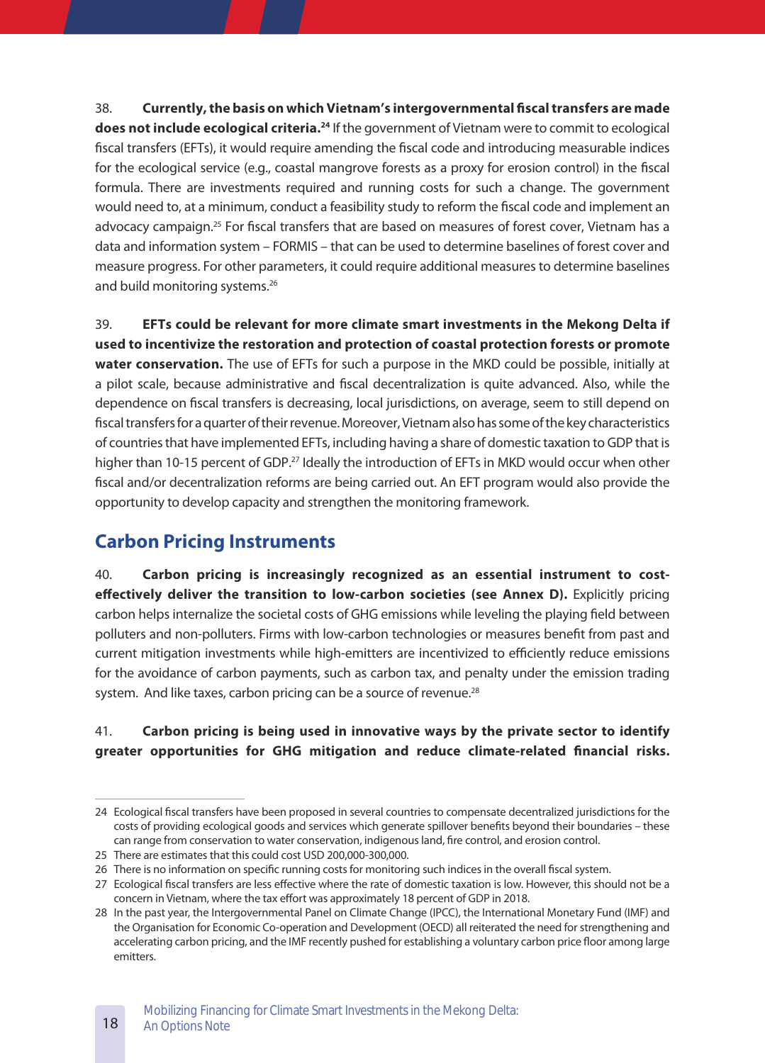38. **Currently, the basis on which Vietnam's intergovernmental fiscal transfers are made does not include ecological criteria.**[24] If the government of Vietnam were to commit to ecological fiscal transfers (EFTs), it would require amending the fiscal code and introducing measurable indices for the ecological service (e.g., coastal mangrove forests as a proxy for erosion control) in the fiscal formula. There are investments required and running costs for such a change. The government would need to, at a minimum, conduct a feasibility study to reform the fiscal code and implement an advocacy campaign.[25] For fiscal transfers that are based on measures of forest cover, Vietnam has a data and information system – FORMIS – that can be used to determine baselines of forest cover and measure progress. For other parameters, it could require additional measures to determine baselines and build monitoring systems.[26]

39. **EFTs could be relevant for more climate smart investments in the Mekong Delta if used to incentivize the restoration and protection of coastal protection forests or promote water conservation.** The use of EFTs for such a purpose in the MKD could be possible, initially at a pilot scale, because administrative and fiscal decentralization is quite advanced. Also, while the dependence on fiscal transfers is decreasing, local jurisdictions, on average, seem to still depend on fiscal transfers for a quarter of their revenue. Moreover, Vietnam also has some of the key characteristics of countries that have implemented EFTs, including having a share of domestic taxation to GDP that is higher than 10-15 percent of GDP.[27] Ideally the introduction of EFTs in MKD would occur when other fiscal and/or decentralization reforms are being carried out. An EFT program would also provide the opportunity to develop capacity and strengthen the monitoring framework.

## Carbon Pricing Instruments

40. **Carbon pricing is increasingly recognized as an essential instrument to cost-effectively deliver the transition to low-carbon societies (see Annex D).** Explicitly pricing carbon helps internalize the societal costs of GHG emissions while leveling the playing field between polluters and non-polluters. Firms with low-carbon technologies or measures benefit from past and current mitigation investments while high-emitters are incentivized to efficiently reduce emissions for the avoidance of carbon payments, such as carbon tax, and penalty under the emission trading system. And like taxes, carbon pricing can be a source of revenue.[28]

41. **Carbon pricing is being used in innovative ways by the private sector to identify greater opportunities for GHG mitigation and reduce climate-related financial risks.**

---

24 Ecological fiscal transfers have been proposed in several countries to compensate decentralized jurisdictions for the costs of providing ecological goods and services which generate spillover benefits beyond their boundaries – these can range from conservation to water conservation, indigenous land, fire control, and erosion control.

25 There are estimates that this could cost USD 200,000-300,000.

26 There is no information on specific running costs for monitoring such indices in the overall fiscal system.

27 Ecological fiscal transfers are less effective where the rate of domestic taxation is low. However, this should not be a concern in Vietnam, where the tax effort was approximately 18 percent of GDP in 2018.

28 In the past year, the Intergovernmental Panel on Climate Change (IPCC), the International Monetary Fund (IMF) and the Organisation for Economic Co-operation and Development (OECD) all reiterated the need for strengthening and accelerating carbon pricing, and the IMF recently pushed for establishing a voluntary carbon price floor among large emitters.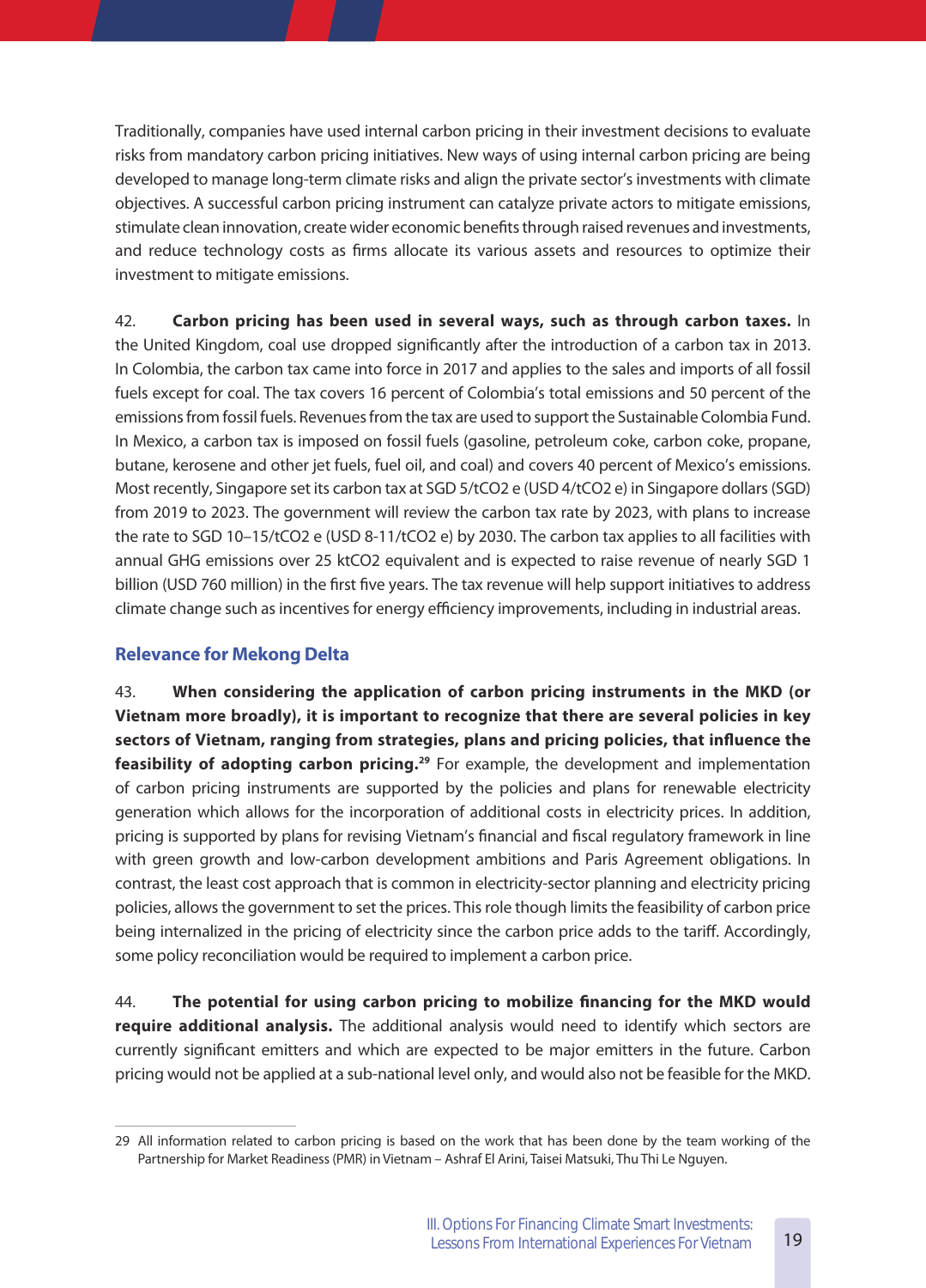Traditionally, companies have used internal carbon pricing in their investment decisions to evaluate risks from mandatory carbon pricing initiatives. New ways of using internal carbon pricing are being developed to manage long-term climate risks and align the private sector's investments with climate objectives. A successful carbon pricing instrument can catalyze private actors to mitigate emissions, stimulate clean innovation, create wider economic benefits through raised revenues and investments, and reduce technology costs as firms allocate its various assets and resources to optimize their investment to mitigate emissions.

42. **Carbon pricing has been used in several ways, such as through carbon taxes.** In the United Kingdom, coal use dropped significantly after the introduction of a carbon tax in 2013. In Colombia, the carbon tax came into force in 2017 and applies to the sales and imports of all fossil fuels except for coal. The tax covers 16 percent of Colombia's total emissions and 50 percent of the emissions from fossil fuels. Revenues from the tax are used to support the Sustainable Colombia Fund. In Mexico, a carbon tax is imposed on fossil fuels (gasoline, petroleum coke, carbon coke, propane, butane, kerosene and other jet fuels, fuel oil, and coal) and covers 40 percent of Mexico's emissions. Most recently, Singapore set its carbon tax at SGD 5/tCO2 e (USD 4/tCO2 e) in Singapore dollars (SGD) from 2019 to 2023. The government will review the carbon tax rate by 2023, with plans to increase the rate to SGD 10–15/tCO2 e (USD 8-11/tCO2 e) by 2030. The carbon tax applies to all facilities with annual GHG emissions over 25 ktCO2 equivalent and is expected to raise revenue of nearly SGD 1 billion (USD 760 million) in the first five years. The tax revenue will help support initiatives to address climate change such as incentives for energy efficiency improvements, including in industrial areas.

### Relevance for Mekong Delta

43. **When considering the application of carbon pricing instruments in the MKD (or Vietnam more broadly), it is important to recognize that there are several policies in key sectors of Vietnam, ranging from strategies, plans and pricing policies, that influence the feasibility of adopting carbon pricing.**[29] For example, the development and implementation of carbon pricing instruments are supported by the policies and plans for renewable electricity generation which allows for the incorporation of additional costs in electricity prices. In addition, pricing is supported by plans for revising Vietnam's financial and fiscal regulatory framework in line with green growth and low-carbon development ambitions and Paris Agreement obligations. In contrast, the least cost approach that is common in electricity-sector planning and electricity pricing policies, allows the government to set the prices. This role though limits the feasibility of carbon price being internalized in the pricing of electricity since the carbon price adds to the tariff. Accordingly, some policy reconciliation would be required to implement a carbon price.

44. **The potential for using carbon pricing to mobilize financing for the MKD would require additional analysis.** The additional analysis would need to identify which sectors are currently significant emitters and which are expected to be major emitters in the future. Carbon pricing would not be applied at a sub-national level only, and would also not be feasible for the MKD.

---

29 All information related to carbon pricing is based on the work that has been done by the team working of the Partnership for Market Readiness (PMR) in Vietnam – Ashraf El Arini, Taisei Matsuki, Thu Thi Le Nguyen.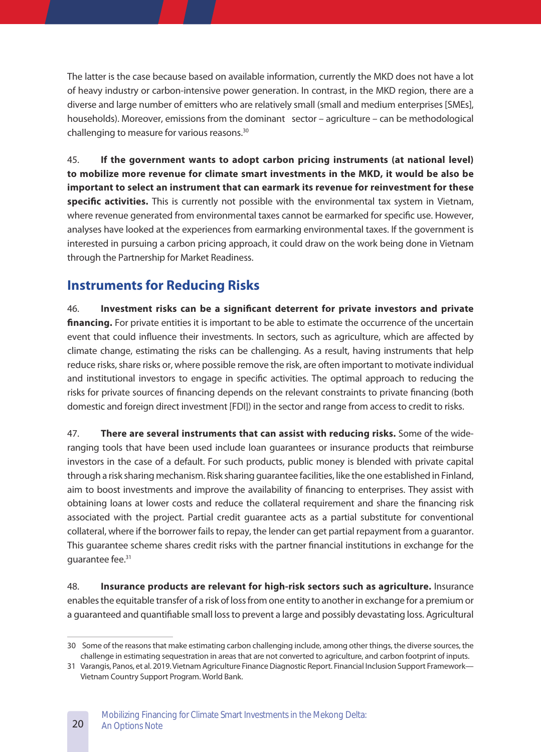The latter is the case because based on available information, currently the MKD does not have a lot of heavy industry or carbon-intensive power generation. In contrast, in the MKD region, there are a diverse and large number of emitters who are relatively small (small and medium enterprises [SMEs], households). Moreover, emissions from the dominant sector – agriculture – can be methodological challenging to measure for various reasons.[30]

45. **If the government wants to adopt carbon pricing instruments (at national level) to mobilize more revenue for climate smart investments in the MKD, it would be also be important to select an instrument that can earmark its revenue for reinvestment for these specific activities.** This is currently not possible with the environmental tax system in Vietnam, where revenue generated from environmental taxes cannot be earmarked for specific use. However, analyses have looked at the experiences from earmarking environmental taxes. If the government is interested in pursuing a carbon pricing approach, it could draw on the work being done in Vietnam through the Partnership for Market Readiness.

## Instruments for Reducing Risks

46. **Investment risks can be a significant deterrent for private investors and private financing.** For private entities it is important to be able to estimate the occurrence of the uncertain event that could influence their investments. In sectors, such as agriculture, which are affected by climate change, estimating the risks can be challenging. As a result, having instruments that help reduce risks, share risks or, where possible remove the risk, are often important to motivate individual and institutional investors to engage in specific activities. The optimal approach to reducing the risks for private sources of financing depends on the relevant constraints to private financing (both domestic and foreign direct investment [FDI]) in the sector and range from access to credit to risks.

47. **There are several instruments that can assist with reducing risks.** Some of the wide-ranging tools that have been used include loan guarantees or insurance products that reimburse investors in the case of a default. For such products, public money is blended with private capital through a risk sharing mechanism. Risk sharing guarantee facilities, like the one established in Finland, aim to boost investments and improve the availability of financing to enterprises. They assist with obtaining loans at lower costs and reduce the collateral requirement and share the financing risk associated with the project. Partial credit guarantee acts as a partial substitute for conventional collateral, where if the borrower fails to repay, the lender can get partial repayment from a guarantor. This guarantee scheme shares credit risks with the partner financial institutions in exchange for the guarantee fee.[31]

48. **Insurance products are relevant for high-risk sectors such as agriculture.** Insurance enables the equitable transfer of a risk of loss from one entity to another in exchange for a premium or a guaranteed and quantifiable small loss to prevent a large and possibly devastating loss. Agricultural

30 Some of the reasons that make estimating carbon challenging include, among other things, the diverse sources, the challenge in estimating sequestration in areas that are not converted to agriculture, and carbon footprint of inputs.

31 Varangis, Panos, et al. 2019. Vietnam Agriculture Finance Diagnostic Report. Financial Inclusion Support Framework—Vietnam Country Support Program. World Bank.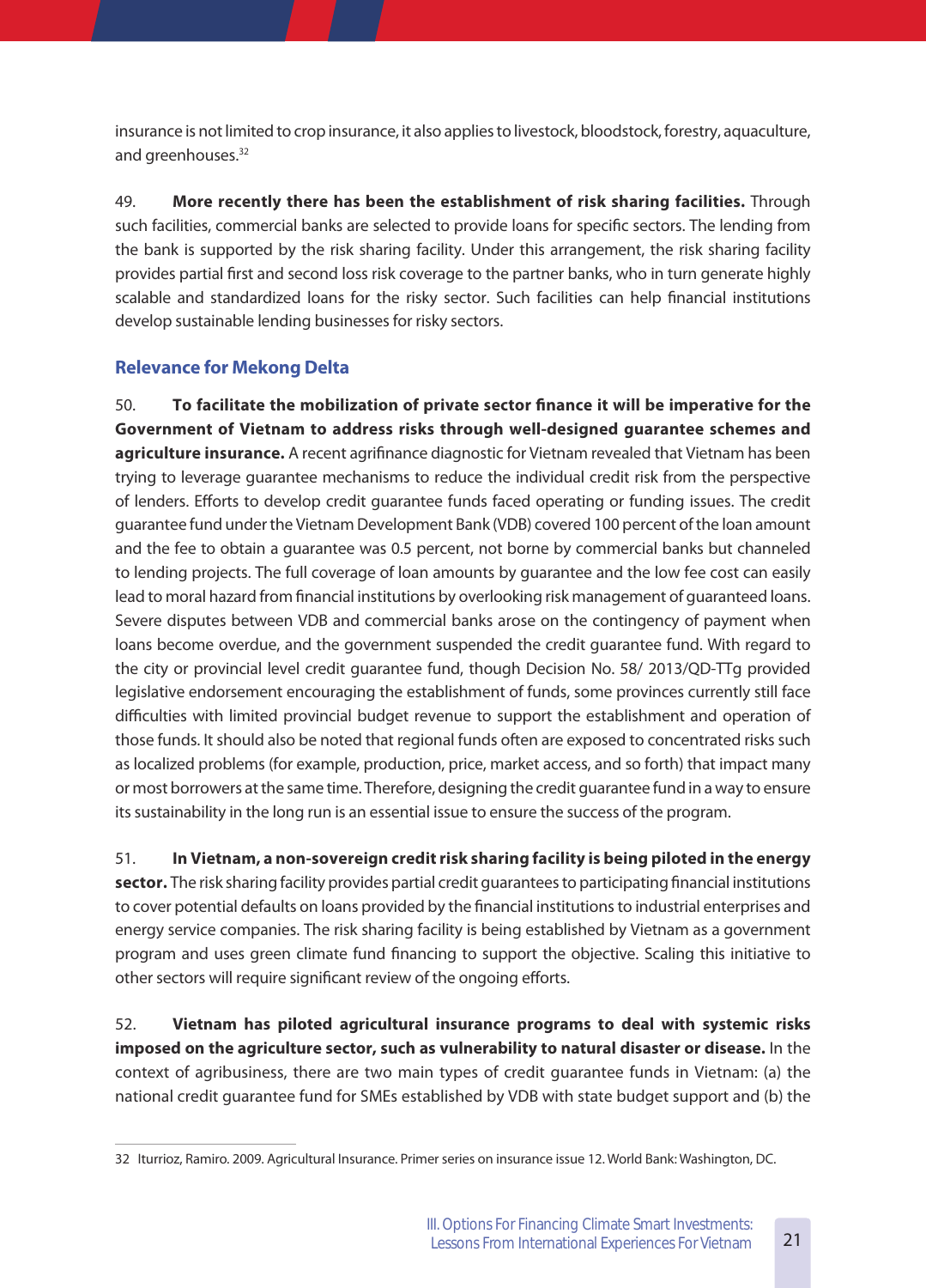insurance is not limited to crop insurance, it also applies to livestock, bloodstock, forestry, aquaculture, and greenhouses.[32]

49. **More recently there has been the establishment of risk sharing facilities.** Through such facilities, commercial banks are selected to provide loans for specific sectors. The lending from the bank is supported by the risk sharing facility. Under this arrangement, the risk sharing facility provides partial first and second loss risk coverage to the partner banks, who in turn generate highly scalable and standardized loans for the risky sector. Such facilities can help financial institutions develop sustainable lending businesses for risky sectors.

### Relevance for Mekong Delta

50. **To facilitate the mobilization of private sector finance it will be imperative for the Government of Vietnam to address risks through well-designed guarantee schemes and agriculture insurance.** A recent agrifinance diagnostic for Vietnam revealed that Vietnam has been trying to leverage guarantee mechanisms to reduce the individual credit risk from the perspective of lenders. Efforts to develop credit guarantee funds faced operating or funding issues. The credit guarantee fund under the Vietnam Development Bank (VDB) covered 100 percent of the loan amount and the fee to obtain a guarantee was 0.5 percent, not borne by commercial banks but channeled to lending projects. The full coverage of loan amounts by guarantee and the low fee cost can easily lead to moral hazard from financial institutions by overlooking risk management of guaranteed loans. Severe disputes between VDB and commercial banks arose on the contingency of payment when loans become overdue, and the government suspended the credit guarantee fund. With regard to the city or provincial level credit guarantee fund, though Decision No. 58/ 2013/QD-TTg provided legislative endorsement encouraging the establishment of funds, some provinces currently still face difficulties with limited provincial budget revenue to support the establishment and operation of those funds. It should also be noted that regional funds often are exposed to concentrated risks such as localized problems (for example, production, price, market access, and so forth) that impact many or most borrowers at the same time. Therefore, designing the credit guarantee fund in a way to ensure its sustainability in the long run is an essential issue to ensure the success of the program.

51. **In Vietnam, a non-sovereign credit risk sharing facility is being piloted in the energy sector.** The risk sharing facility provides partial credit guarantees to participating financial institutions to cover potential defaults on loans provided by the financial institutions to industrial enterprises and energy service companies. The risk sharing facility is being established by Vietnam as a government program and uses green climate fund financing to support the objective. Scaling this initiative to other sectors will require significant review of the ongoing efforts.

52. **Vietnam has piloted agricultural insurance programs to deal with systemic risks imposed on the agriculture sector, such as vulnerability to natural disaster or disease.** In the context of agribusiness, there are two main types of credit guarantee funds in Vietnam: (a) the national credit guarantee fund for SMEs established by VDB with state budget support and (b) the

---

32 Iturrioz, Ramiro. 2009. Agricultural Insurance. Primer series on insurance issue 12. World Bank: Washington, DC.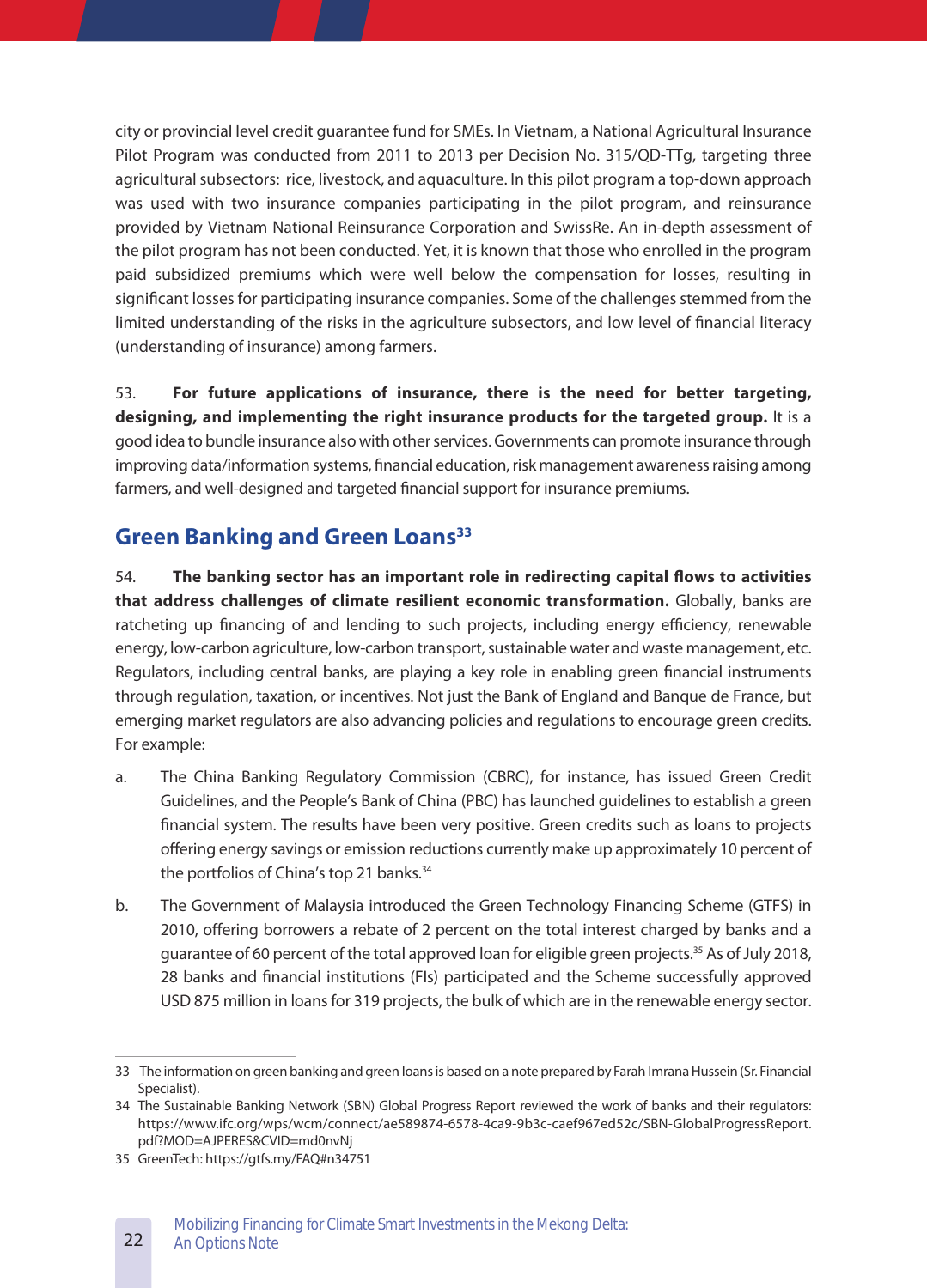city or provincial level credit guarantee fund for SMEs. In Vietnam, a National Agricultural Insurance Pilot Program was conducted from 2011 to 2013 per Decision No. 315/QD-TTg, targeting three agricultural subsectors: rice, livestock, and aquaculture. In this pilot program a top-down approach was used with two insurance companies participating in the pilot program, and reinsurance provided by Vietnam National Reinsurance Corporation and SwissRe. An in-depth assessment of the pilot program has not been conducted. Yet, it is known that those who enrolled in the program paid subsidized premiums which were well below the compensation for losses, resulting in significant losses for participating insurance companies. Some of the challenges stemmed from the limited understanding of the risks in the agriculture subsectors, and low level of financial literacy (understanding of insurance) among farmers.

53. **For future applications of insurance, there is the need for better targeting, designing, and implementing the right insurance products for the targeted group.** It is a good idea to bundle insurance also with other services. Governments can promote insurance through improving data/information systems, financial education, risk management awareness raising among farmers, and well-designed and targeted financial support for insurance premiums.

## Green Banking and Green Loans[33]

54. **The banking sector has an important role in redirecting capital flows to activities that address challenges of climate resilient economic transformation.** Globally, banks are ratcheting up financing of and lending to such projects, including energy efficiency, renewable energy, low-carbon agriculture, low-carbon transport, sustainable water and waste management, etc. Regulators, including central banks, are playing a key role in enabling green financial instruments through regulation, taxation, or incentives. Not just the Bank of England and Banque de France, but emerging market regulators are also advancing policies and regulations to encourage green credits. For example:

a. The China Banking Regulatory Commission (CBRC), for instance, has issued Green Credit Guidelines, and the People's Bank of China (PBC) has launched guidelines to establish a green financial system. The results have been very positive. Green credits such as loans to projects offering energy savings or emission reductions currently make up approximately 10 percent of the portfolios of China's top 21 banks.[34]

b. The Government of Malaysia introduced the Green Technology Financing Scheme (GTFS) in 2010, offering borrowers a rebate of 2 percent on the total interest charged by banks and a guarantee of 60 percent of the total approved loan for eligible green projects.[35] As of July 2018, 28 banks and financial institutions (FIs) participated and the Scheme successfully approved USD 875 million in loans for 319 projects, the bulk of which are in the renewable energy sector.

---

33 The information on green banking and green loans is based on a note prepared by Farah Imrana Hussein (Sr. Financial Specialist).

34 The Sustainable Banking Network (SBN) Global Progress Report reviewed the work of banks and their regulators: https://www.ifc.org/wps/wcm/connect/ae589874-6578-4ca9-9b3c-caef967ed52c/SBN-GlobalProgressReport.pdf?MOD=AJPERES&CVID=md0nvNj

35 GreenTech: https://gtfs.my/FAQ#n34751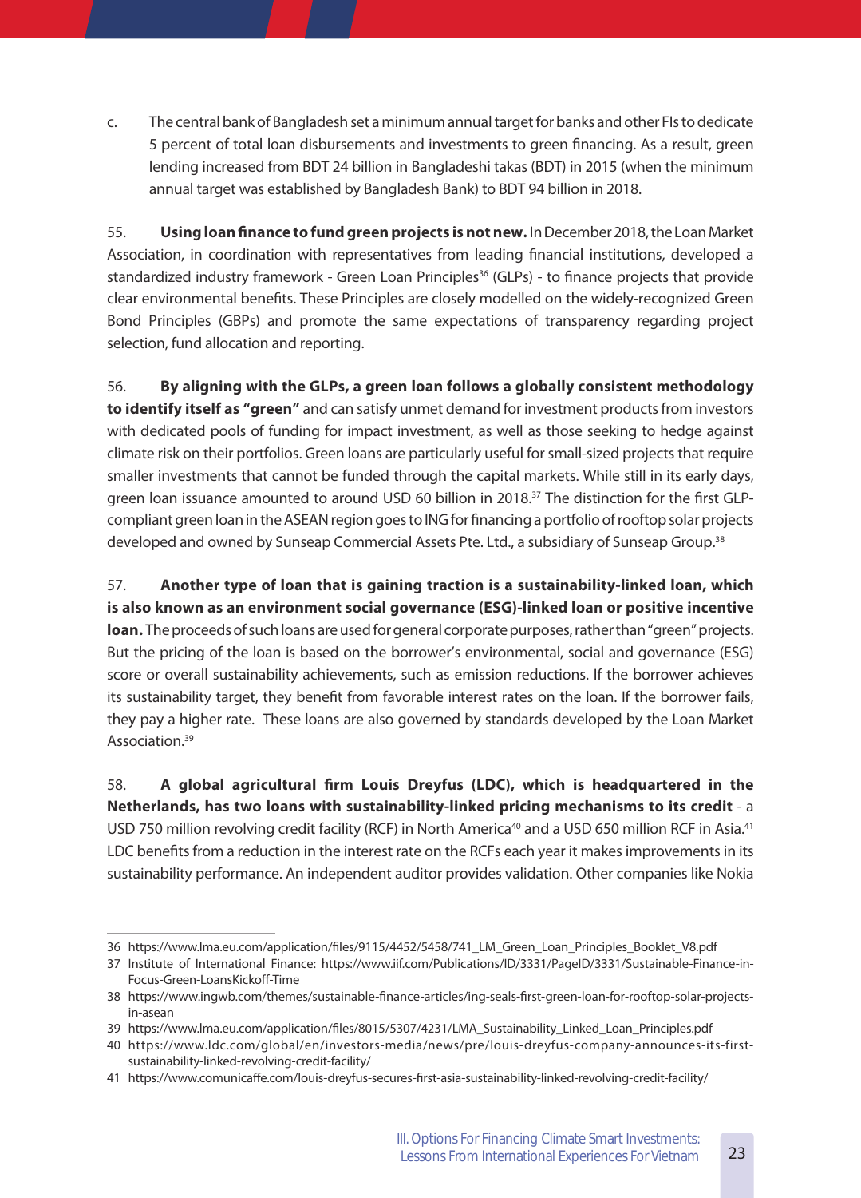c. The central bank of Bangladesh set a minimum annual target for banks and other FIs to dedicate 5 percent of total loan disbursements and investments to green financing. As a result, green lending increased from BDT 24 billion in Bangladeshi takas (BDT) in 2015 (when the minimum annual target was established by Bangladesh Bank) to BDT 94 billion in 2018.

55. **Using loan finance to fund green projects is not new.** In December 2018, the Loan Market Association, in coordination with representatives from leading financial institutions, developed a standardized industry framework - Green Loan Principles[36] (GLPs) - to finance projects that provide clear environmental benefits. These Principles are closely modelled on the widely-recognized Green Bond Principles (GBPs) and promote the same expectations of transparency regarding project selection, fund allocation and reporting.

56. **By aligning with the GLPs, a green loan follows a globally consistent methodology to identify itself as "green"** and can satisfy unmet demand for investment products from investors with dedicated pools of funding for impact investment, as well as those seeking to hedge against climate risk on their portfolios. Green loans are particularly useful for small-sized projects that require smaller investments that cannot be funded through the capital markets. While still in its early days, green loan issuance amounted to around USD 60 billion in 2018.[37] The distinction for the first GLP-compliant green loan in the ASEAN region goes to ING for financing a portfolio of rooftop solar projects developed and owned by Sunseap Commercial Assets Pte. Ltd., a subsidiary of Sunseap Group.[38]

57. **Another type of loan that is gaining traction is a sustainability-linked loan, which is also known as an environment social governance (ESG)-linked loan or positive incentive loan.** The proceeds of such loans are used for general corporate purposes, rather than "green" projects. But the pricing of the loan is based on the borrower's environmental, social and governance (ESG) score or overall sustainability achievements, such as emission reductions. If the borrower achieves its sustainability target, they benefit from favorable interest rates on the loan. If the borrower fails, they pay a higher rate. These loans are also governed by standards developed by the Loan Market Association.[39]

58. **A global agricultural firm Louis Dreyfus (LDC), which is headquartered in the Netherlands, has two loans with sustainability-linked pricing mechanisms to its credit** - a USD 750 million revolving credit facility (RCF) in North America[40] and a USD 650 million RCF in Asia.[41] LDC benefits from a reduction in the interest rate on the RCFs each year it makes improvements in its sustainability performance. An independent auditor provides validation. Other companies like Nokia

---

36 https://www.lma.eu.com/application/files/9115/4452/5458/741_LM_Green_Loan_Principles_Booklet_V8.pdf

37 Institute of International Finance: https://www.iif.com/Publications/ID/3331/PageID/3331/Sustainable-Finance-in-Focus-Green-LoansKickoff-Time

38 https://www.ingwb.com/themes/sustainable-finance-articles/ing-seals-first-green-loan-for-rooftop-solar-projects-in-asean

39 https://www.lma.eu.com/application/files/8015/5307/4231/LMA_Sustainability_Linked_Loan_Principles.pdf

40 https://www.ldc.com/global/en/investors-media/news/pre/louis-dreyfus-company-announces-its-first-sustainability-linked-revolving-credit-facility/

41 https://www.comunicaffe.com/louis-dreyfus-secures-first-asia-sustainability-linked-revolving-credit-facility/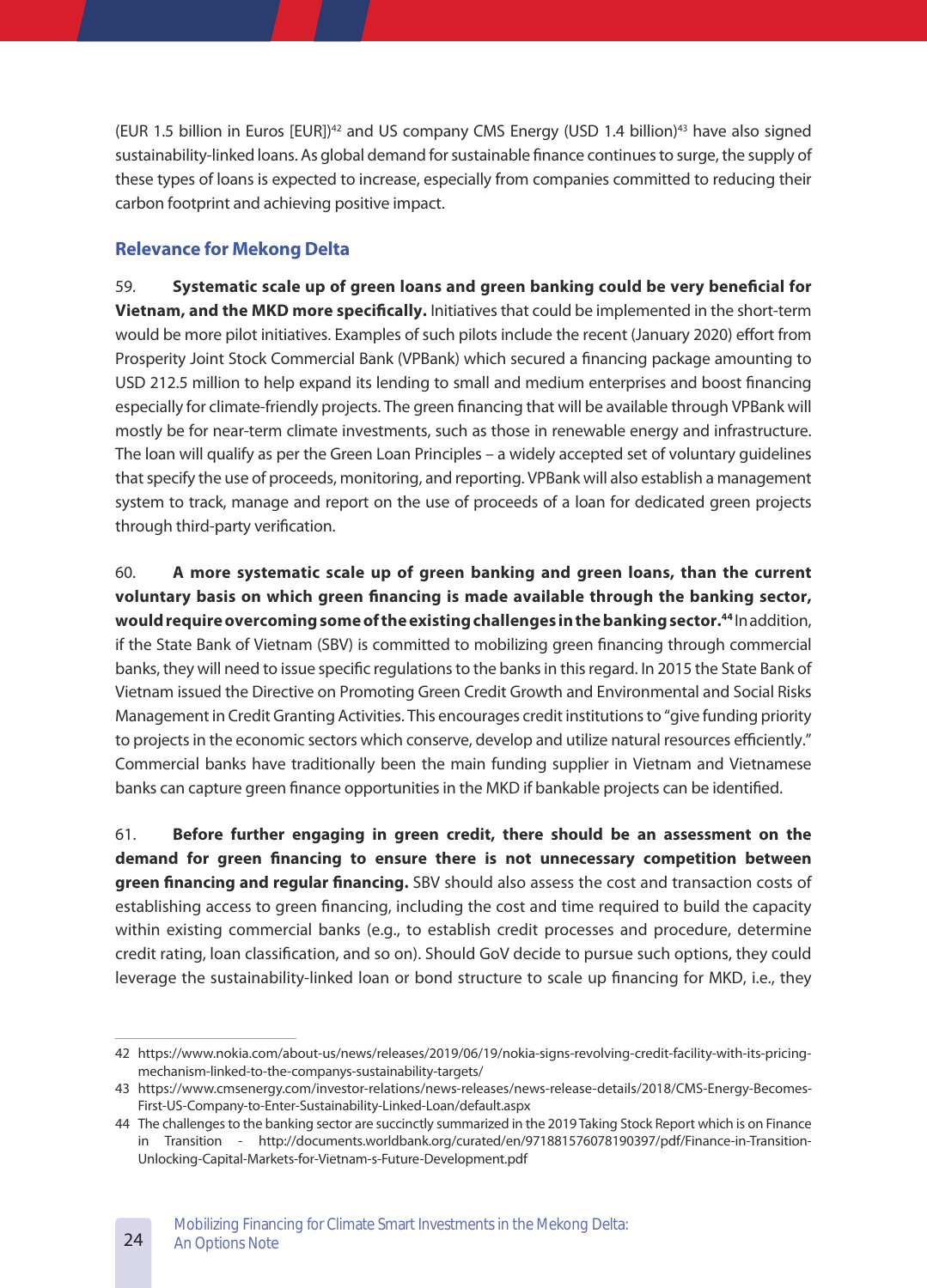(EUR 1.5 billion in Euros [EUR])[42] and US company CMS Energy (USD 1.4 billion)[43] have also signed sustainability-linked loans. As global demand for sustainable finance continues to surge, the supply of these types of loans is expected to increase, especially from companies committed to reducing their carbon footprint and achieving positive impact.

### Relevance for Mekong Delta

59. **Systematic scale up of green loans and green banking could be very beneficial for Vietnam, and the MKD more specifically.** Initiatives that could be implemented in the short-term would be more pilot initiatives. Examples of such pilots include the recent (January 2020) effort from Prosperity Joint Stock Commercial Bank (VPBank) which secured a financing package amounting to USD 212.5 million to help expand its lending to small and medium enterprises and boost financing especially for climate-friendly projects. The green financing that will be available through VPBank will mostly be for near-term climate investments, such as those in renewable energy and infrastructure. The loan will qualify as per the Green Loan Principles – a widely accepted set of voluntary guidelines that specify the use of proceeds, monitoring, and reporting. VPBank will also establish a management system to track, manage and report on the use of proceeds of a loan for dedicated green projects through third-party verification.

60. **A more systematic scale up of green banking and green loans, than the current voluntary basis on which green financing is made available through the banking sector, would require overcoming some of the existing challenges in the banking sector.[44]** In addition, if the State Bank of Vietnam (SBV) is committed to mobilizing green financing through commercial banks, they will need to issue specific regulations to the banks in this regard. In 2015 the State Bank of Vietnam issued the Directive on Promoting Green Credit Growth and Environmental and Social Risks Management in Credit Granting Activities. This encourages credit institutions to "give funding priority to projects in the economic sectors which conserve, develop and utilize natural resources efficiently." Commercial banks have traditionally been the main funding supplier in Vietnam and Vietnamese banks can capture green finance opportunities in the MKD if bankable projects can be identified.

61. **Before further engaging in green credit, there should be an assessment on the demand for green financing to ensure there is not unnecessary competition between green financing and regular financing.** SBV should also assess the cost and transaction costs of establishing access to green financing, including the cost and time required to build the capacity within existing commercial banks (e.g., to establish credit processes and procedure, determine credit rating, loan classification, and so on). Should GoV decide to pursue such options, they could leverage the sustainability-linked loan or bond structure to scale up financing for MKD, i.e., they

---

42 https://www.nokia.com/about-us/news/releases/2019/06/19/nokia-signs-revolving-credit-facility-with-its-pricing-mechanism-linked-to-the-companys-sustainability-targets/

43 https://www.cmsenergy.com/investor-relations/news-releases/news-release-details/2018/CMS-Energy-Becomes-First-US-Company-to-Enter-Sustainability-Linked-Loan/default.aspx

44 The challenges to the banking sector are succinctly summarized in the 2019 Taking Stock Report which is on Finance in Transition - http://documents.worldbank.org/curated/en/971881576078190397/pdf/Finance-in-Transition-Unlocking-Capital-Markets-for-Vietnam-s-Future-Development.pdf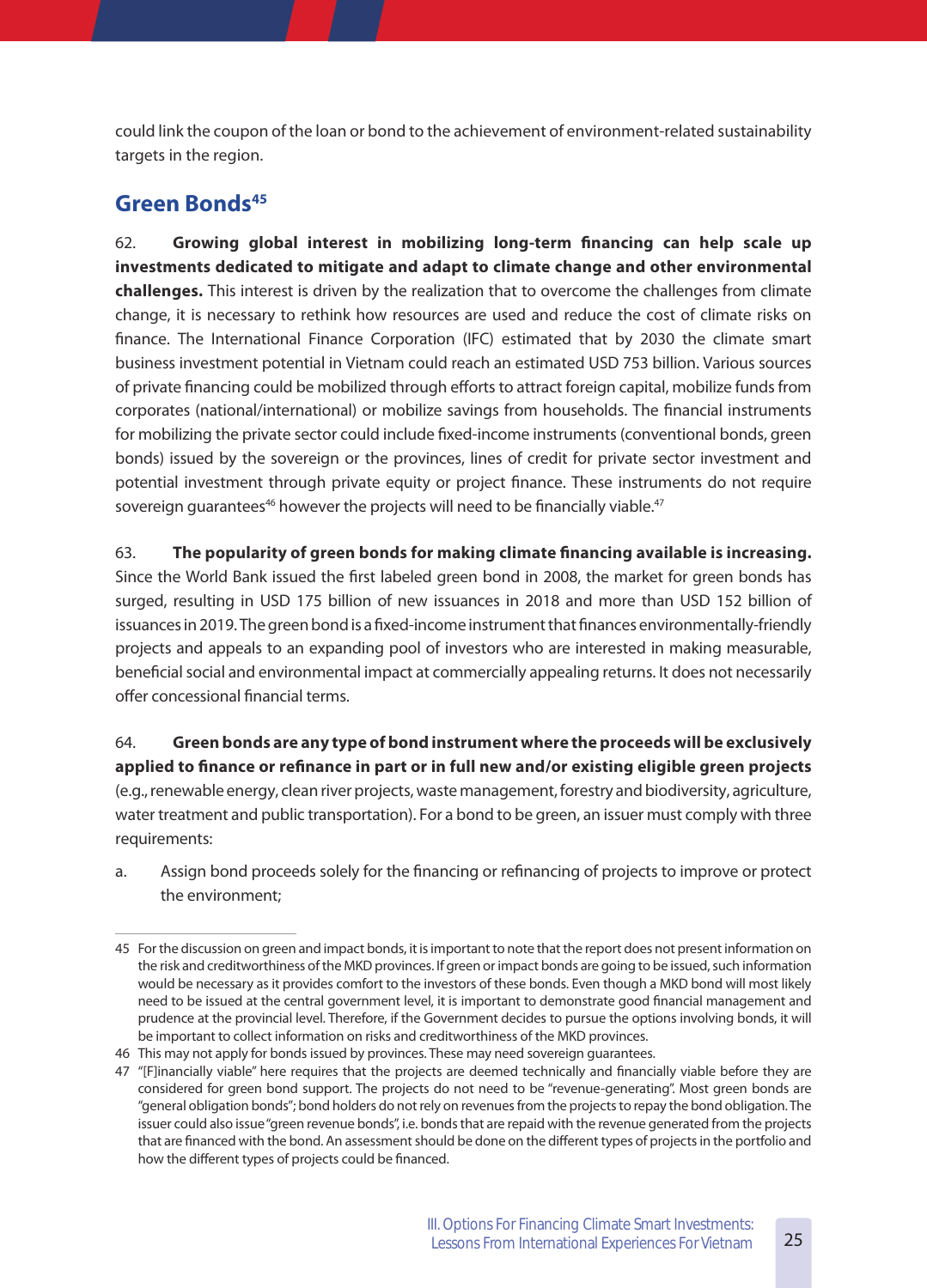could link the coupon of the loan or bond to the achievement of environment-related sustainability targets in the region.

## Green Bonds[45]

62. **Growing global interest in mobilizing long-term financing can help scale up investments dedicated to mitigate and adapt to climate change and other environmental challenges.** This interest is driven by the realization that to overcome the challenges from climate change, it is necessary to rethink how resources are used and reduce the cost of climate risks on finance. The International Finance Corporation (IFC) estimated that by 2030 the climate smart business investment potential in Vietnam could reach an estimated USD 753 billion. Various sources of private financing could be mobilized through efforts to attract foreign capital, mobilize funds from corporates (national/international) or mobilize savings from households. The financial instruments for mobilizing the private sector could include fixed-income instruments (conventional bonds, green bonds) issued by the sovereign or the provinces, lines of credit for private sector investment and potential investment through private equity or project finance. These instruments do not require sovereign guarantees[46] however the projects will need to be financially viable.[47]

63. **The popularity of green bonds for making climate financing available is increasing.** Since the World Bank issued the first labeled green bond in 2008, the market for green bonds has surged, resulting in USD 175 billion of new issuances in 2018 and more than USD 152 billion of issuances in 2019. The green bond is a fixed-income instrument that finances environmentally-friendly projects and appeals to an expanding pool of investors who are interested in making measurable, beneficial social and environmental impact at commercially appealing returns. It does not necessarily offer concessional financial terms.

64. **Green bonds are any type of bond instrument where the proceeds will be exclusively applied to finance or refinance in part or in full new and/or existing eligible green projects** (e.g., renewable energy, clean river projects, waste management, forestry and biodiversity, agriculture, water treatment and public transportation). For a bond to be green, an issuer must comply with three requirements:

a. Assign bond proceeds solely for the financing or refinancing of projects to improve or protect the environment;

---

45 For the discussion on green and impact bonds, it is important to note that the report does not present information on the risk and creditworthiness of the MKD provinces. If green or impact bonds are going to be issued, such information would be necessary as it provides comfort to the investors of these bonds. Even though a MKD bond will most likely need to be issued at the central government level, it is important to demonstrate good financial management and prudence at the provincial level. Therefore, if the Government decides to pursue the options involving bonds, it will be important to collect information on risks and creditworthiness of the MKD provinces.

46 This may not apply for bonds issued by provinces. These may need sovereign guarantees.

47 "[F]inancially viable" here requires that the projects are deemed technically and financially viable before they are considered for green bond support. The projects do not need to be "revenue-generating". Most green bonds are "general obligation bonds"; bond holders do not rely on revenues from the projects to repay the bond obligation. The issuer could also issue "green revenue bonds", i.e. bonds that are repaid with the revenue generated from the projects that are financed with the bond. An assessment should be done on the different types of projects in the portfolio and how the different types of projects could be financed.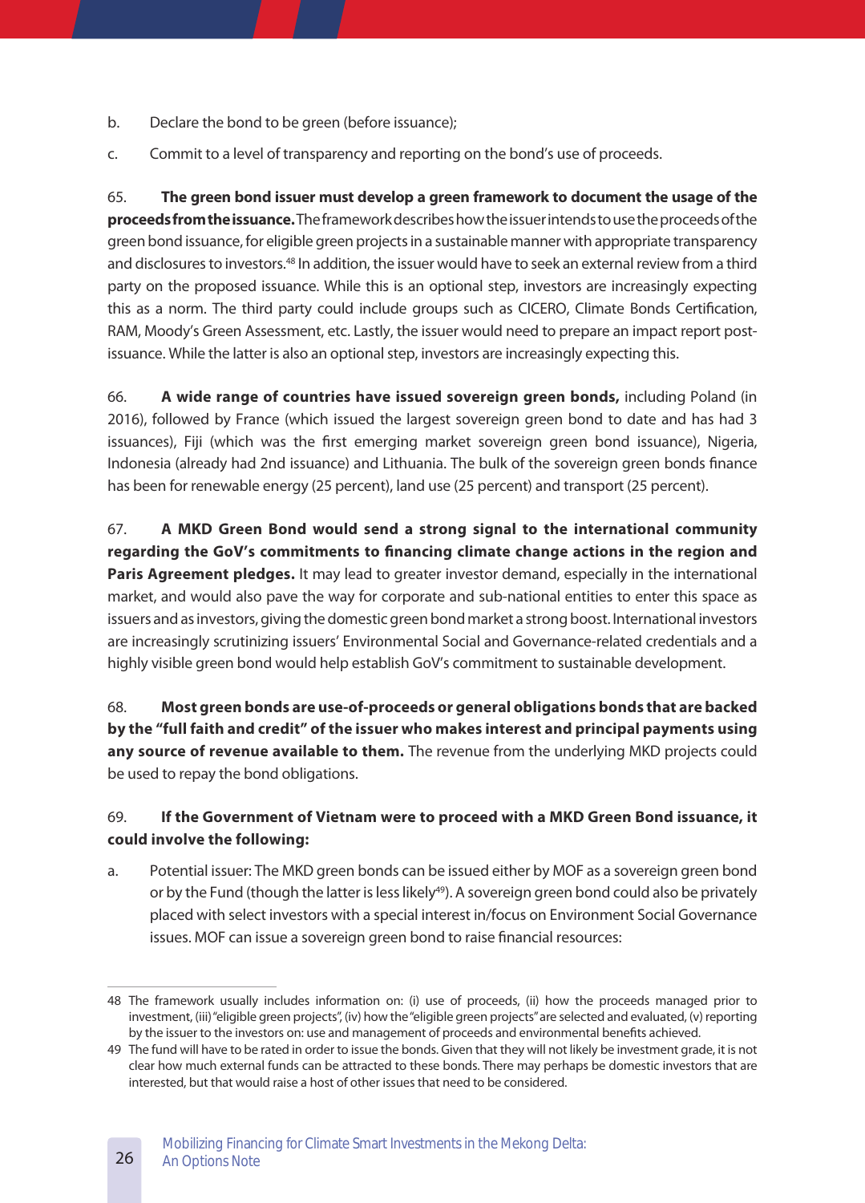b. Declare the bond to be green (before issuance);

c. Commit to a level of transparency and reporting on the bond's use of proceeds.

65. **The green bond issuer must develop a green framework to document the usage of the proceeds from the issuance.** The framework describes how the issuer intends to use the proceeds of the green bond issuance, for eligible green projects in a sustainable manner with appropriate transparency and disclosures to investors.[48] In addition, the issuer would have to seek an external review from a third party on the proposed issuance. While this is an optional step, investors are increasingly expecting this as a norm. The third party could include groups such as CICERO, Climate Bonds Certification, RAM, Moody's Green Assessment, etc. Lastly, the issuer would need to prepare an impact report post-issuance. While the latter is also an optional step, investors are increasingly expecting this.

66. **A wide range of countries have issued sovereign green bonds,** including Poland (in 2016), followed by France (which issued the largest sovereign green bond to date and has had 3 issuances), Fiji (which was the first emerging market sovereign green bond issuance), Nigeria, Indonesia (already had 2nd issuance) and Lithuania. The bulk of the sovereign green bonds finance has been for renewable energy (25 percent), land use (25 percent) and transport (25 percent).

67. **A MKD Green Bond would send a strong signal to the international community regarding the GoV's commitments to financing climate change actions in the region and Paris Agreement pledges.** It may lead to greater investor demand, especially in the international market, and would also pave the way for corporate and sub-national entities to enter this space as issuers and as investors, giving the domestic green bond market a strong boost. International investors are increasingly scrutinizing issuers' Environmental Social and Governance-related credentials and a highly visible green bond would help establish GoV's commitment to sustainable development.

68. **Most green bonds are use-of-proceeds or general obligations bonds that are backed by the "full faith and credit" of the issuer who makes interest and principal payments using any source of revenue available to them.** The revenue from the underlying MKD projects could be used to repay the bond obligations.

69. **If the Government of Vietnam were to proceed with a MKD Green Bond issuance, it could involve the following:**

a. Potential issuer: The MKD green bonds can be issued either by MOF as a sovereign green bond or by the Fund (though the latter is less likely[49]). A sovereign green bond could also be privately placed with select investors with a special interest in/focus on Environment Social Governance issues. MOF can issue a sovereign green bond to raise financial resources:

---

48 The framework usually includes information on: (i) use of proceeds, (ii) how the proceeds managed prior to investment, (iii) "eligible green projects", (iv) how the "eligible green projects" are selected and evaluated, (v) reporting by the issuer to the investors on: use and management of proceeds and environmental benefits achieved.

49 The fund will have to be rated in order to issue the bonds. Given that they will not likely be investment grade, it is not clear how much external funds can be attracted to these bonds. There may perhaps be domestic investors that are interested, but that would raise a host of other issues that need to be considered.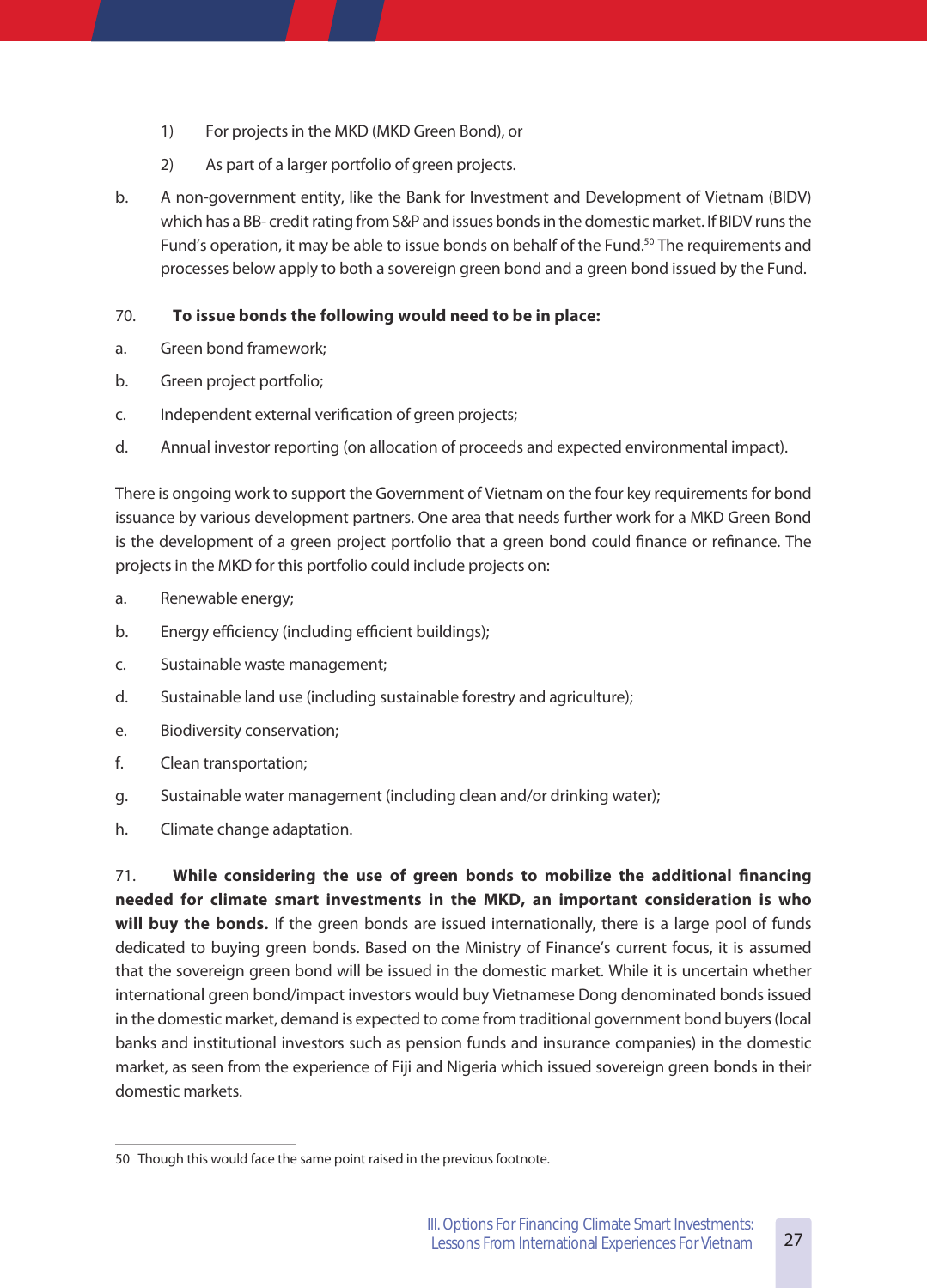1) For projects in the MKD (MKD Green Bond), or

2) As part of a larger portfolio of green projects.

b. A non-government entity, like the Bank for Investment and Development of Vietnam (BIDV) which has a BB- credit rating from S&P and issues bonds in the domestic market. If BIDV runs the Fund's operation, it may be able to issue bonds on behalf of the Fund.[50] The requirements and processes below apply to both a sovereign green bond and a green bond issued by the Fund.

70. **To issue bonds the following would need to be in place:**

a. Green bond framework;

b. Green project portfolio;

c. Independent external verification of green projects;

d. Annual investor reporting (on allocation of proceeds and expected environmental impact).

There is ongoing work to support the Government of Vietnam on the four key requirements for bond issuance by various development partners. One area that needs further work for a MKD Green Bond is the development of a green project portfolio that a green bond could finance or refinance. The projects in the MKD for this portfolio could include projects on:

a. Renewable energy;

b. Energy efficiency (including efficient buildings);

c. Sustainable waste management;

d. Sustainable land use (including sustainable forestry and agriculture);

e. Biodiversity conservation;

f. Clean transportation;

g. Sustainable water management (including clean and/or drinking water);

h. Climate change adaptation.

71. **While considering the use of green bonds to mobilize the additional financing needed for climate smart investments in the MKD, an important consideration is who will buy the bonds.** If the green bonds are issued internationally, there is a large pool of funds dedicated to buying green bonds. Based on the Ministry of Finance's current focus, it is assumed that the sovereign green bond will be issued in the domestic market. While it is uncertain whether international green bond/impact investors would buy Vietnamese Dong denominated bonds issued in the domestic market, demand is expected to come from traditional government bond buyers (local banks and institutional investors such as pension funds and insurance companies) in the domestic market, as seen from the experience of Fiji and Nigeria which issued sovereign green bonds in their domestic markets.

50 Though this would face the same point raised in the previous footnote.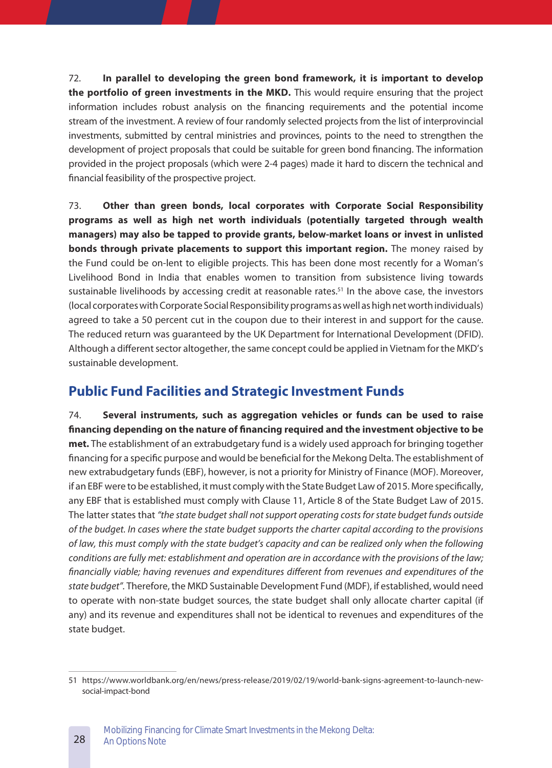72. **In parallel to developing the green bond framework, it is important to develop the portfolio of green investments in the MKD.** This would require ensuring that the project information includes robust analysis on the financing requirements and the potential income stream of the investment. A review of four randomly selected projects from the list of interprovincial investments, submitted by central ministries and provinces, points to the need to strengthen the development of project proposals that could be suitable for green bond financing. The information provided in the project proposals (which were 2-4 pages) made it hard to discern the technical and financial feasibility of the prospective project.

73. **Other than green bonds, local corporates with Corporate Social Responsibility programs as well as high net worth individuals (potentially targeted through wealth managers) may also be tapped to provide grants, below-market loans or invest in unlisted bonds through private placements to support this important region.** The money raised by the Fund could be on-lent to eligible projects. This has been done most recently for a Woman's Livelihood Bond in India that enables women to transition from subsistence living towards sustainable livelihoods by accessing credit at reasonable rates.[51] In the above case, the investors (local corporates with Corporate Social Responsibility programs as well as high net worth individuals) agreed to take a 50 percent cut in the coupon due to their interest in and support for the cause. The reduced return was guaranteed by the UK Department for International Development (DFID). Although a different sector altogether, the same concept could be applied in Vietnam for the MKD's sustainable development.

## Public Fund Facilities and Strategic Investment Funds

74. **Several instruments, such as aggregation vehicles or funds can be used to raise financing depending on the nature of financing required and the investment objective to be met.** The establishment of an extrabudgetary fund is a widely used approach for bringing together financing for a specific purpose and would be beneficial for the Mekong Delta. The establishment of new extrabudgetary funds (EBF), however, is not a priority for Ministry of Finance (MOF). Moreover, if an EBF were to be established, it must comply with the State Budget Law of 2015. More specifically, any EBF that is established must comply with Clause 11, Article 8 of the State Budget Law of 2015. The latter states that *"the state budget shall not support operating costs for state budget funds outside of the budget. In cases where the state budget supports the charter capital according to the provisions of law, this must comply with the state budget's capacity and can be realized only when the following conditions are fully met: establishment and operation are in accordance with the provisions of the law; financially viable; having revenues and expenditures different from revenues and expenditures of the state budget"*. Therefore, the MKD Sustainable Development Fund (MDF), if established, would need to operate with non-state budget sources, the state budget shall only allocate charter capital (if any) and its revenue and expenditures shall not be identical to revenues and expenditures of the state budget.

---

51 https://www.worldbank.org/en/news/press-release/2019/02/19/world-bank-signs-agreement-to-launch-new-social-impact-bond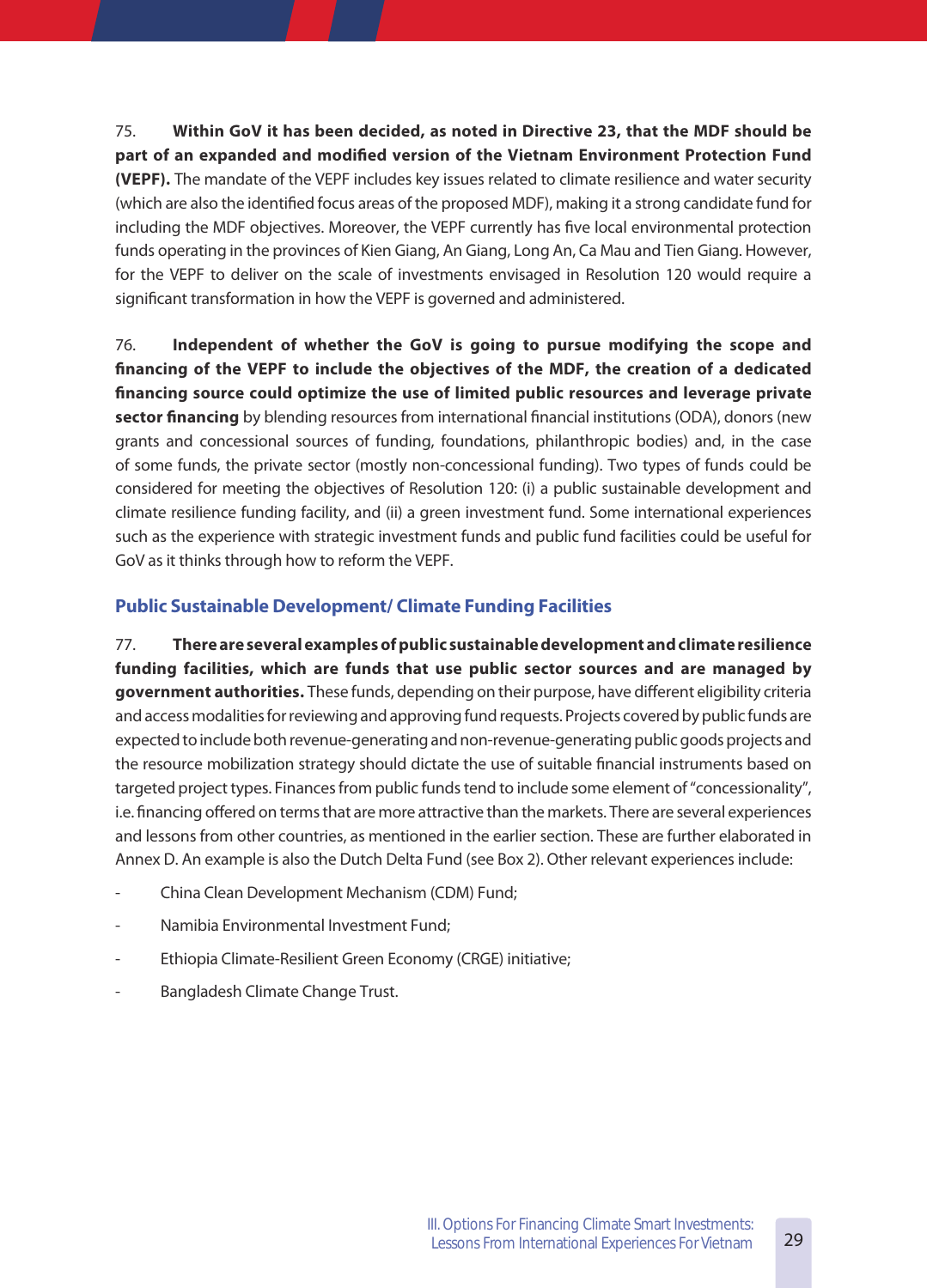75. **Within GoV it has been decided, as noted in Directive 23, that the MDF should be part of an expanded and modified version of the Vietnam Environment Protection Fund (VEPF).** The mandate of the VEPF includes key issues related to climate resilience and water security (which are also the identified focus areas of the proposed MDF), making it a strong candidate fund for including the MDF objectives. Moreover, the VEPF currently has five local environmental protection funds operating in the provinces of Kien Giang, An Giang, Long An, Ca Mau and Tien Giang. However, for the VEPF to deliver on the scale of investments envisaged in Resolution 120 would require a significant transformation in how the VEPF is governed and administered.

76. **Independent of whether the GoV is going to pursue modifying the scope and financing of the VEPF to include the objectives of the MDF, the creation of a dedicated financing source could optimize the use of limited public resources and leverage private sector financing** by blending resources from international financial institutions (ODA), donors (new grants and concessional sources of funding, foundations, philanthropic bodies) and, in the case of some funds, the private sector (mostly non-concessional funding). Two types of funds could be considered for meeting the objectives of Resolution 120: (i) a public sustainable development and climate resilience funding facility, and (ii) a green investment fund. Some international experiences such as the experience with strategic investment funds and public fund facilities could be useful for GoV as it thinks through how to reform the VEPF.

## Public Sustainable Development/ Climate Funding Facilities

77. **There are several examples of public sustainable development and climate resilience funding facilities, which are funds that use public sector sources and are managed by government authorities.** These funds, depending on their purpose, have different eligibility criteria and access modalities for reviewing and approving fund requests. Projects covered by public funds are expected to include both revenue-generating and non-revenue-generating public goods projects and the resource mobilization strategy should dictate the use of suitable financial instruments based on targeted project types. Finances from public funds tend to include some element of "concessionality", i.e. financing offered on terms that are more attractive than the markets. There are several experiences and lessons from other countries, as mentioned in the earlier section. These are further elaborated in Annex D. An example is also the Dutch Delta Fund (see Box 2). Other relevant experiences include:

- China Clean Development Mechanism (CDM) Fund;
- Namibia Environmental Investment Fund;
- Ethiopia Climate-Resilient Green Economy (CRGE) initiative;
- Bangladesh Climate Change Trust.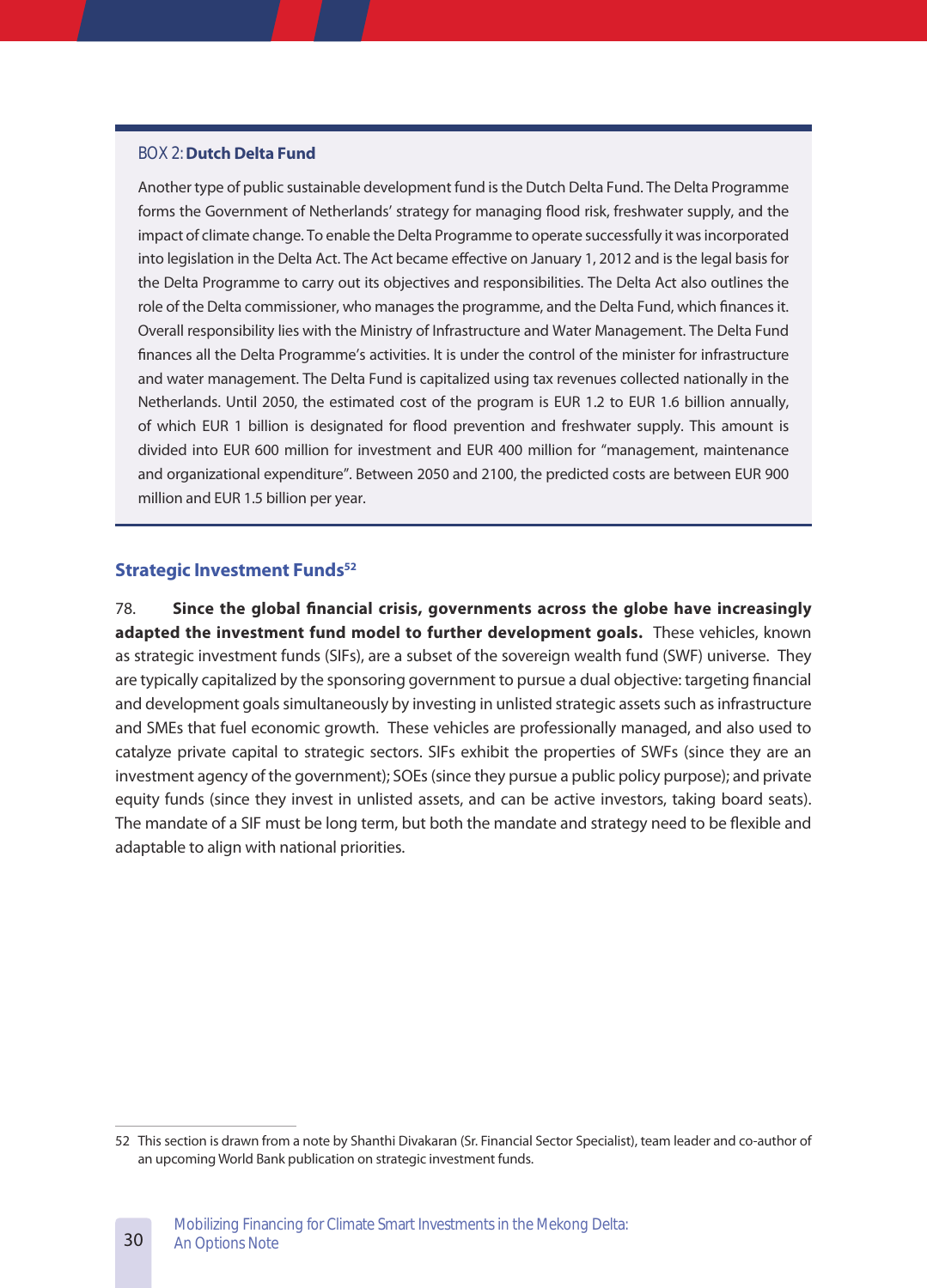**BOX 2: Dutch Delta Fund**

Another type of public sustainable development fund is the Dutch Delta Fund. The Delta Programme forms the Government of Netherlands' strategy for managing flood risk, freshwater supply, and the impact of climate change. To enable the Delta Programme to operate successfully it was incorporated into legislation in the Delta Act. The Act became effective on January 1, 2012 and is the legal basis for the Delta Programme to carry out its objectives and responsibilities. The Delta Act also outlines the role of the Delta commissioner, who manages the programme, and the Delta Fund, which finances it. Overall responsibility lies with the Ministry of Infrastructure and Water Management. The Delta Fund finances all the Delta Programme's activities. It is under the control of the minister for infrastructure and water management. The Delta Fund is capitalized using tax revenues collected nationally in the Netherlands. Until 2050, the estimated cost of the program is EUR 1.2 to EUR 1.6 billion annually, of which EUR 1 billion is designated for flood prevention and freshwater supply. This amount is divided into EUR 600 million for investment and EUR 400 million for "management, maintenance and organizational expenditure". Between 2050 and 2100, the predicted costs are between EUR 900 million and EUR 1.5 billion per year.

## Strategic Investment Funds[52]

78. **Since the global financial crisis, governments across the globe have increasingly adapted the investment fund model to further development goals.** These vehicles, known as strategic investment funds (SIFs), are a subset of the sovereign wealth fund (SWF) universe. They are typically capitalized by the sponsoring government to pursue a dual objective: targeting financial and development goals simultaneously by investing in unlisted strategic assets such as infrastructure and SMEs that fuel economic growth. These vehicles are professionally managed, and also used to catalyze private capital to strategic sectors. SIFs exhibit the properties of SWFs (since they are an investment agency of the government); SOEs (since they pursue a public policy purpose); and private equity funds (since they invest in unlisted assets, and can be active investors, taking board seats). The mandate of a SIF must be long term, but both the mandate and strategy need to be flexible and adaptable to align with national priorities.

52 This section is drawn from a note by Shanthi Divakaran (Sr. Financial Sector Specialist), team leader and co-author of an upcoming World Bank publication on strategic investment funds.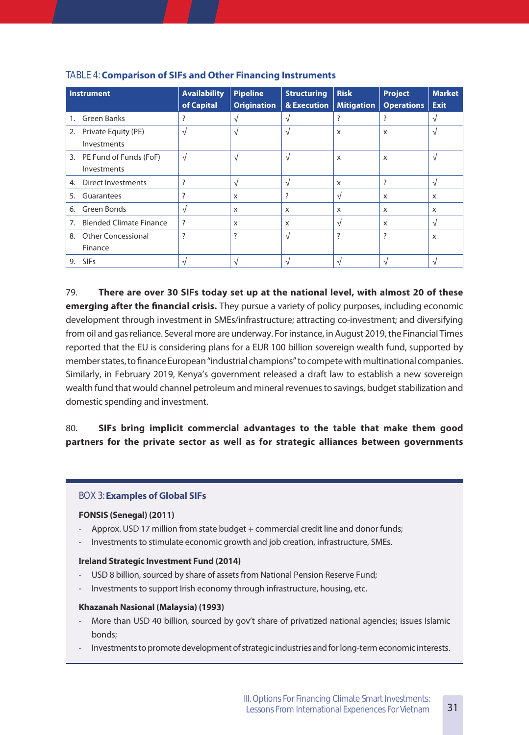TABLE 4: **Comparison of SIFs and Other Financing Instruments**

| Instrument | Availability of Capital | Pipeline Origination | Structuring & Execution | Risk Mitigation | Project Operations | Market Exit |
|---|---|---|---|---|---|---|
| 1. Green Banks | ? | √ | √ | ? | ? | √ |
| 2. Private Equity (PE) Investments | √ | √ | √ | x | x | √ |
| 3. PE Fund of Funds (FoF) Investments | √ | √ | √ | x | x | √ |
| 4. Direct Investments | ? | √ | √ | x | ? | √ |
| 5. Guarantees | ? | x | ? | √ | x | x |
| 6. Green Bonds | √ | x | x | x | x | x |
| 7. Blended Climate Finance | ? | x | x | √ | x | √ |
| 8. Other Concessional Finance | ? | ? | √ | ? | ? | x |
| 9. SIFs | √ | √ | √ | √ | √ | √ |

79. **There are over 30 SIFs today set up at the national level, with almost 20 of these emerging after the financial crisis.** They pursue a variety of policy purposes, including economic development through investment in SMEs/infrastructure; attracting co-investment; and diversifying from oil and gas reliance. Several more are underway. For instance, in August 2019, the Financial Times reported that the EU is considering plans for a EUR 100 billion sovereign wealth fund, supported by member states, to finance European "industrial champions" to compete with multinational companies. Similarly, in February 2019, Kenya's government released a draft law to establish a new sovereign wealth fund that would channel petroleum and mineral revenues to savings, budget stabilization and domestic spending and investment.

80. **SIFs bring implicit commercial advantages to the table that make them good partners for the private sector as well as for strategic alliances between governments**

BOX 3: **Examples of Global SIFs**

**FONSIS (Senegal) (2011)**

- Approx. USD 17 million from state budget + commercial credit line and donor funds;
- Investments to stimulate economic growth and job creation, infrastructure, SMEs.

**Ireland Strategic Investment Fund (2014)**

- USD 8 billion, sourced by share of assets from National Pension Reserve Fund;
- Investments to support Irish economy through infrastructure, housing, etc.

**Khazanah Nasional (Malaysia) (1993)**

- More than USD 40 billion, sourced by gov't share of privatized national agencies; issues Islamic bonds;
- Investments to promote development of strategic industries and for long-term economic interests.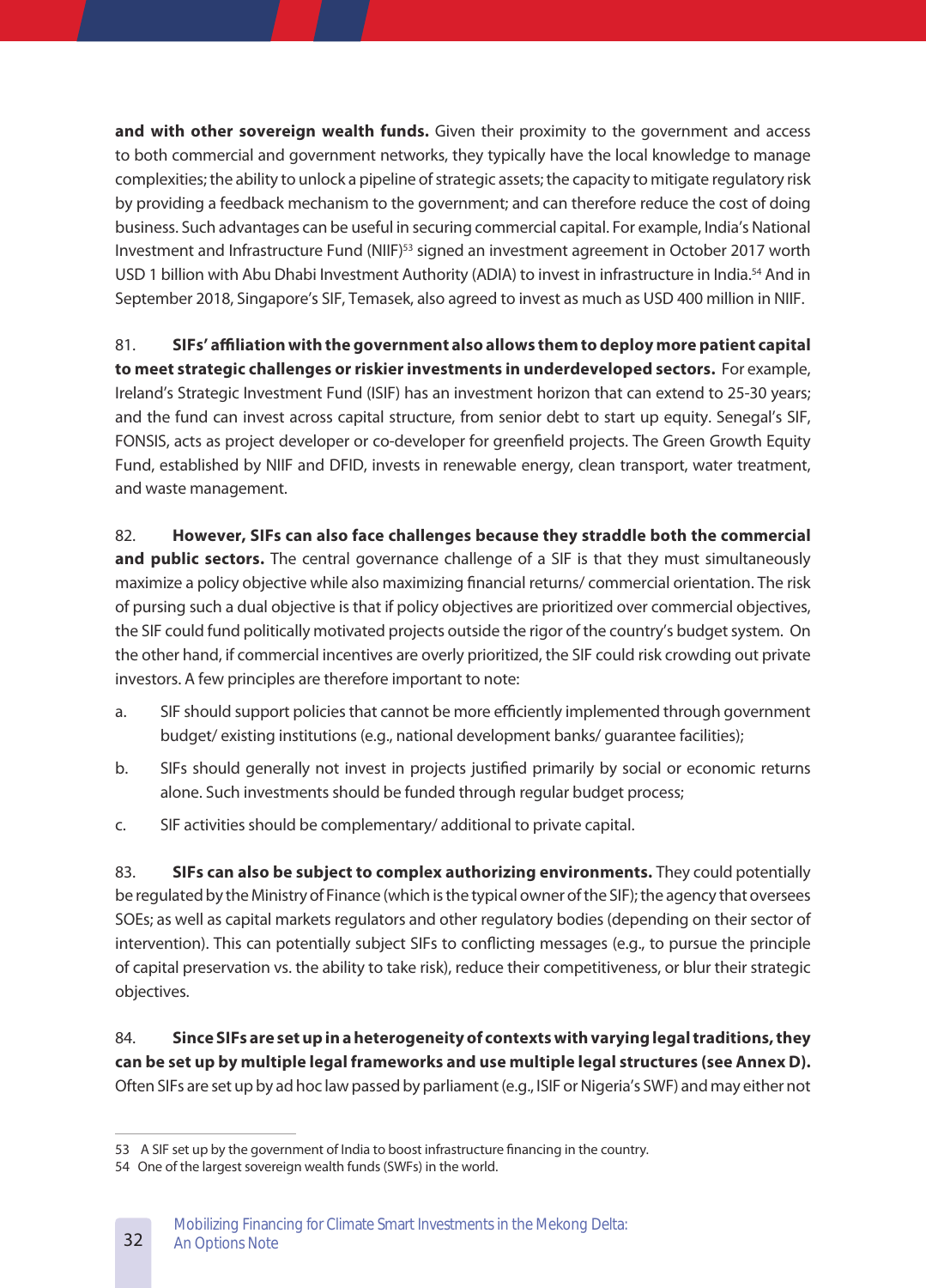**and with other sovereign wealth funds.** Given their proximity to the government and access to both commercial and government networks, they typically have the local knowledge to manage complexities; the ability to unlock a pipeline of strategic assets; the capacity to mitigate regulatory risk by providing a feedback mechanism to the government; and can therefore reduce the cost of doing business. Such advantages can be useful in securing commercial capital. For example, India's National Investment and Infrastructure Fund (NIIF)[53] signed an investment agreement in October 2017 worth USD 1 billion with Abu Dhabi Investment Authority (ADIA) to invest in infrastructure in India.[54] And in September 2018, Singapore's SIF, Temasek, also agreed to invest as much as USD 400 million in NIIF.

81. **SIFs' affiliation with the government also allows them to deploy more patient capital to meet strategic challenges or riskier investments in underdeveloped sectors.** For example, Ireland's Strategic Investment Fund (ISIF) has an investment horizon that can extend to 25-30 years; and the fund can invest across capital structure, from senior debt to start up equity. Senegal's SIF, FONSIS, acts as project developer or co-developer for greenfield projects. The Green Growth Equity Fund, established by NIIF and DFID, invests in renewable energy, clean transport, water treatment, and waste management.

82. **However, SIFs can also face challenges because they straddle both the commercial and public sectors.** The central governance challenge of a SIF is that they must simultaneously maximize a policy objective while also maximizing financial returns/ commercial orientation. The risk of pursing such a dual objective is that if policy objectives are prioritized over commercial objectives, the SIF could fund politically motivated projects outside the rigor of the country's budget system. On the other hand, if commercial incentives are overly prioritized, the SIF could risk crowding out private investors. A few principles are therefore important to note:

a. SIF should support policies that cannot be more efficiently implemented through government budget/ existing institutions (e.g., national development banks/ guarantee facilities);

b. SIFs should generally not invest in projects justified primarily by social or economic returns alone. Such investments should be funded through regular budget process;

c. SIF activities should be complementary/ additional to private capital.

83. **SIFs can also be subject to complex authorizing environments.** They could potentially be regulated by the Ministry of Finance (which is the typical owner of the SIF); the agency that oversees SOEs; as well as capital markets regulators and other regulatory bodies (depending on their sector of intervention). This can potentially subject SIFs to conflicting messages (e.g., to pursue the principle of capital preservation vs. the ability to take risk), reduce their competitiveness, or blur their strategic objectives.

84. **Since SIFs are set up in a heterogeneity of contexts with varying legal traditions, they can be set up by multiple legal frameworks and use multiple legal structures (see Annex D).** Often SIFs are set up by ad hoc law passed by parliament (e.g., ISIF or Nigeria's SWF) and may either not

---

53 A SIF set up by the government of India to boost infrastructure financing in the country.

54 One of the largest sovereign wealth funds (SWFs) in the world.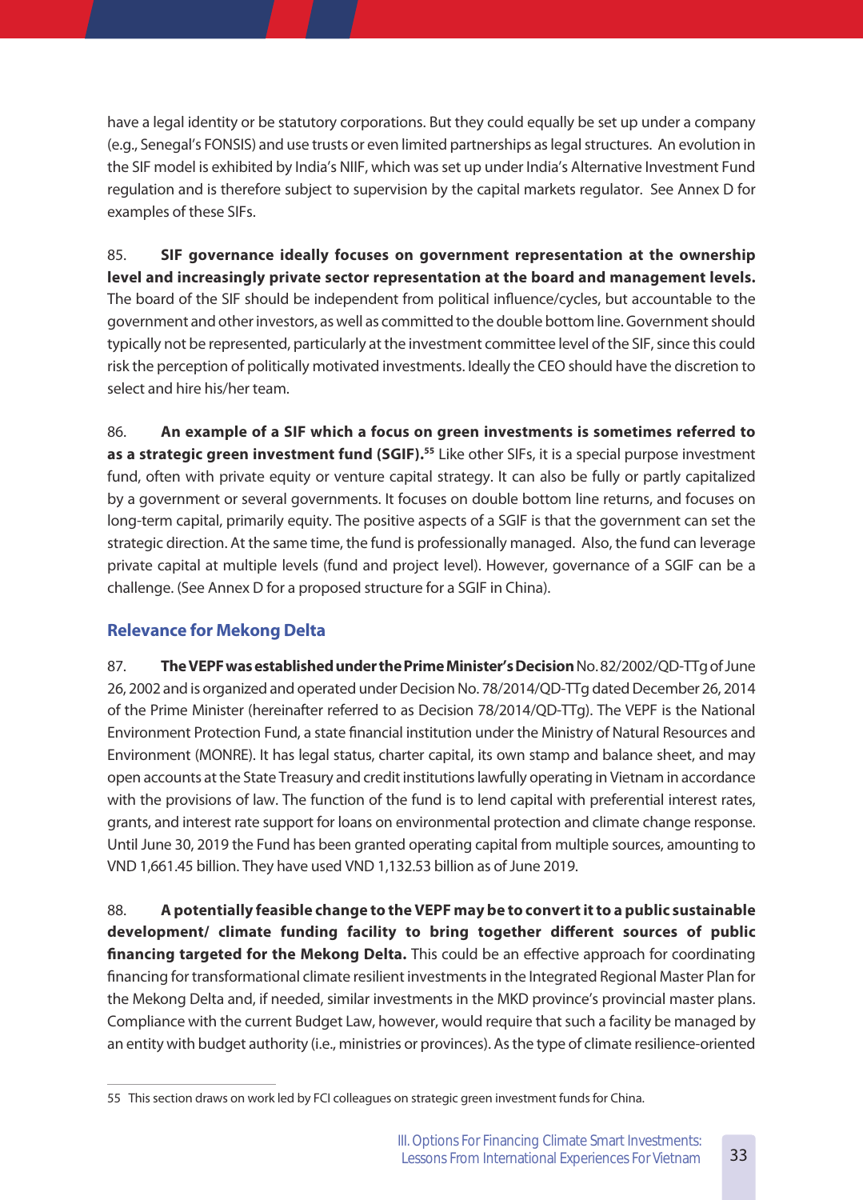have a legal identity or be statutory corporations. But they could equally be set up under a company (e.g., Senegal's FONSIS) and use trusts or even limited partnerships as legal structures. An evolution in the SIF model is exhibited by India's NIIF, which was set up under India's Alternative Investment Fund regulation and is therefore subject to supervision by the capital markets regulator. See Annex D for examples of these SIFs.

85. **SIF governance ideally focuses on government representation at the ownership level and increasingly private sector representation at the board and management levels.** The board of the SIF should be independent from political influence/cycles, but accountable to the government and other investors, as well as committed to the double bottom line. Government should typically not be represented, particularly at the investment committee level of the SIF, since this could risk the perception of politically motivated investments. Ideally the CEO should have the discretion to select and hire his/her team.

86. **An example of a SIF which a focus on green investments is sometimes referred to as a strategic green investment fund (SGIF).**[55] Like other SIFs, it is a special purpose investment fund, often with private equity or venture capital strategy. It can also be fully or partly capitalized by a government or several governments. It focuses on double bottom line returns, and focuses on long-term capital, primarily equity. The positive aspects of a SGIF is that the government can set the strategic direction. At the same time, the fund is professionally managed. Also, the fund can leverage private capital at multiple levels (fund and project level). However, governance of a SGIF can be a challenge. (See Annex D for a proposed structure for a SGIF in China).

## Relevance for Mekong Delta

87. **The VEPF was established under the Prime Minister's Decision** No. 82/2002/QD-TTg of June 26, 2002 and is organized and operated under Decision No. 78/2014/QD-TTg dated December 26, 2014 of the Prime Minister (hereinafter referred to as Decision 78/2014/QD-TTg). The VEPF is the National Environment Protection Fund, a state financial institution under the Ministry of Natural Resources and Environment (MONRE). It has legal status, charter capital, its own stamp and balance sheet, and may open accounts at the State Treasury and credit institutions lawfully operating in Vietnam in accordance with the provisions of law. The function of the fund is to lend capital with preferential interest rates, grants, and interest rate support for loans on environmental protection and climate change response. Until June 30, 2019 the Fund has been granted operating capital from multiple sources, amounting to VND 1,661.45 billion. They have used VND 1,132.53 billion as of June 2019.

88. **A potentially feasible change to the VEPF may be to convert it to a public sustainable development/ climate funding facility to bring together different sources of public financing targeted for the Mekong Delta.** This could be an effective approach for coordinating financing for transformational climate resilient investments in the Integrated Regional Master Plan for the Mekong Delta and, if needed, similar investments in the MKD province's provincial master plans. Compliance with the current Budget Law, however, would require that such a facility be managed by an entity with budget authority (i.e., ministries or provinces). As the type of climate resilience-oriented

55 This section draws on work led by FCI colleagues on strategic green investment funds for China.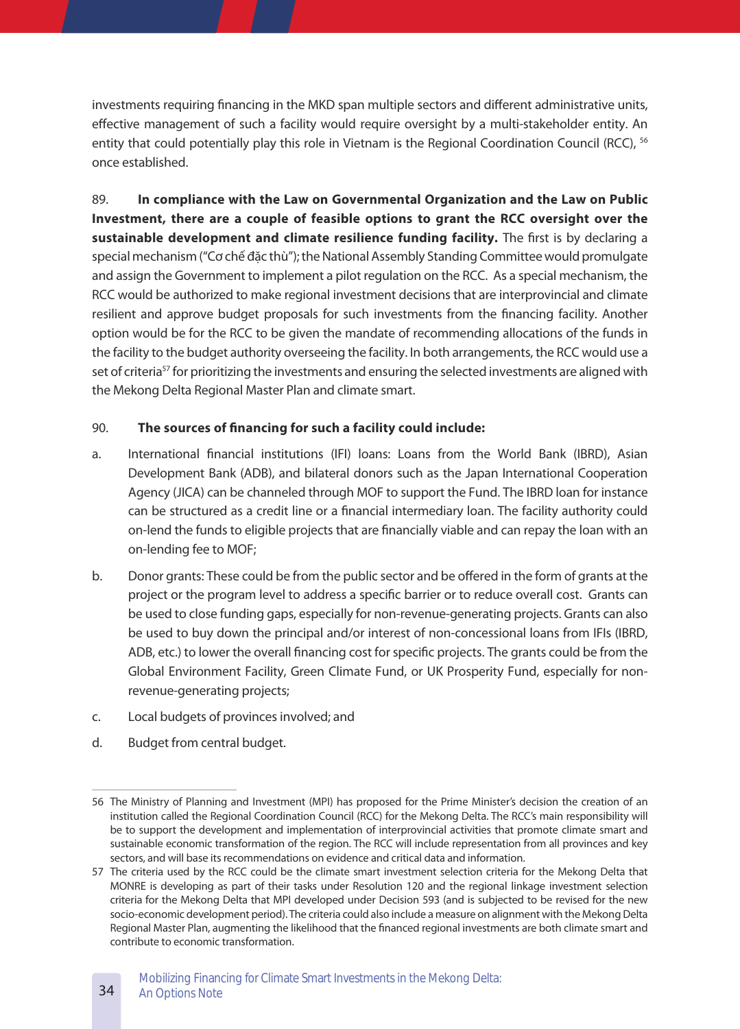investments requiring financing in the MKD span multiple sectors and different administrative units, effective management of such a facility would require oversight by a multi-stakeholder entity. An entity that could potentially play this role in Vietnam is the Regional Coordination Council (RCC), [56] once established.

89. **In compliance with the Law on Governmental Organization and the Law on Public Investment, there are a couple of feasible options to grant the RCC oversight over the sustainable development and climate resilience funding facility.** The first is by declaring a special mechanism ("Cơ chế đặc thù"); the National Assembly Standing Committee would promulgate and assign the Government to implement a pilot regulation on the RCC. As a special mechanism, the RCC would be authorized to make regional investment decisions that are interprovincial and climate resilient and approve budget proposals for such investments from the financing facility. Another option would be for the RCC to be given the mandate of recommending allocations of the funds in the facility to the budget authority overseeing the facility. In both arrangements, the RCC would use a set of criteria[57] for prioritizing the investments and ensuring the selected investments are aligned with the Mekong Delta Regional Master Plan and climate smart.

90. **The sources of financing for such a facility could include:**

a. International financial institutions (IFI) loans: Loans from the World Bank (IBRD), Asian Development Bank (ADB), and bilateral donors such as the Japan International Cooperation Agency (JICA) can be channeled through MOF to support the Fund. The IBRD loan for instance can be structured as a credit line or a financial intermediary loan. The facility authority could on-lend the funds to eligible projects that are financially viable and can repay the loan with an on-lending fee to MOF;

b. Donor grants: These could be from the public sector and be offered in the form of grants at the project or the program level to address a specific barrier or to reduce overall cost. Grants can be used to close funding gaps, especially for non-revenue-generating projects. Grants can also be used to buy down the principal and/or interest of non-concessional loans from IFIs (IBRD, ADB, etc.) to lower the overall financing cost for specific projects. The grants could be from the Global Environment Facility, Green Climate Fund, or UK Prosperity Fund, especially for non-revenue-generating projects;

c. Local budgets of provinces involved; and

d. Budget from central budget.

---

56 The Ministry of Planning and Investment (MPI) has proposed for the Prime Minister's decision the creation of an institution called the Regional Coordination Council (RCC) for the Mekong Delta. The RCC's main responsibility will be to support the development and implementation of interprovincial activities that promote climate smart and sustainable economic transformation of the region. The RCC will include representation from all provinces and key sectors, and will base its recommendations on evidence and critical data and information.

57 The criteria used by the RCC could be the climate smart investment selection criteria for the Mekong Delta that MONRE is developing as part of their tasks under Resolution 120 and the regional linkage investment selection criteria for the Mekong Delta that MPI developed under Decision 593 (and is subjected to be revised for the new socio-economic development period). The criteria could also include a measure on alignment with the Mekong Delta Regional Master Plan, augmenting the likelihood that the financed regional investments are both climate smart and contribute to economic transformation.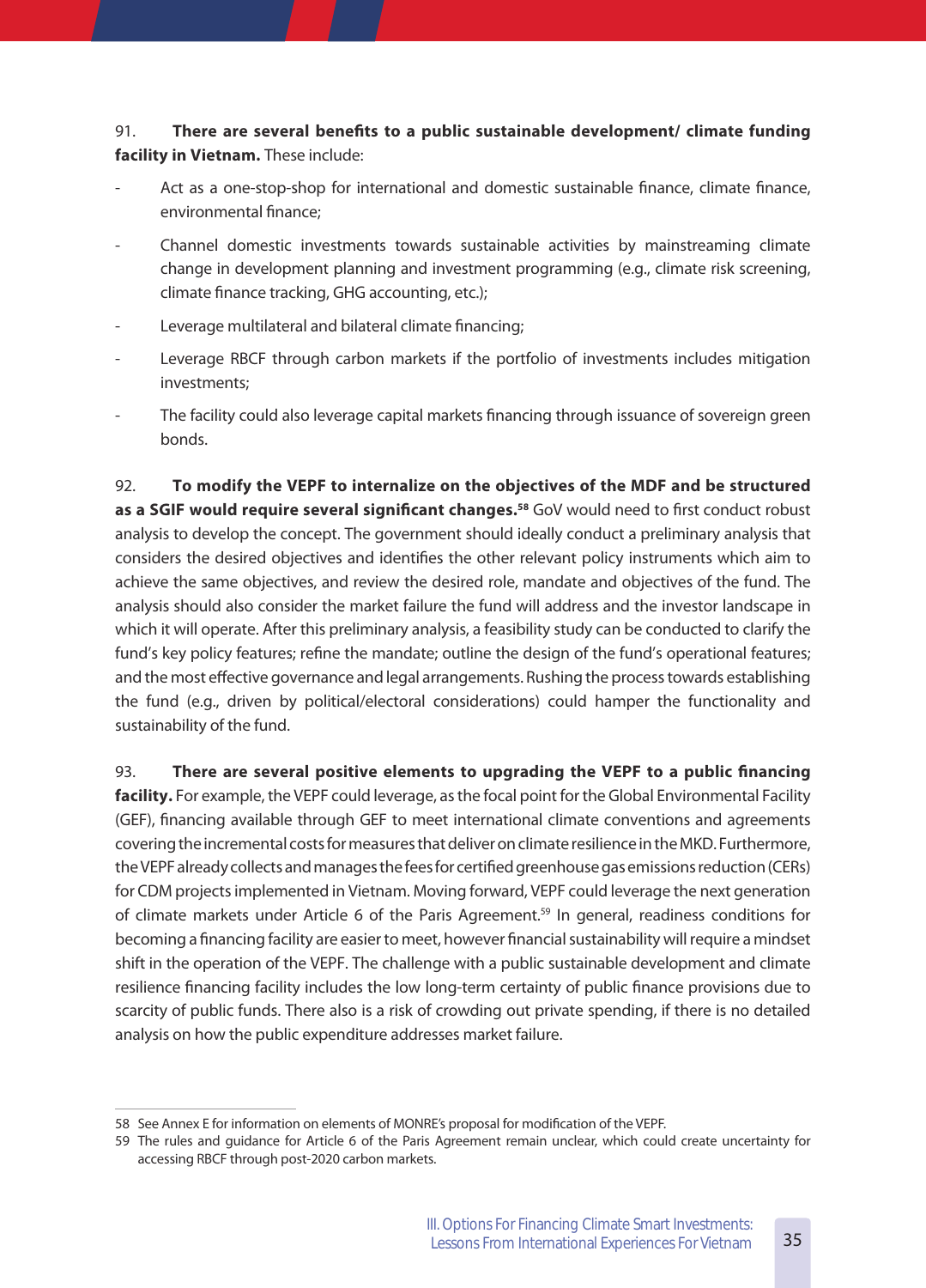91. **There are several benefits to a public sustainable development/ climate funding facility in Vietnam.** These include:

- Act as a one-stop-shop for international and domestic sustainable finance, climate finance, environmental finance;
- Channel domestic investments towards sustainable activities by mainstreaming climate change in development planning and investment programming (e.g., climate risk screening, climate finance tracking, GHG accounting, etc.);
- Leverage multilateral and bilateral climate financing;
- Leverage RBCF through carbon markets if the portfolio of investments includes mitigation investments;
- The facility could also leverage capital markets financing through issuance of sovereign green bonds.

92. **To modify the VEPF to internalize on the objectives of the MDF and be structured as a SGIF would require several significant changes.**[58] GoV would need to first conduct robust analysis to develop the concept. The government should ideally conduct a preliminary analysis that considers the desired objectives and identifies the other relevant policy instruments which aim to achieve the same objectives, and review the desired role, mandate and objectives of the fund. The analysis should also consider the market failure the fund will address and the investor landscape in which it will operate. After this preliminary analysis, a feasibility study can be conducted to clarify the fund's key policy features; refine the mandate; outline the design of the fund's operational features; and the most effective governance and legal arrangements. Rushing the process towards establishing the fund (e.g., driven by political/electoral considerations) could hamper the functionality and sustainability of the fund.

93. **There are several positive elements to upgrading the VEPF to a public financing facility.** For example, the VEPF could leverage, as the focal point for the Global Environmental Facility (GEF), financing available through GEF to meet international climate conventions and agreements covering the incremental costs for measures that deliver on climate resilience in the MKD. Furthermore, the VEPF already collects and manages the fees for certified greenhouse gas emissions reduction (CERs) for CDM projects implemented in Vietnam. Moving forward, VEPF could leverage the next generation of climate markets under Article 6 of the Paris Agreement.[59] In general, readiness conditions for becoming a financing facility are easier to meet, however financial sustainability will require a mindset shift in the operation of the VEPF. The challenge with a public sustainable development and climate resilience financing facility includes the low long-term certainty of public finance provisions due to scarcity of public funds. There also is a risk of crowding out private spending, if there is no detailed analysis on how the public expenditure addresses market failure.

---

58 See Annex E for information on elements of MONRE's proposal for modification of the VEPF.

59 The rules and guidance for Article 6 of the Paris Agreement remain unclear, which could create uncertainty for accessing RBCF through post-2020 carbon markets.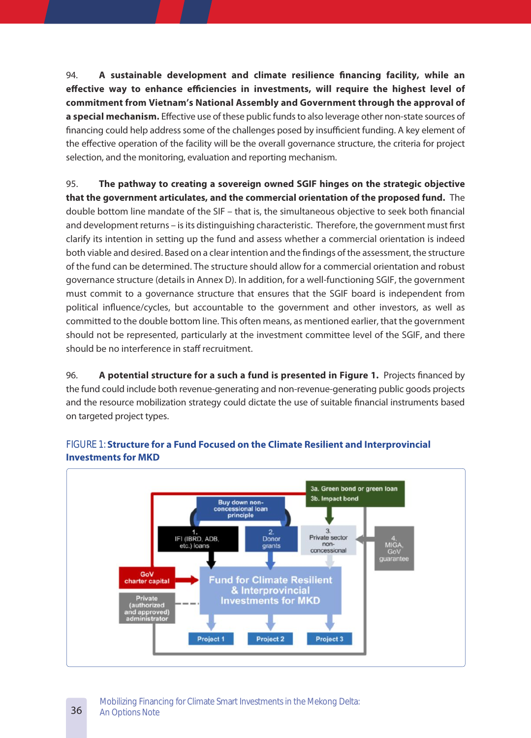94. **A sustainable development and climate resilience financing facility, while an effective way to enhance efficiencies in investments, will require the highest level of commitment from Vietnam's National Assembly and Government through the approval of a special mechanism.** Effective use of these public funds to also leverage other non-state sources of financing could help address some of the challenges posed by insufficient funding. A key element of the effective operation of the facility will be the overall governance structure, the criteria for project selection, and the monitoring, evaluation and reporting mechanism.

95. **The pathway to creating a sovereign owned SGIF hinges on the strategic objective that the government articulates, and the commercial orientation of the proposed fund.** The double bottom line mandate of the SIF – that is, the simultaneous objective to seek both financial and development returns – is its distinguishing characteristic. Therefore, the government must first clarify its intention in setting up the fund and assess whether a commercial orientation is indeed both viable and desired. Based on a clear intention and the findings of the assessment, the structure of the fund can be determined. The structure should allow for a commercial orientation and robust governance structure (details in Annex D). In addition, for a well-functioning SGIF, the government must commit to a governance structure that ensures that the SGIF board is independent from political influence/cycles, but accountable to the government and other investors, as well as committed to the double bottom line. This often means, as mentioned earlier, that the government should not be represented, particularly at the investment committee level of the SGIF, and there should be no interference in staff recruitment.

96. **A potential structure for a such a fund is presented in Figure 1.** Projects financed by the fund could include both revenue-generating and non-revenue-generating public goods projects and the resource mobilization strategy could dictate the use of suitable financial instruments based on targeted project types.

FIGURE 1: **Structure for a Fund Focused on the Climate Resilient and Interprovincial Investments for MKD**

3a. Green bond or green loan
3b. Impact bond

Buy down non-concessional loan principle

1. IFI (IBRD, ADB, etc.) loans

2. Donor grants

3. Private sector non-concessional

4. MIGA, GoV guarantee

GoV charter capital

Private (authorized and approved) administrator

Fund for Climate Resilient & Interprovincial Investments for MKD

Project 1 | Project 2 | Project 3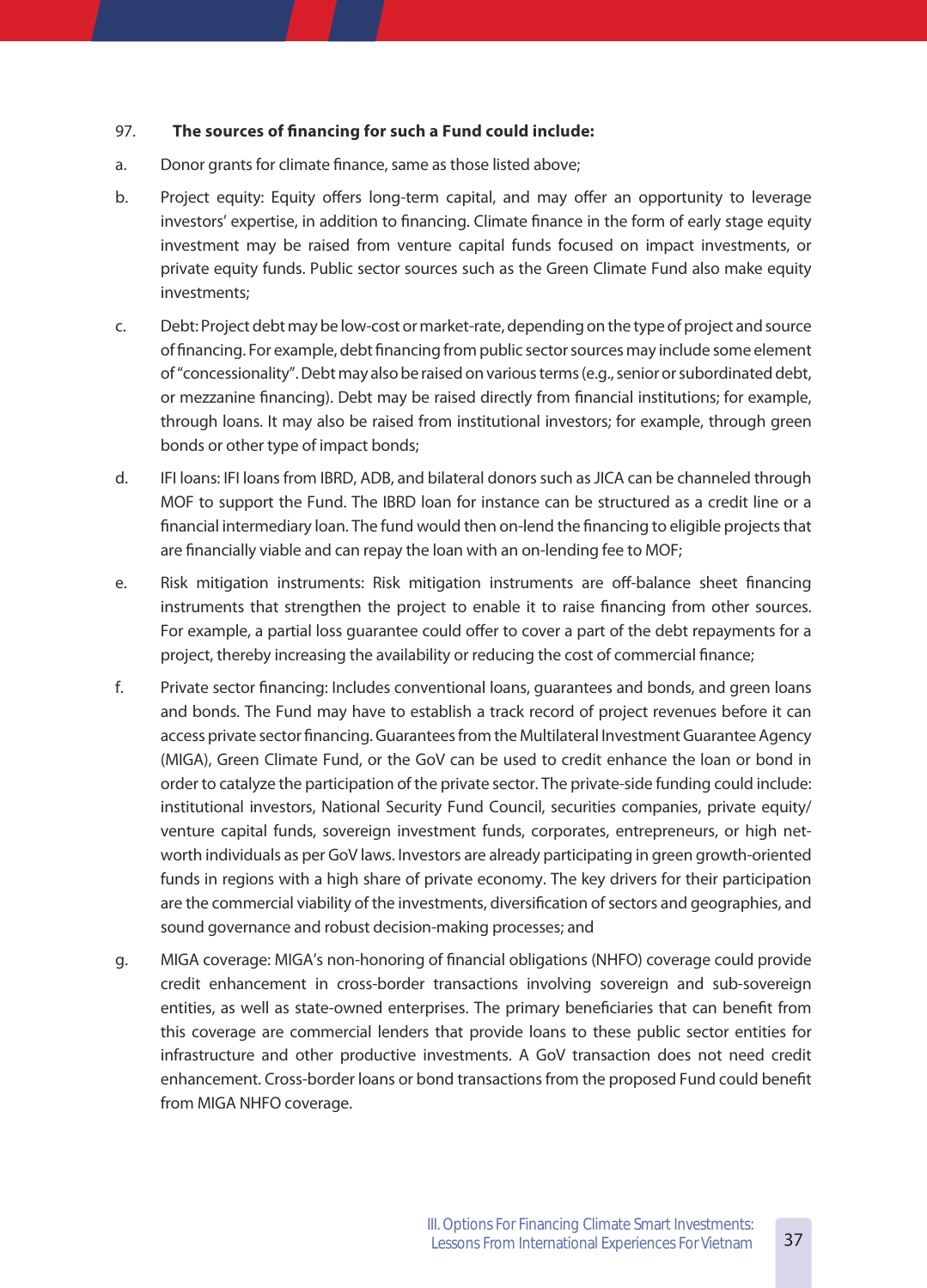97. **The sources of financing for such a Fund could include:**

a. Donor grants for climate finance, same as those listed above;

b. Project equity: Equity offers long-term capital, and may offer an opportunity to leverage investors' expertise, in addition to financing. Climate finance in the form of early stage equity investment may be raised from venture capital funds focused on impact investments, or private equity funds. Public sector sources such as the Green Climate Fund also make equity investments;

c. Debt: Project debt may be low-cost or market-rate, depending on the type of project and source of financing. For example, debt financing from public sector sources may include some element of "concessionality". Debt may also be raised on various terms (e.g., senior or subordinated debt, or mezzanine financing). Debt may be raised directly from financial institutions; for example, through loans. It may also be raised from institutional investors; for example, through green bonds or other type of impact bonds;

d. IFI loans: IFI loans from IBRD, ADB, and bilateral donors such as JICA can be channeled through MOF to support the Fund. The IBRD loan for instance can be structured as a credit line or a financial intermediary loan. The fund would then on-lend the financing to eligible projects that are financially viable and can repay the loan with an on-lending fee to MOF;

e. Risk mitigation instruments: Risk mitigation instruments are off-balance sheet financing instruments that strengthen the project to enable it to raise financing from other sources. For example, a partial loss guarantee could offer to cover a part of the debt repayments for a project, thereby increasing the availability or reducing the cost of commercial finance;

f. Private sector financing: Includes conventional loans, guarantees and bonds, and green loans and bonds. The Fund may have to establish a track record of project revenues before it can access private sector financing. Guarantees from the Multilateral Investment Guarantee Agency (MIGA), Green Climate Fund, or the GoV can be used to credit enhance the loan or bond in order to catalyze the participation of the private sector. The private-side funding could include: institutional investors, National Security Fund Council, securities companies, private equity/ venture capital funds, sovereign investment funds, corporates, entrepreneurs, or high net-worth individuals as per GoV laws. Investors are already participating in green growth-oriented funds in regions with a high share of private economy. The key drivers for their participation are the commercial viability of the investments, diversification of sectors and geographies, and sound governance and robust decision-making processes; and

g. MIGA coverage: MIGA's non-honoring of financial obligations (NHFO) coverage could provide credit enhancement in cross-border transactions involving sovereign and sub-sovereign entities, as well as state-owned enterprises. The primary beneficiaries that can benefit from this coverage are commercial lenders that provide loans to these public sector entities for infrastructure and other productive investments. A GoV transaction does not need credit enhancement. Cross-border loans or bond transactions from the proposed Fund could benefit from MIGA NHFO coverage.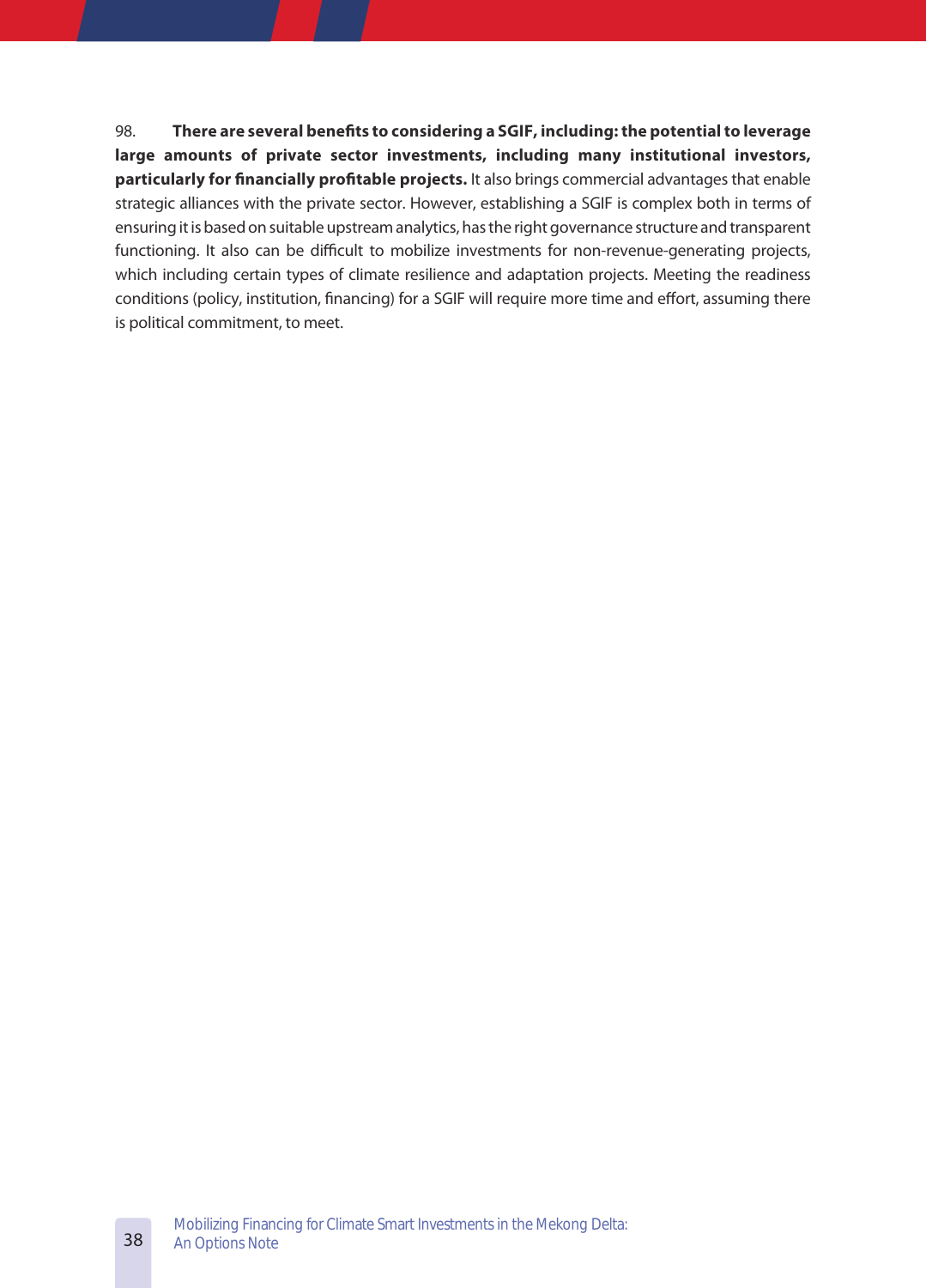98. **There are several benefits to considering a SGIF, including: the potential to leverage large amounts of private sector investments, including many institutional investors, particularly for financially profitable projects.** It also brings commercial advantages that enable strategic alliances with the private sector. However, establishing a SGIF is complex both in terms of ensuring it is based on suitable upstream analytics, has the right governance structure and transparent functioning. It also can be difficult to mobilize investments for non-revenue-generating projects, which including certain types of climate resilience and adaptation projects. Meeting the readiness conditions (policy, institution, financing) for a SGIF will require more time and effort, assuming there is political commitment, to meet.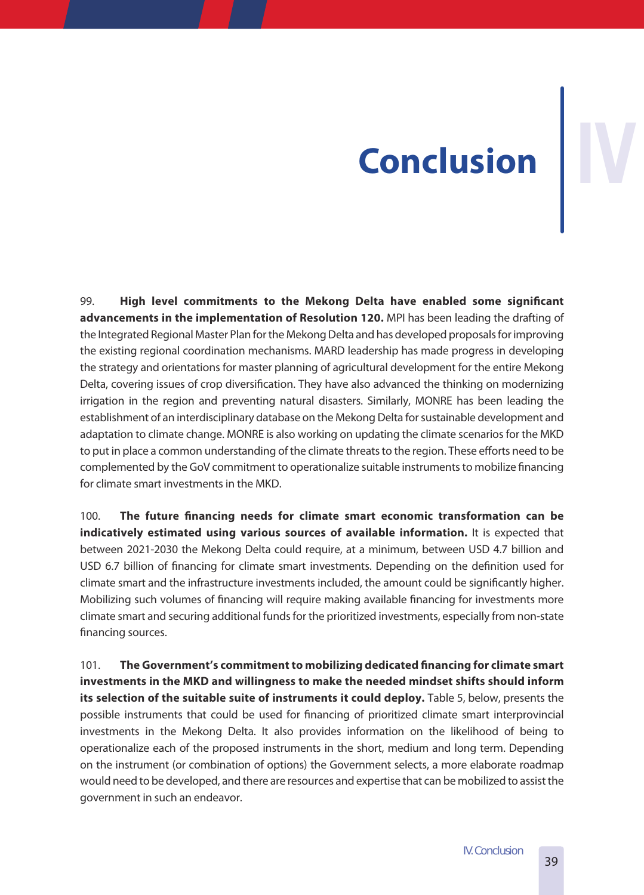# IV Conclusion

99. **High level commitments to the Mekong Delta have enabled some significant advancements in the implementation of Resolution 120.** MPI has been leading the drafting of the Integrated Regional Master Plan for the Mekong Delta and has developed proposals for improving the existing regional coordination mechanisms. MARD leadership has made progress in developing the strategy and orientations for master planning of agricultural development for the entire Mekong Delta, covering issues of crop diversification. They have also advanced the thinking on modernizing irrigation in the region and preventing natural disasters. Similarly, MONRE has been leading the establishment of an interdisciplinary database on the Mekong Delta for sustainable development and adaptation to climate change. MONRE is also working on updating the climate scenarios for the MKD to put in place a common understanding of the climate threats to the region. These efforts need to be complemented by the GoV commitment to operationalize suitable instruments to mobilize financing for climate smart investments in the MKD.

100. **The future financing needs for climate smart economic transformation can be indicatively estimated using various sources of available information.** It is expected that between 2021-2030 the Mekong Delta could require, at a minimum, between USD 4.7 billion and USD 6.7 billion of financing for climate smart investments. Depending on the definition used for climate smart and the infrastructure investments included, the amount could be significantly higher. Mobilizing such volumes of financing will require making available financing for investments more climate smart and securing additional funds for the prioritized investments, especially from non-state financing sources.

101. **The Government's commitment to mobilizing dedicated financing for climate smart investments in the MKD and willingness to make the needed mindset shifts should inform its selection of the suitable suite of instruments it could deploy.** Table 5, below, presents the possible instruments that could be used for financing of prioritized climate smart interprovincial investments in the Mekong Delta. It also provides information on the likelihood of being to operationalize each of the proposed instruments in the short, medium and long term. Depending on the instrument (or combination of options) the Government selects, a more elaborate roadmap would need to be developed, and there are resources and expertise that can be mobilized to assist the government in such an endeavor.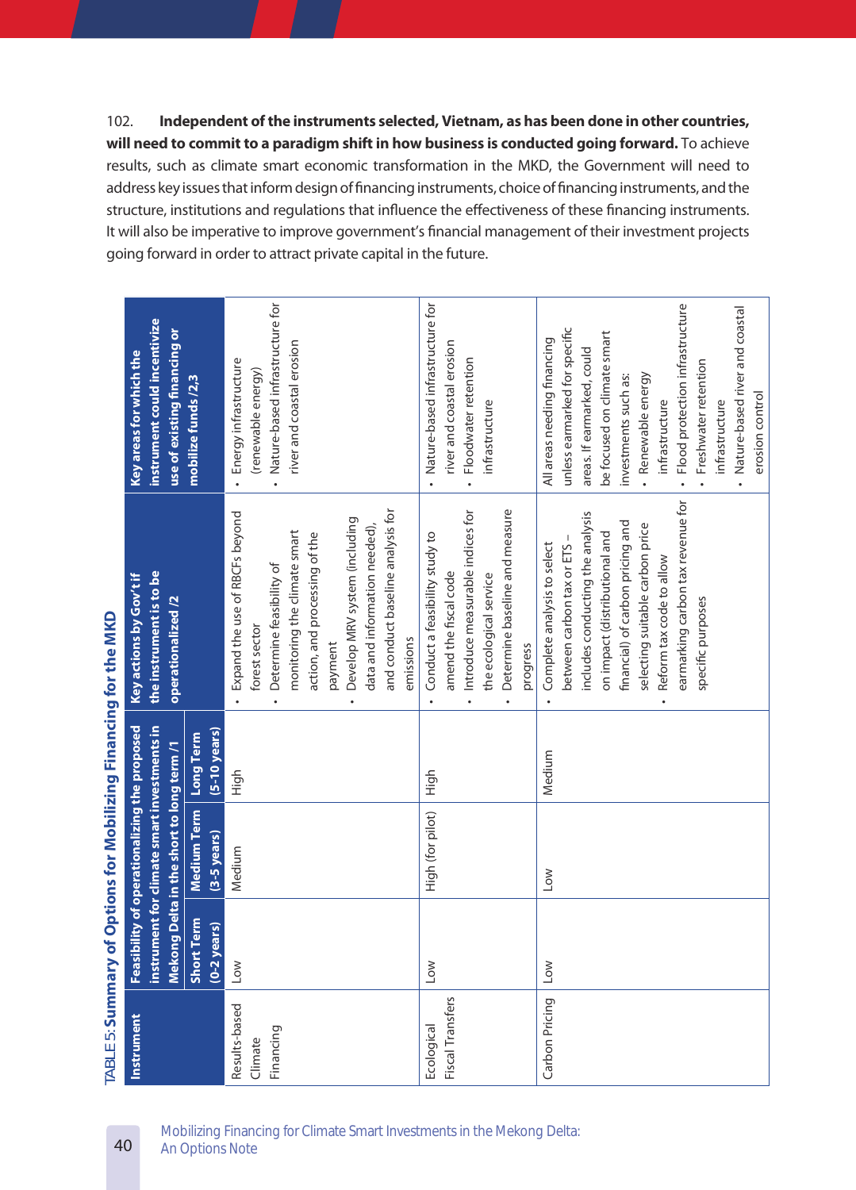102. **Independent of the instruments selected, Vietnam, as has been done in other countries, will need to commit to a paradigm shift in how business is conducted going forward.** To achieve results, such as climate smart economic transformation in the MKD, the Government will need to address key issues that inform design of financing instruments, choice of financing instruments, and the structure, institutions and regulations that influence the effectiveness of these financing instruments. It will also be imperative to improve government's financial management of their investment projects going forward in order to attract private capital in the future.

TABLE 5: **Summary of Options for Mobilizing Financing for the MKD**

| Instrument | Feasibility of operationalizing the proposed instrument for climate smart investments in Mekong Delta in the short to long term /1 | | | Key actions by Gov't if the instrument is to be operationalized /2 | Key areas for which the instrument could incentivize use of existing financing or mobilize funds /2,3 |
|---|---|---|---|---|---|
| | Short Term (0-2 years) | Medium Term (3-5 years) | Long Term (5-10 years) | | |
| Results-based Climate Financing | Low | Medium | High | • Expand the use of RBCFs beyond forest sector<br>• Determine feasibility of monitoring the climate smart action, and processing of the payment<br>• Develop MRV system (including data and information needed), and conduct baseline analysis for emissions | • Energy infrastructure (renewable energy)<br>• Nature-based infrastructure for river and coastal erosion |
| Ecological Fiscal Transfers | Low | High (for pilot) | High | • Conduct a feasibility study to amend the fiscal code<br>• Introduce measurable indices for the ecological service<br>• Determine baseline and measure progress | • Nature-based infrastructure for river and coastal erosion<br>• Floodwater retention infrastructure |
| Carbon Pricing | Low | Low | Medium | • Complete analysis to select between carbon tax or ETS – includes conducting the analysis on impact (distributional and financial) of carbon pricing and selecting suitable carbon price<br>• Reform tax code to allow earmarking carbon tax revenue for specific purposes | All areas needing financing unless earmarked for specific areas. If earmarked, could be focused on climate smart investments such as:<br>• Renewable energy infrastructure<br>• Flood protection infrastructure<br>• Freshwater retention infrastructure<br>• Nature-based river and coastal erosion control |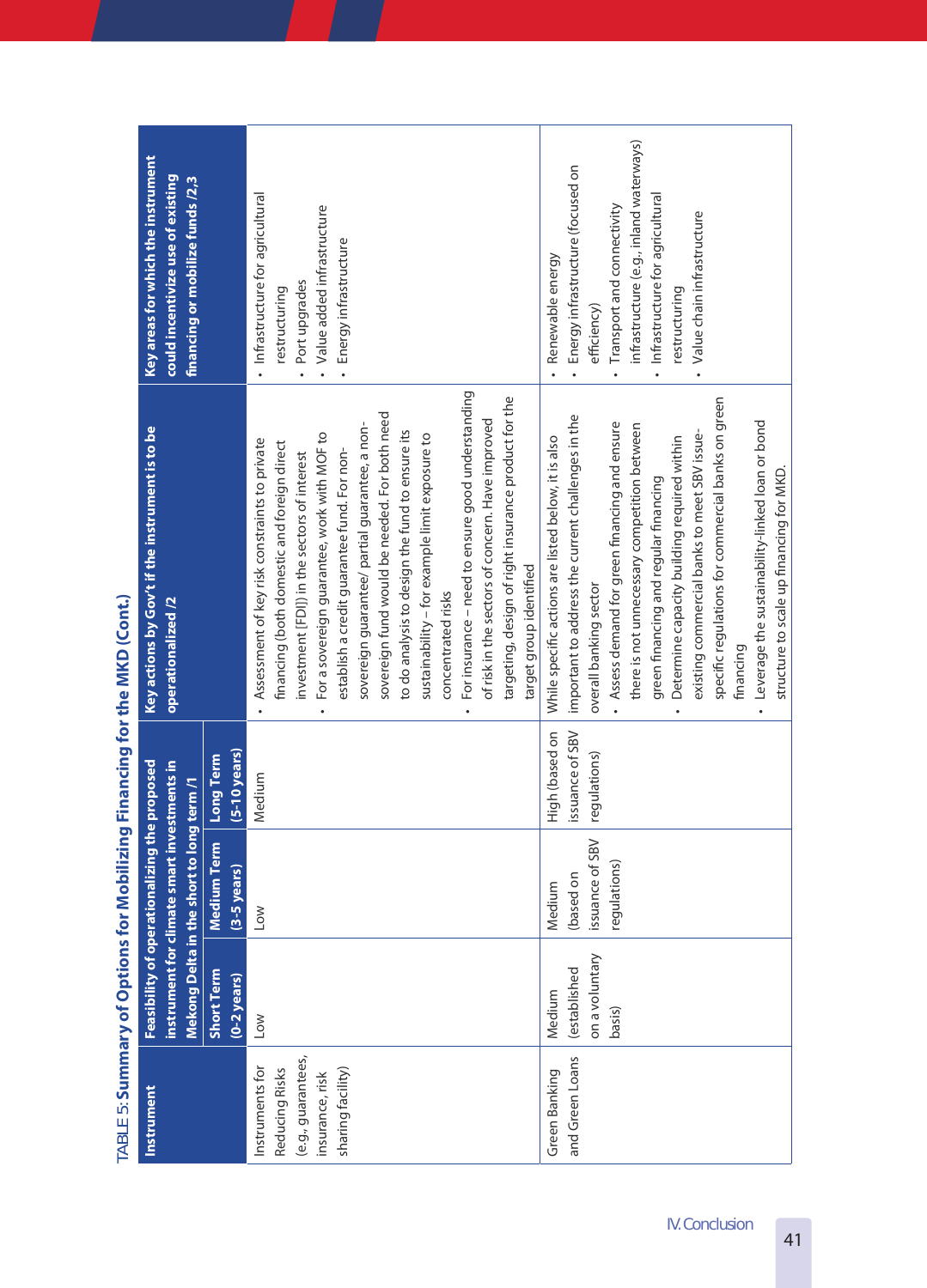TABLE 5: **Summary of Options for Mobilizing Financing for the MKD (Cont.)**

| Instrument | Feasibility of operationalizing the proposed instrument for climate smart investments in Mekong Delta in the short to long term /1 | | | Key actions by Gov't if the instrument is to be operationalized /2 | Key areas for which the instrument could incentivize use of existing financing or mobilize funds /2,3 |
|---|---|---|---|---|---|
| | Short Term (0-2 years) | Medium Term (3-5 years) | Long Term (5-10 years) | | |
| Instruments for Reducing Risks (e.g., guarantees, risk insurance, risk sharing facility) | Low | Low | Medium | • Assessment of key risk constraints to private financing (both domestic and foreign direct investment [FDI]) in the sectors of interest<br>• For a sovereign guarantee, work with MOF to establish a credit guarantee fund. For non-sovereign guarantee/ partial guarantees, a non-sovereign fund would be needed. For both need to do analysis to design the fund to ensure its sustainability – for example limit exposure to concentrated risks<br>• For insurance – need to ensure good understanding of risk in the sectors of concern. Have improved targeting, design of right insurance product for the target group identified | • Infrastructure for agricultural restructuring<br>• Port upgrades<br>• Value added infrastructure<br>• Energy infrastructure |
| Green Banking and Green Loans | Medium (established on a voluntary basis) | Medium (based on issuance of SBV regulations) | High (based on issuance of SBV regulations) | While specific actions are listed below, it is also important to address the current challenges in the overall banking sector<br>• Assess demand for green financing and ensure there is not unnecessary competition between green financing and regular financing<br>• Determine capacity building required within existing commercial banks to meet SBV issue-specific regulations for commercial banks on green financing<br>• Leverage the sustainability-linked loan or bond structure to scale up financing for MKD. | • Renewable energy<br>• Energy infrastructure (focused on efficiency)<br>• Transport and connectivity infrastructure (e.g., inland waterways)<br>• Infrastructure for agricultural restructuring<br>• Value chain infrastructure |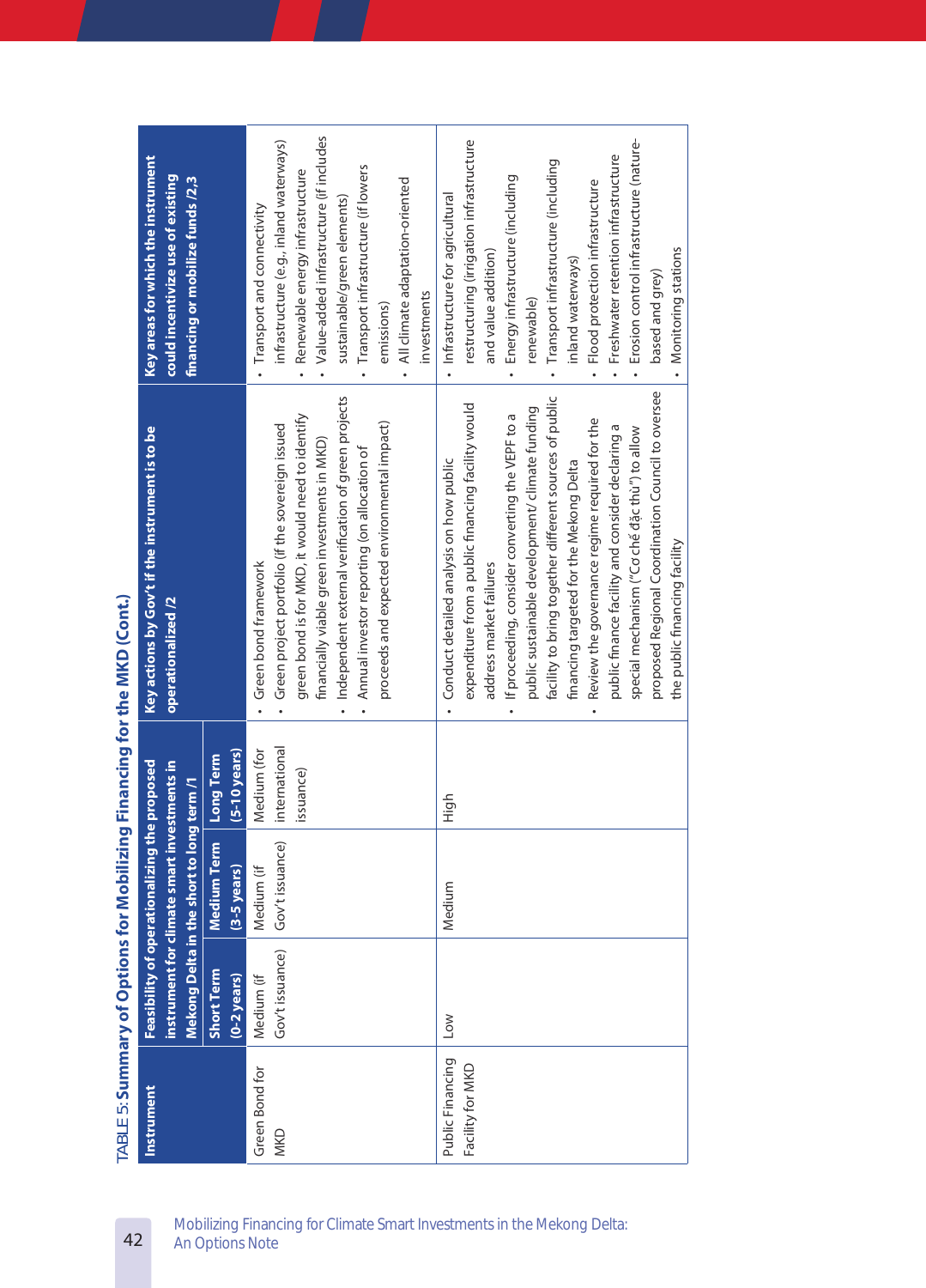TABLE 5: **Summary of Options for Mobilizing Financing for the MKD (Cont.)**

| Instrument | Feasibility of operationalizing the proposed instrument for climate smart investments in Mekong Delta in the short to long term /1 | | | Key actions by Gov't if the instrument is to be operationalized /2 | Key areas for which the instrument could incentivize use of existing financing or mobilize funds /2,3 |
|---|---|---|---|---|---|
| | Short Term (0-2 years) | Medium Term (3-5 years) | Long Term (5-10 years) | | |
| Green Bond for MKD | Medium (if Gov't issuance) | Medium (if Gov't issuance) | Medium (for international issuance) | • Green bond framework<br>• Green project portfolio (if the sovereign issued green bond is for MKD, it would need to identify financially viable green investments in MKD)<br>• Independent external verification of green projects<br>• Annual investor reporting (on allocation of proceeds and expected environmental impact) | • Transport and connectivity infrastructure (e.g., inland waterways)<br>• Renewable energy infrastructure<br>• Value-added infrastructure (if includes sustainable/green elements)<br>• Transport infrastructure (if lowers emissions)<br>• All climate adaptation-oriented investments |
| Public Financing Facility for MKD | Low | Medium | High | • Conduct detailed analysis on how public expenditure from a public financing facility would address market failures<br>• If proceeding, consider converting the VEPF to a public sustainable development/ climate funding facility to bring together different sources of public financing targeted for the Mekong Delta<br>• Review the governance regime required for the public finance facility and consider declaring a special mechanism ("Cơ chế đặc thù") to allow proposed Regional Coordination Council to oversee the public financing facility | • Infrastructure for agricultural restructuring (irrigation infrastructure and value addition)<br>• Energy infrastructure (including renewable)<br>• Transport infrastructure (including inland waterways)<br>• Flood protection infrastructure<br>• Freshwater retention infrastructure<br>• Erosion control infrastructure (nature-based and grey)<br>• Monitoring stations |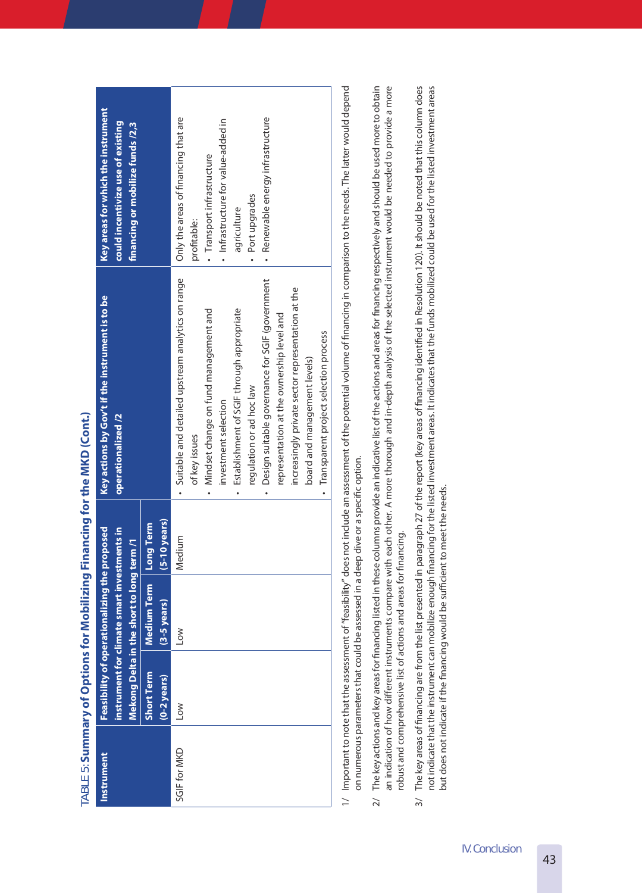TABLE 5: **Summary of Options for Mobilizing Financing for the MKD (Cont.)**

| Instrument | Feasibility of operationalizing the proposed instrument for climate smart investments in Mekong Delta in the short to long term /1 | | | Key actions by Gov't if the instrument is to be operationalized /2 | Key areas for which the instrument could incentivize use of existing financing or mobilize funds /2,3 |
|---|---|---|---|---|---|
| | Short Term (0-2 years) | Medium Term (3-5 years) | Long Term (5-10 years) | | |
| SGIF for MKD | Low | Low | Medium | • Suitable and detailed upstream analytics on range of key issues<br>• Mindset change on fund management and investment selection<br>• Establishment of SGIF through appropriate regulation or ad hoc law<br>• Design suitable governance for SGIF (government representation at the ownership level and increasingly private sector representation at the board and management levels)<br>• Transparent project selection process | Only the areas of financing that are profitable:<br>• Transport infrastructure<br>• Infrastructure for value-added in agriculture<br>• Port upgrades<br>• Renewable energy infrastructure |

1/ Important to note that the assessment of "feasibility" does not include an assessment of the potential volume of financing in comparison to the needs. The latter would depend on numerous parameters that could be assessed in a deep dive or a specific option.

2/ The key actions and key areas for financing listed in these columns provide an indicative list of the actions and areas for financing respectively and should be used more to obtain an indication of how different instruments compare with each other. A more thorough and in-depth analysis of the selected instrument would be needed to provide a more robust and comprehensive list of actions and areas for financing.

3/ The key areas of financing are from the list presented in paragraph 27 of the report (key areas of financing identified in Resolution 120). It should be noted that this column does not indicate that the instrument can mobilize enough financing for the listed investment areas. It indicates that the funds mobilized could be used for the listed investment areas but does not indicate if the financing would be sufficient to meet the needs.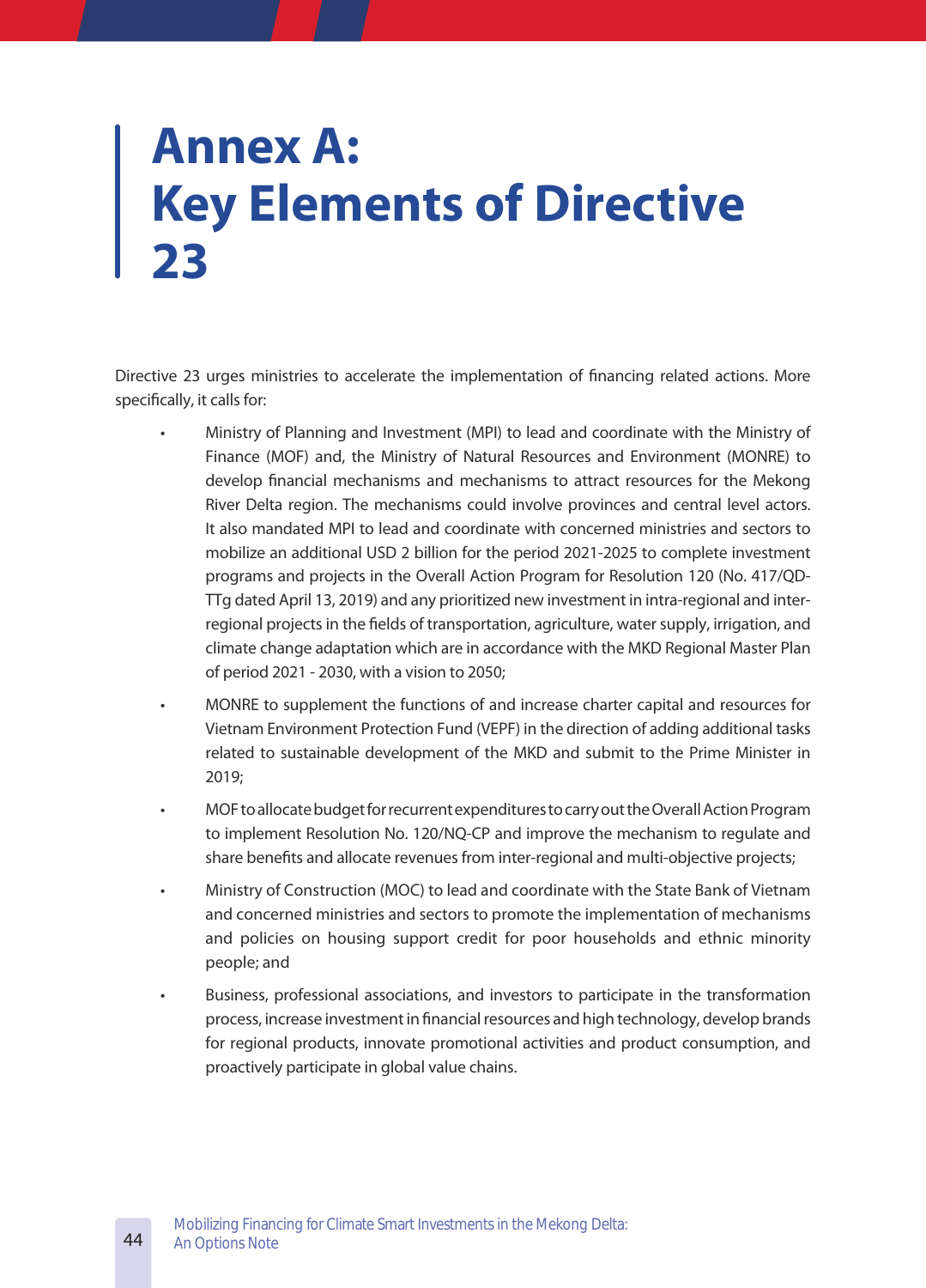# Annex A: Key Elements of Directive 23

Directive 23 urges ministries to accelerate the implementation of financing related actions. More specifically, it calls for:

- Ministry of Planning and Investment (MPI) to lead and coordinate with the Ministry of Finance (MOF) and, the Ministry of Natural Resources and Environment (MONRE) to develop financial mechanisms and mechanisms to attract resources for the Mekong River Delta region. The mechanisms could involve provinces and central level actors. It also mandated MPI to lead and coordinate with concerned ministries and sectors to mobilize an additional USD 2 billion for the period 2021-2025 to complete investment programs and projects in the Overall Action Program for Resolution 120 (No. 417/QD-TTg dated April 13, 2019) and any prioritized new investment in intra-regional and inter-regional projects in the fields of transportation, agriculture, water supply, irrigation, and climate change adaptation which are in accordance with the MKD Regional Master Plan of period 2021 - 2030, with a vision to 2050;
- MONRE to supplement the functions of and increase charter capital and resources for Vietnam Environment Protection Fund (VEPF) in the direction of adding additional tasks related to sustainable development of the MKD and submit to the Prime Minister in 2019;
- MOF to allocate budget for recurrent expenditures to carry out the Overall Action Program to implement Resolution No. 120/NQ-CP and improve the mechanism to regulate and share benefits and allocate revenues from inter-regional and multi-objective projects;
- Ministry of Construction (MOC) to lead and coordinate with the State Bank of Vietnam and concerned ministries and sectors to promote the implementation of mechanisms and policies on housing support credit for poor households and ethnic minority people; and
- Business, professional associations, and investors to participate in the transformation process, increase investment in financial resources and high technology, develop brands for regional products, innovate promotional activities and product consumption, and proactively participate in global value chains.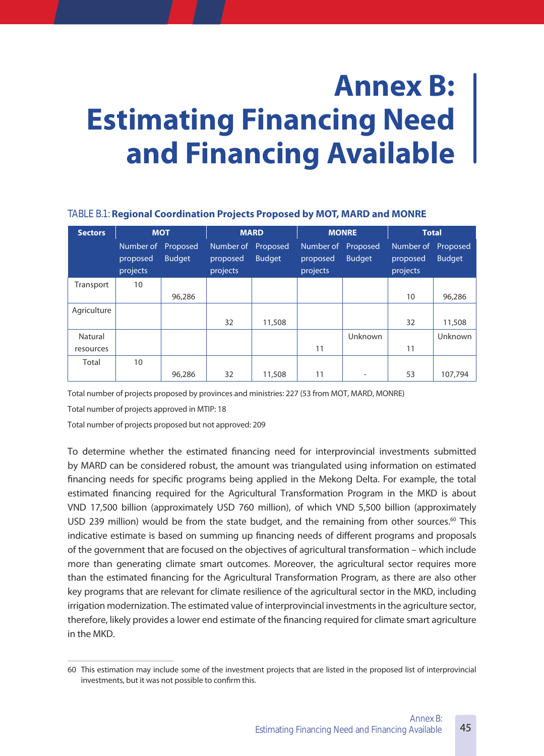# Annex B: Estimating Financing Need and Financing Available

TABLE B.1: **Regional Coordination Projects Proposed by MOT, MARD and MONRE**

| Sectors | MOT | | MARD | | MONRE | | Total | |
|---|---|---|---|---|---|---|---|---|
| | Number of proposed projects | Proposed Budget | Number of proposed projects | Proposed Budget | Number of proposed projects | Proposed Budget | Number of proposed projects | Proposed Budget |
| Transport | 10 | 96,286 | | | | | 10 | 96,286 |
| Agriculture | | | 32 | 11,508 | | | 32 | 11,508 |
| Natural resources | | | | | 11 | Unknown | 11 | Unknown |
| Total | 10 | 96,286 | 32 | 11,508 | 11 | - | 53 | 107,794 |

Total number of projects proposed by provinces and ministries: 227 (53 from MOT, MARD, MONRE)

Total number of projects approved in MTIP: 18

Total number of projects proposed but not approved: 209

To determine whether the estimated financing need for interprovincial investments submitted by MARD can be considered robust, the amount was triangulated using information on estimated financing needs for specific programs being applied in the Mekong Delta. For example, the total estimated financing required for the Agricultural Transformation Program in the MKD is about VND 17,500 billion (approximately USD 760 million), of which VND 5,500 billion (approximately USD 239 million) would be from the state budget, and the remaining from other sources.[60] This indicative estimate is based on summing up financing needs of different programs and proposals of the government that are focused on the objectives of agricultural transformation – which include more than generating climate smart outcomes. Moreover, the agricultural sector requires more than the estimated financing for the Agricultural Transformation Program, as there are also other key programs that are relevant for climate resilience of the agricultural sector in the MKD, including irrigation modernization. The estimated value of interprovincial investments in the agriculture sector, therefore, likely provides a lower end estimate of the financing required for climate smart agriculture in the MKD.

60 This estimation may include some of the investment projects that are listed in the proposed list of interprovincial investments, but it was not possible to confirm this.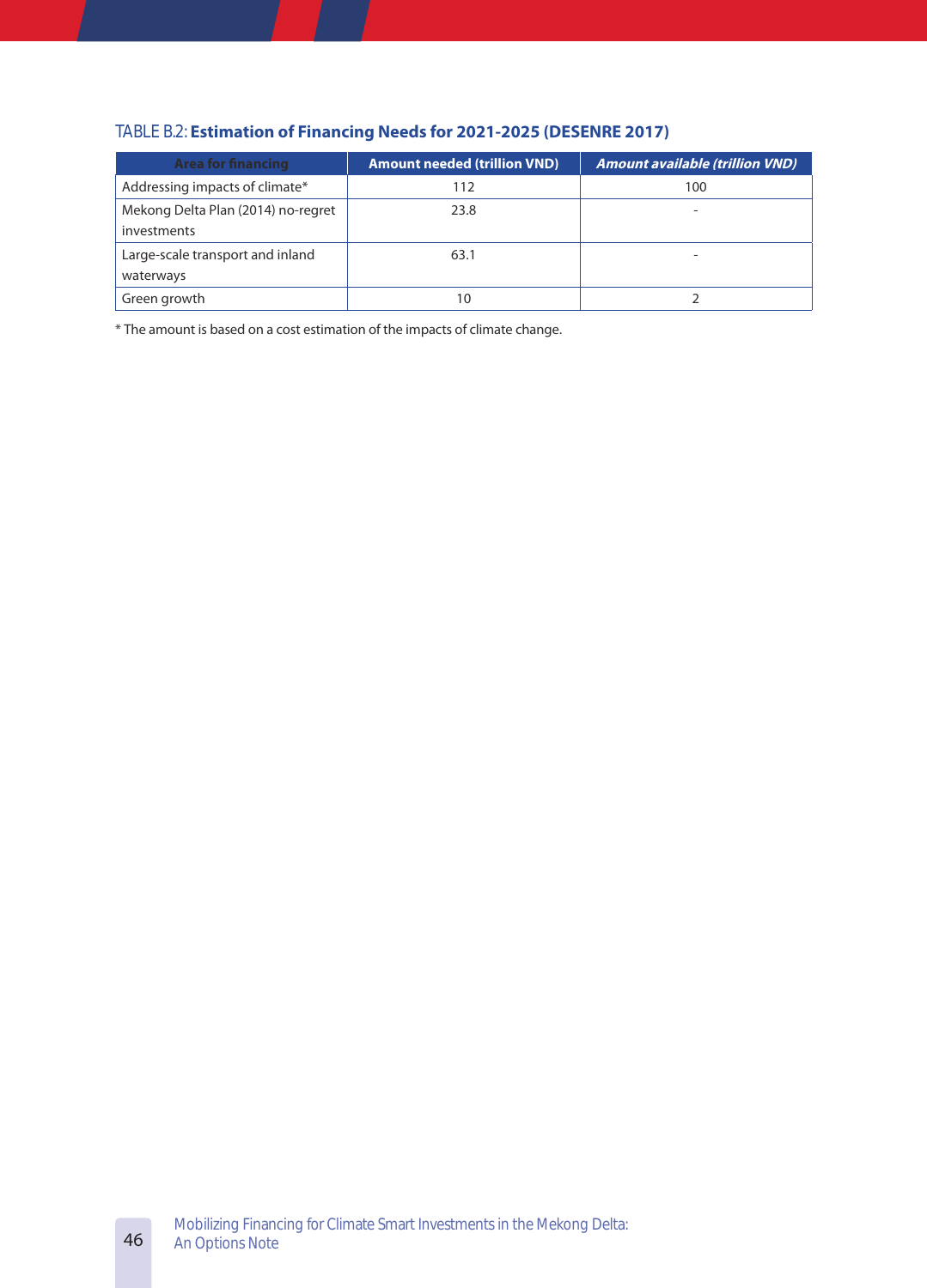TABLE B.2: **Estimation of Financing Needs for 2021-2025 (DESENRE 2017)**

| Area for financing | Amount needed (trillion VND) | *Amount available (trillion VND)* |
|---|---|---|
| Addressing impacts of climate* | 112 | 100 |
| Mekong Delta Plan (2014) no-regret investments | 23.8 | - |
| Large-scale transport and inland waterways | 63.1 | - |
| Green growth | 10 | 2 |

* The amount is based on a cost estimation of the impacts of climate change.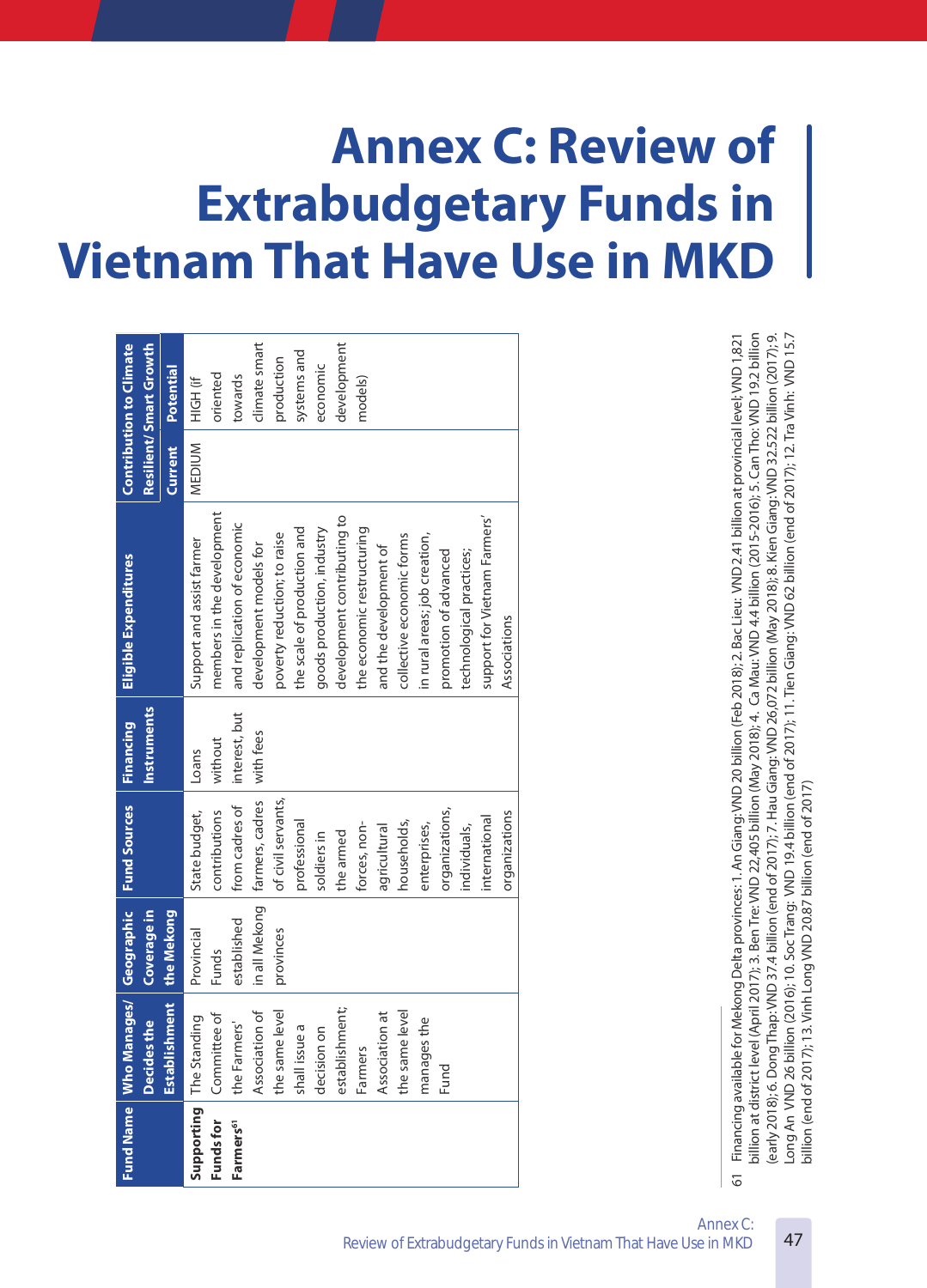# Annex C: Review of Extrabudgetary Funds in Vietnam That Have Use in MKD

| Fund Name | Who Manages/ Decides the Establishment | Geographic Coverage in the Mekong | Fund Sources | Financing Instruments | Eligible Expenditures | Contribution to Climate Resilient/ Smart Growth | |
|---|---|---|---|---|---|---|---|
| | | | | | | Current | Potential |
| **Supporting Funds for Farmers**[61] | The Standing Committee of the Farmers' Association of the same level shall issue a decision on establishment; Farmers Association at the same level manages the Fund | Provincial Funds established in all Mekong provinces | State budget, contributions from cadres of farmers, cadres of civil servants, professional soldiers in the armed forces, non-agricultural households, enterprises, organizations, individuals, international organizations | Loans without interest, but with fees | Support and assist farmer members in the development and replication of economic development models for poverty reduction; to raise the scale of production and goods production, industry development contributing to the economic restructuring and the development of collective economic forms in rural areas; job creation, promotion of advanced technological practices; support for Vietnam Farmers' Associations | MEDIUM | HIGH (if oriented towards climate smart production systems and economic development models) |

61 Financing available for Mekong Delta provinces: 1. An Giang: VND 20 billion (Feb 2018); 2. Bac Lieu: VND 2.41 billion at provincial level; VND 1,821 billion at district level (April 2017); 3. Ben Tre: VND 22,405 billion (May 2018); 4. Ca Mau: VND 4.4 billion (2015-2016); 5. Can Tho: VND 19.2 billion (early 2018); 6. Dong Thap: VND 37.4 billion (end of 2017); 7. Hau Giang: VND 26,072 billion (May 2018); 8. Kien Giang: VND 32.522 billion (2017); 9. Long An VND 26 billion (2016); 10. Soc Trang: VND 19.4 billion (end of 2017); 11. Tien Giang: VND 62 billion (end of 2017); 12. Tra Vinh: VND 15.7 billion (end of 2017); 13. Vinh Long VND 20.87 billion (end of 2017)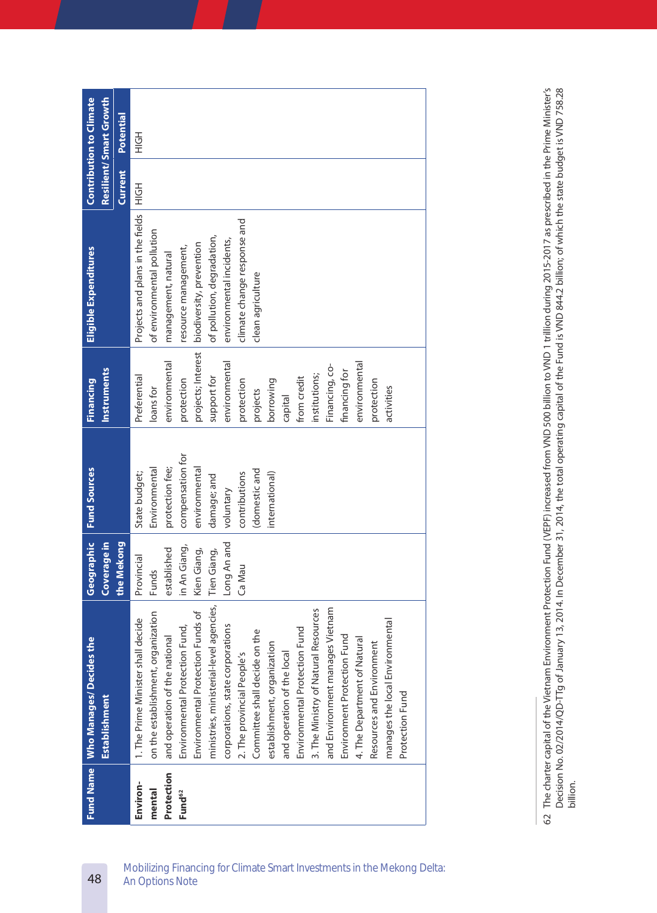| Fund Name | Who Manages/ Decides the Establishment | Geographic Coverage in the Mekong | Fund Sources | Financing Instruments | Eligible Expenditures | Contribution to Climate Resilient/ Smart Growth | |
|---|---|---|---|---|---|---|---|
| | | | | | | Current | Potential |
| Environmental Protection Fund[62] | 1. The Prime Minister shall decide on the establishment, organization and operation of the national Environmental Protection Fund, Environmental Protection Funds of ministries, ministerial-level agencies, corporations, state corporations 2. The provincial People's Committee shall decide on the establishment, organization and operation of the local Environmental Protection Fund 3. The Ministry of Natural Resources and Environment manages Vietnam Environment Protection Fund 4. The Department of Natural Resources and Environment manages the local Environmental Protection Fund | Provincial Funds established in An Giang, Kien Giang, Tien Giang, Long An and Ca Mau | State budget; Environmental protection fee; compensation for environmental damage; and voluntary contributions (domestic and international) | Preferential loans for environmental protection projects; Interest support for environmental protection projects borrowing capital from credit institutions; Financing, co-financing for environmental protection activities | Projects and plans in the fields of environmental pollution management, natural resource management, biodiversity, prevention of pollution, degradation, environmental incidents, climate change response and clean agriculture | HIGH | HIGH |

62 The charter capital of the Vietnam Environment Protection Fund (VEPF) increased from VND 500 billion to VND 1 trillion during 2015-2017 as prescribed in the Prime Minister's Decision No. 02/2014/QD-TTg of January 13, 2014. In December 31, 2014, the total operating capital of the Fund is VND 844.2 billion; of which the state budget is VND 758.28 billion.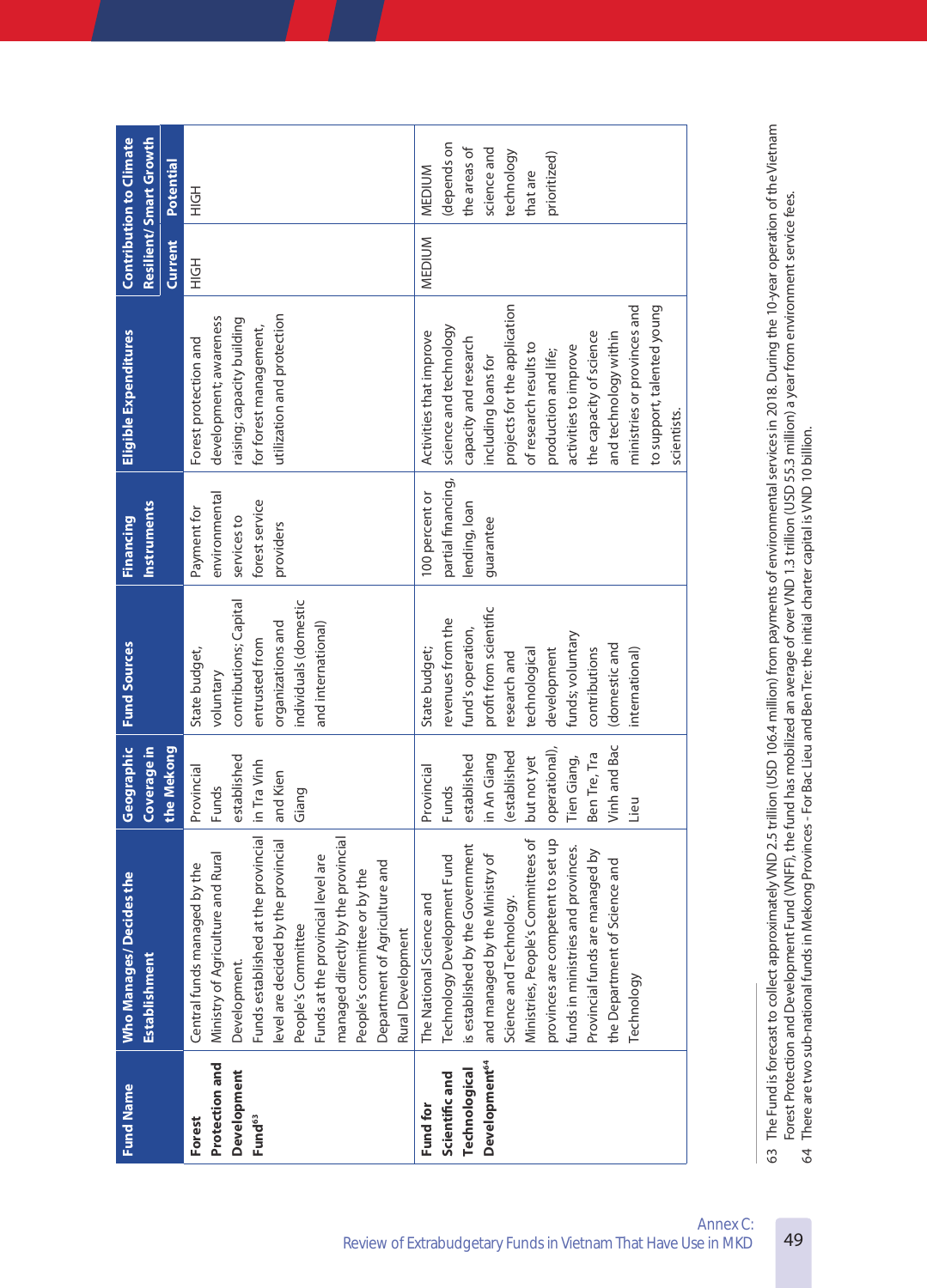| Fund Name | Who Manages/Decides the Establishment | Geographic Coverage in the Mekong | Fund Sources | Financing Instruments | Eligible Expenditures | Contribution to Climate Resilient/Smart Growth | |
|---|---|---|---|---|---|---|---|
| | | | | | | Current | Potential |
| **Forest Protection and Development Fund**[63] | Central funds managed by the Ministry of Agriculture and Rural Development. Funds established at the provincial level are decided by the provincial People's Committee Funds at the provincial level are managed directly by the provincial People's committee or by the Department of Agriculture and Rural Development | Provincial Funds established in Tra Vinh and Kien Giang | State budget, voluntary contributions; Capital entrusted from organizations and individuals (domestic and international) | Payment for environmental services to forest service providers | Forest protection and development; awareness raising; capacity building for forest management, utilization and protection | HIGH | HIGH |
| **Fund for Scientific and Technological Development**[64] | The National Science and Technology Development Fund is established by the Government and managed by the Ministry of Science and Technology. Ministries, People's Committees of provinces are competent to set up funds in ministries and provinces. Provincial funds are managed by the Department of Science and Technology | Provincial Funds established in An Giang (established but not yet operational), Tien Giang, Ben Tre, Tra Vinh and Bac Lieu | State budget; revenues from the fund's operation, profit from scientific research and technological development funds; voluntary contributions (domestic and international) | 100 percent or partial financing, lending, loan guarantee | Activities that improve science and technology capacity and research including loans for projects for the application of research results to production and life; activities to improve the capacity of science and technology within ministries or provinces and to support, talented young scientists. | MEDIUM | MEDIUM (depends on the areas of science and technology that are prioritized) |

63 The Fund is forecast to collect approximately VND 2.5 trillion (USD 106.4 million) from payments of environmental services in 2018. During the 10-year operation of the Vietnam Forest Protection and Development Fund (VNFF), the fund has mobilized an average of over VND 1.3 trillion (USD 55.3 million) a year from environment service fees.

64 There are two sub-national funds in Mekong Provinces - For Bac Lieu and Ben Tre: the initial charter capital is VND 10 billion.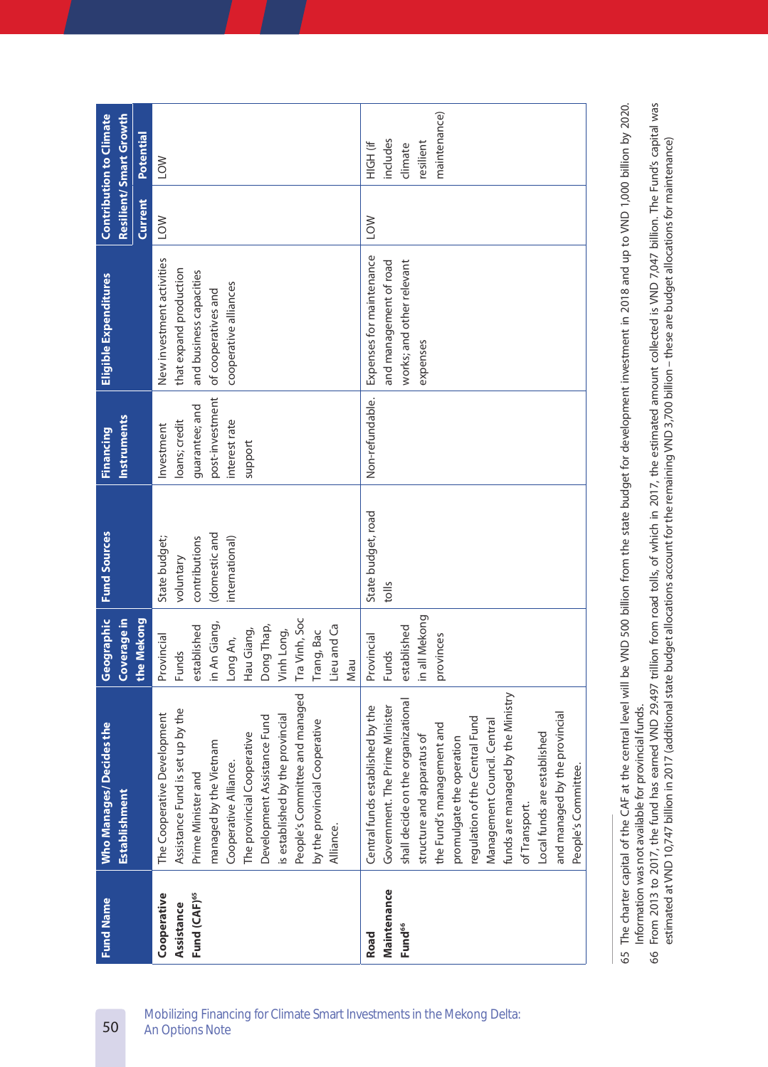| Fund Name | Who Manages/Decides the Establishment | Geographic Coverage in the Mekong | Fund Sources | Financing Instruments | Eligible Expenditures | Contribution to Climate Resilient/Smart Growth | |
|---|---|---|---|---|---|---|---|
| | | | | | | Current | Potential |
| **Cooperative Assistance Fund (CAF)**[65] | The Cooperative Development Assistance Fund is set up by the Prime Minister and managed by the Vietnam Cooperative Alliance. The provincial Cooperative Development Assistance Fund is established by the provincial People's Committee and managed by the provincial Cooperative Alliance. | Provincial Funds established in An Giang, Long An, Hau Giang, Dong Thap, Vinh Long, Tra Vinh, Soc Trang, Bac Lieu and Ca Mau | State budget; voluntary contributions (domestic and international) | Investment loans; credit guarantee; and post-investment interest rate support | New investment activities that expand production and business capacities of cooperatives and cooperative alliances | LOW | LOW |
| **Road Maintenance Fund**[66] | Central funds established by the Government. The Prime Minister shall decide on the organizational structure and apparatus of the Fund's management and promulgate the operation regulation of the Central Fund Management Council. Central funds are managed by the Ministry of Transport. Local funds are established and managed by the provincial People's Committee. | Provincial Funds established in all Mekong provinces | State budget, road tolls | Non-refundable. | Expenses for maintenance and management of road works; and other relevant expenses | LOW | HIGH (if includes climate resilient maintenance) |

65 The charter capital of the CAF at the central level will be VND 500 billion from the state budget for development investment in 2018 and up to VND 1,000 billion by 2020. Information was not available for provincial funds.

66 From 2013 to 2017, the fund has earned VND 29,497 trillion from road tolls, of which in 2017, the estimated amount collected is VND 7,047 billion. The Fund's capital was estimated at VND 10,747 billion in 2017 (additional state budget allocations account for the remaining VND 3,700 billion – these are budget allocations for maintenance)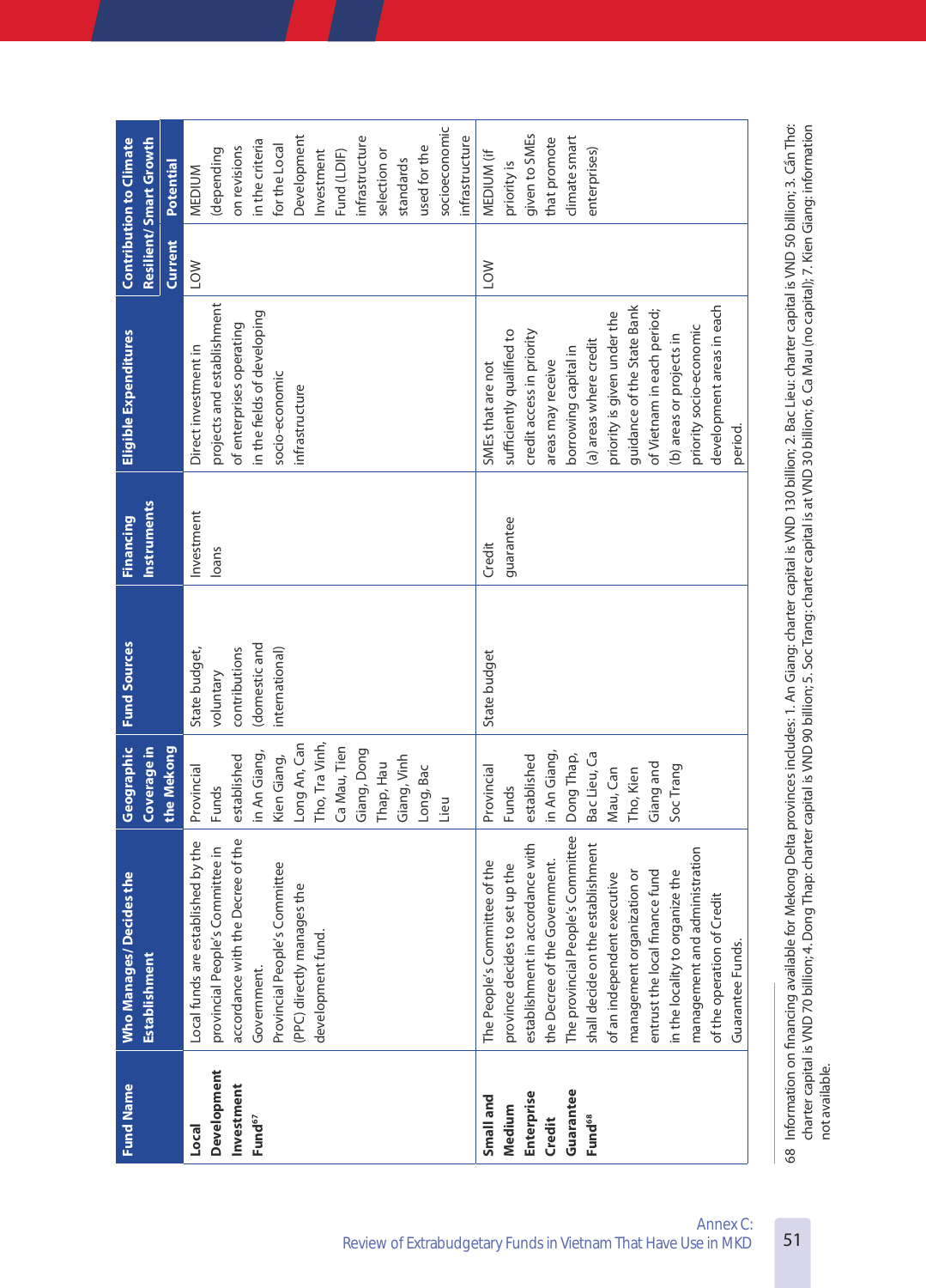| Fund Name | Who Manages/ Decides the Establishment | Geographic Coverage in the Mekong | Fund Sources | Financing Instruments | Eligible Expenditures | Contribution to Climate Resilient/ Smart Growth | |
|---|---|---|---|---|---|---|---|
| | | | | | | Current | Potential |
| **Local Development Investment Fund**[67] | Local funds are established by the provincial People's Committee in accordance with the Decree of the Government. Provincial People's Committee (PPC) directly manages the development fund. | Provincial Funds established in An Giang, Kien Giang, Long An, Can Tho, Tra Vinh, Ca Mau, Tien Giang, Dong Thap, Hau Giang, Vinh Long, Bac Lieu | State budget, voluntary contributions (domestic and international) | Investment loans | Direct investment in projects and establishment of enterprises operating in the fields of developing socio-economic infrastructure | LOW | MEDIUM (depending on revisions in the criteria for the Local Development Investment Fund (LDIF) infrastructure selection or standards used for the socioeconomic infrastructure |
| **Small and Medium Enterprise Credit Guarantee Fund**[68] | The People's Committee of the province decides to set up the establishment in accordance with the Decree of the Government. The provincial People's Committee shall decide on the establishment of an independent executive management organization or entrust the local finance fund in the locality to organize the management and administration of the operation of Credit Guarantee Funds. | Provincial Funds established in An Giang, Dong Thap, Bac Lieu, Ca Mau, Can Tho, Kien Giang and Soc Trang | State budget | Credit guarantee | SMEs that are not sufficiently qualified to credit access in priority areas may receive borrowing capital in (a) areas where credit priority is given under the guidance of the State Bank of Vietnam in each period; (b) areas or projects in priority socio-economic development areas in each period. | LOW | MEDIUM (if priority is given to SMEs that promote climate smart enterprises) |

68 Information on financing available for Mekong Delta provinces includes: 1. An Giang: charter capital is VND 130 billion; 2. Bac Lieu: charter capital is VND 50 billion; 3. Cần Thơ: charter capital is VND 70 billion; 4. Dong Thap: charter capital is VND 90 billion; 5. Soc Trang: charter capital is at VND 30 billion; 6. Ca Mau (no capital); 7. Kien Giang: information not available.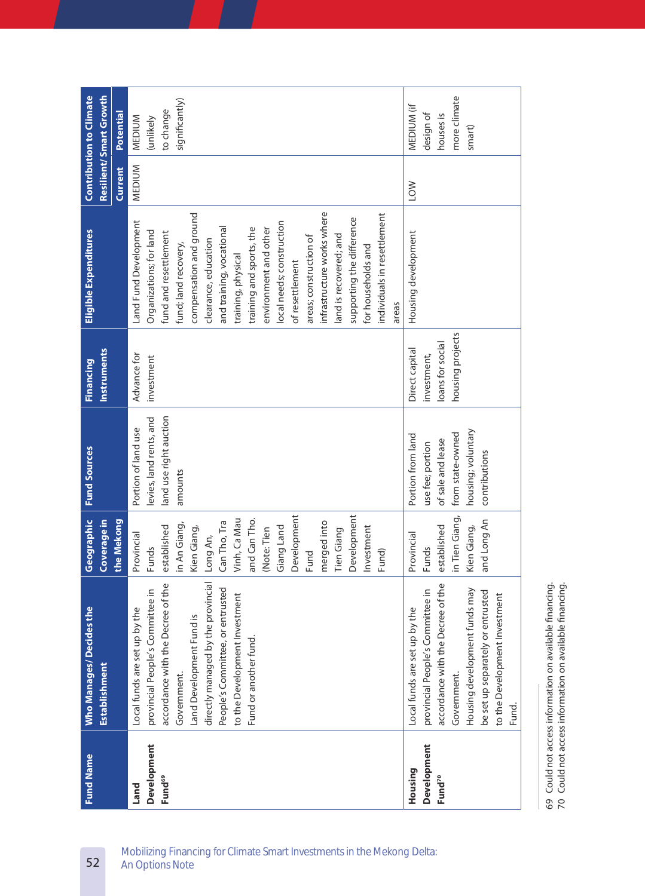| Fund Name | Who Manages/ Decides the Establishment | Geographic Coverage in the Mekong | Fund Sources | Financing Instruments | Eligible Expenditures | Contribution to Climate Resilient/ Smart Growth | |
|---|---|---|---|---|---|---|---|
| | | | | | | Current | Potential |
| **Land Development Fund**[69] | Local funds are set up by the provincial People's Committee in accordance with the Decree of the Government. Land Development Fund is directly managed by the provincial People's Committee, or entrusted to the Development Investment Fund or another fund. | Provincial Funds established in An Giang, Kien Giang, Long An, Can Tho, Tra Vinh, Ca Mau and Can Tho. (Note: Tien Giang Land Development Fund merged into Tien Giang Development Investment Fund) | Portion of land use levies, land rents, and land use right auction amounts | Advance for investment | Land Fund Development Organizations; for land fund and resettlement fund; land recovery, compensation and ground clearance, education and training, vocational training, physical training and sports, the environment and other local needs; construction of resettlement areas; construction of infrastructure works where land is recovered; and supporting the difference for households and individuals in resettlement areas | MEDIUM | MEDIUM (unlikely to change significantly) |
| **Housing Development Fund**[70] | Local funds are set up by the provincial People's Committee in accordance with the Decree of the Government. Housing development funds may be set up separately or entrusted to the Development Investment Fund. | Provincial Funds established in Tien Giang, Kien Giang, and Long An | Portion from land use fee; portion of sale and lease from state-owned housing; voluntary contributions | Direct capital investment, loans for social housing projects | Housing development | LOW | MEDIUM (if design of houses is more climate smart) |

69 Could not access information on available financing.
70 Could not access information on available financing.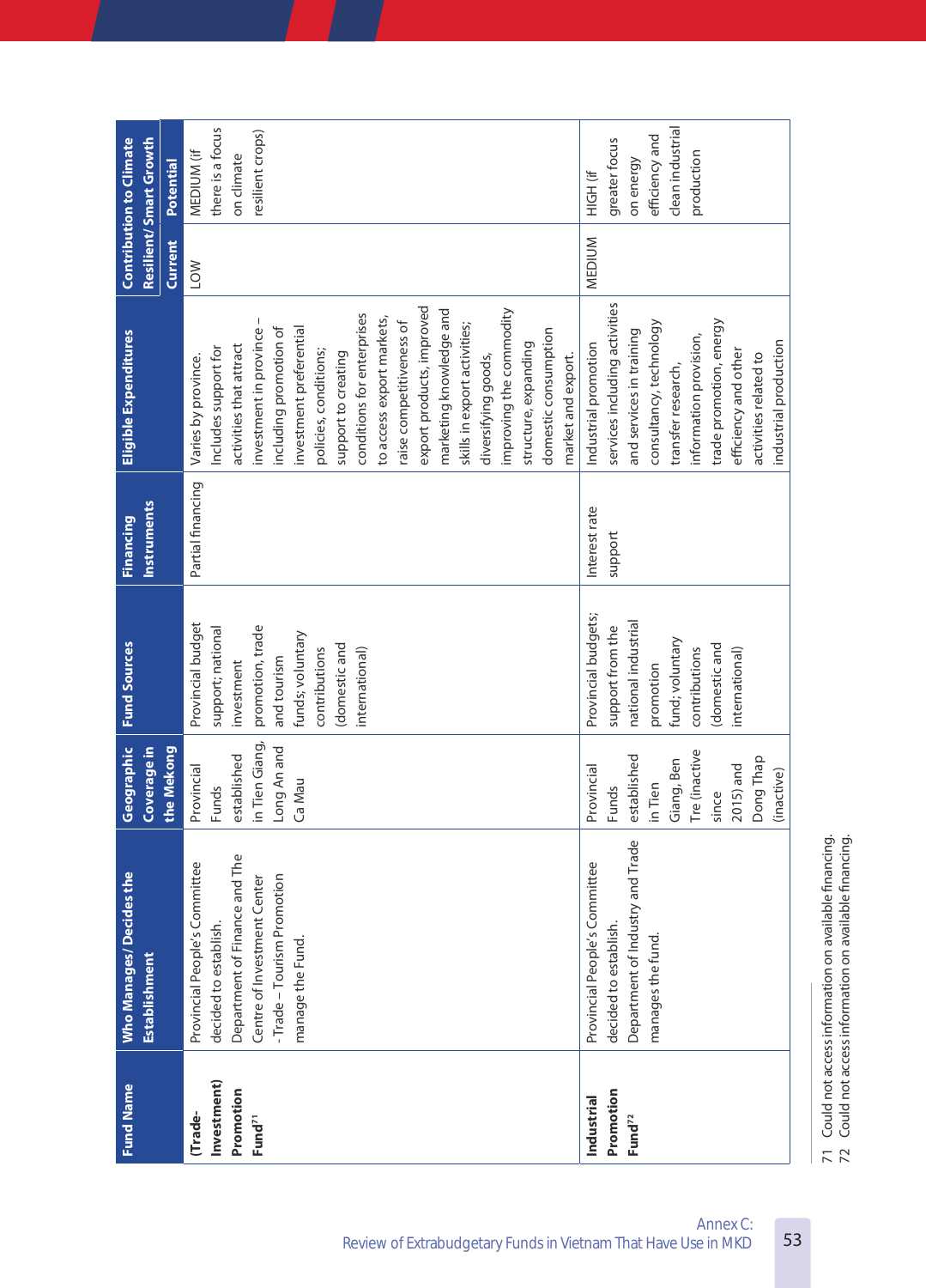| Fund Name | Who Manages/ Decides the Establishment | Geographic Coverage in the Mekong | Fund Sources | Financing Instruments | Eligible Expenditures | Contribution to Climate Resilient/ Smart Growth | |
|---|---|---|---|---|---|---|---|
| | | | | | | Current | Potential |
| (Trade-Investment) Promotion Fund[71] | Provincial People's Committee decided to establish. Department of Finance and The Centre of Investment Center -Trade – Tourism Promotion manage the Fund. | Provincial Funds established in Tien Giang, Long An and Ca Mau | Provincial budget support; national investment promotion, trade and tourism funds; voluntary contributions (domestic and international) | Partial financing | Varies by province. Includes support for activities that attract investment in province – including promotion of investment preferential policies, conditions; support to creating conditions for enterprises to access export markets, raise competitiveness of export products, improved marketing knowledge and skills in export activities; diversifying goods, improving the commodity structure, expanding domestic consumption market and export. | LOW | MEDIUM (if there is a focus on climate resilient crops) |
| Industrial Promotion Fund[72] | Provincial People's Committee decided to establish. Department of Industry and Trade manages the fund. | Provincial Funds established in Tien Giang, Ben Tre (inactive since 2015) and Dong Thap (inactive) | Provincial budgets; support from the national industrial promotion fund; voluntary contributions (domestic and international) | Interest rate support | Industrial promotion services including activities and services in training consultancy, technology transfer research, information provision, trade promotion, energy efficiency and other activities related to industrial production | MEDIUM | HIGH (if greater focus on energy efficiency and clean industrial production |

71 Could not access information on available financing.
72 Could not access information on available financing.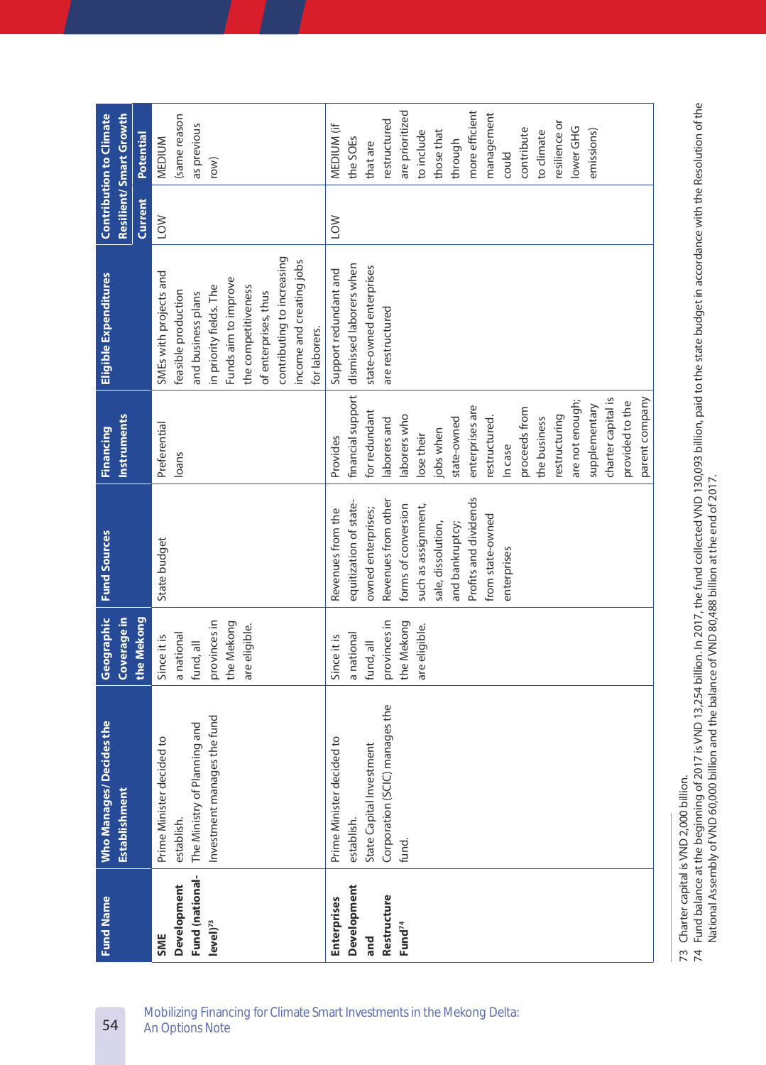| Fund Name | Who Manages/ Decides the Establishment | Geographic Coverage in the Mekong | Fund Sources | Financing Instruments | Eligible Expenditures | Contribution to Climate Resilient/ Smart Growth | |
|---|---|---|---|---|---|---|---|
| | | | | | | Current | Potential |
| **SME Development Fund (national-level)**[73] | Prime Minister decided to establish. The Ministry of Planning and Investment manages the fund | Since it is a national fund, all provinces in the Mekong are eligible. | State budget | Preferential loans | SMEs with projects and feasible production and business plans in priority fields. The Funds aim to improve the competitiveness of enterprises, thus contributing to increasing income and creating jobs for laborers. | LOW | MEDIUM (same reason as previous row) |
| **Enterprises Development and Restructure Fund**[74] | Prime Minister decided to establish. State Capital Investment Corporation (SCIC) manages the fund. | Since it is a national fund, all provinces in the Mekong are eligible. | Revenues from the equitization of state-owned enterprises; Revenues from other forms of conversion such as assignment, sale, dissolution, and bankruptcy; Profits and dividends from state-owned enterprises | Provides financial support for redundant laborers and laborers who lose their jobs when state-owned enterprises are restructured. In case proceeds from the business restructuring are not enough; supplementary charter capital is provided to the parent company | Support redundant and dismissed laborers when state-owned enterprises are restructured | LOW | MEDIUM (if the SOEs that are restructured are prioritized to include those that through more efficient management could contribute to climate resilience or lower GHG emissions) |

73 Charter capital is VND 2,000 billion.

74 Fund balance at the beginning of 2017 is VND 13,254 billion. In 2017, the fund collected VND 130,093 billion, paid to the state budget in accordance with the Resolution of the National Assembly of VND 60,000 billion and the balance of VND 80,488 billion at the end of 2017.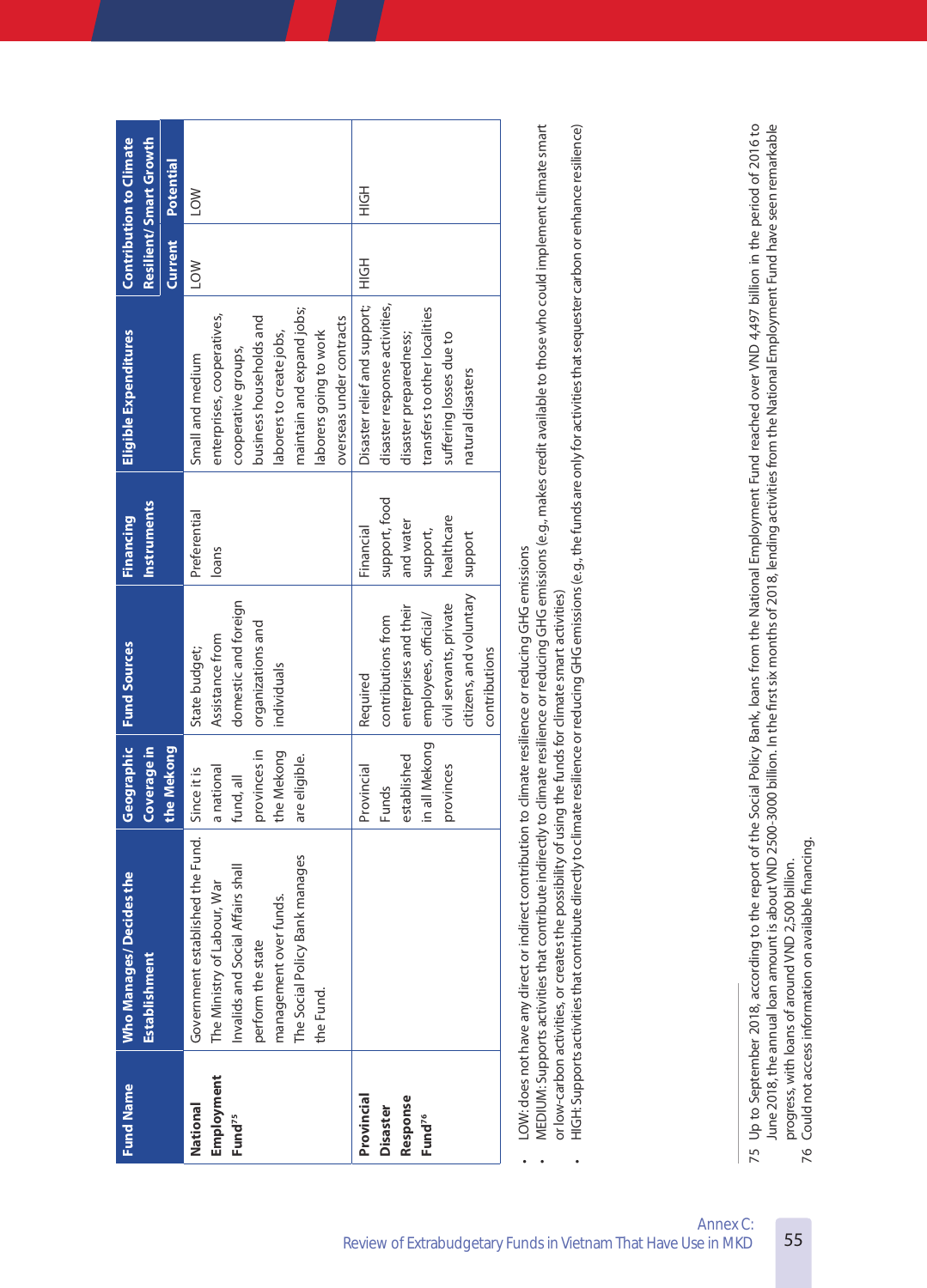| Fund Name | Who Manages/ Decides the Establishment | Geographic Coverage in the Mekong | Fund Sources | Financing Instruments | Eligible Expenditures | Contribution to Climate Resilient/ Smart Growth | |
|---|---|---|---|---|---|---|---|
| | | | | | | Current | Potential |
| **National Employment Fund**[75] | Government established the Fund. The Ministry of Labour, War Invalids and Social Affairs shall perform the state management over funds. The Social Policy Bank manages the Fund. | Since it is a national fund, all provinces in the Mekong are eligible. | State budget; Assistance from domestic and foreign organizations and individuals | Preferential loans | Small and medium enterprises, cooperatives, cooperative groups, business households and laborers to create jobs, maintain and expand jobs; laborers going to work overseas under contracts | LOW | LOW |
| **Provincial Disaster Response Fund**[76] | | Provincial Funds established in all Mekong provinces | Required contributions from enterprises and their employees, official/ civil servants, private citizens, and voluntary contributions | Financial support, food and water support, healthcare support | Disaster relief and support; disaster response activities, disaster preparedness; transfers to other localities suffering losses due to natural disasters | HIGH | HIGH |

- LOW: does not have any direct or indirect contribution to climate resilience or reducing GHG emissions
- MEDIUM: Supports activities that contribute indirectly to climate resilience or reducing GHG emissions (e.g., makes credit available to those who could implement climate smart or low-carbon activities, or creates the possibility of using the funds for climate smart activities)
- HIGH: Supports activities that contribute directly to climate resilience or reducing GHG emissions (e.g., the funds are only for activities that sequester carbon or enhance resilience)

75 Up to September 2018, according to the report of the Social Policy Bank, loans from the National Employment Fund reached over VND 4,497 billion in the period of 2016 to June 2018, the annual loan amount is about VND 2500-3000 billion. In the first six months of 2018, lending activities from the National Employment Fund have seen remarkable progress, with loans of around VND 2,500 billion.

76 Could not access information on available financing.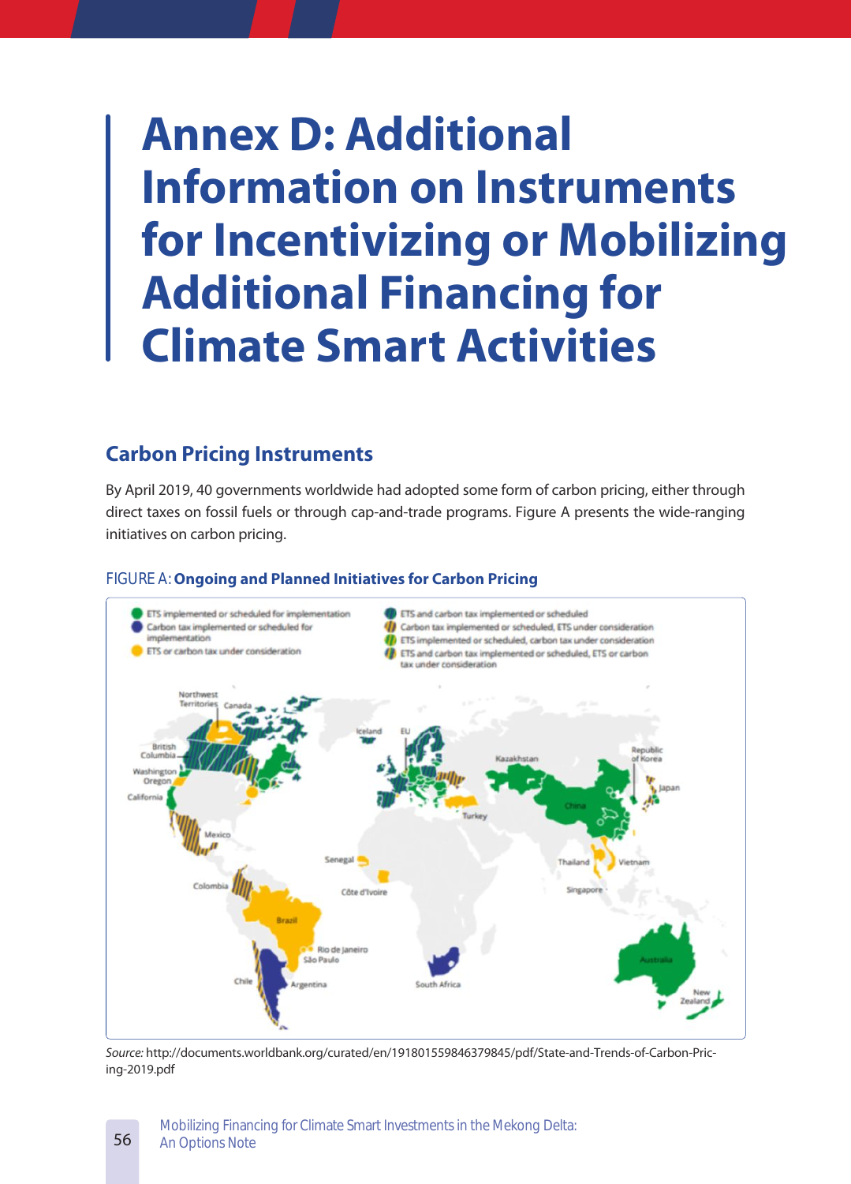# Annex D: Additional Information on Instruments for Incentivizing or Mobilizing Additional Financing for Climate Smart Activities

## Carbon Pricing Instruments

By April 2019, 40 governments worldwide had adopted some form of carbon pricing, either through direct taxes on fossil fuels or through cap-and-trade programs. Figure A presents the wide-ranging initiatives on carbon pricing.

FIGURE A: **Ongoing and Planned Initiatives for Carbon Pricing**

- ETS implemented or scheduled for implementation
- Carbon tax implemented or scheduled for implementation
- ETS or carbon tax under consideration
- ETS and carbon tax implemented or scheduled
- Carbon tax implemented or scheduled, ETS under consideration
- ETS implemented or scheduled, carbon tax under consideration
- ETS and carbon tax implemented or scheduled, ETS or carbon tax under consideration

*Source:* http://documents.worldbank.org/curated/en/191801559846379845/pdf/State-and-Trends-of-Carbon-Pricing-2019.pdf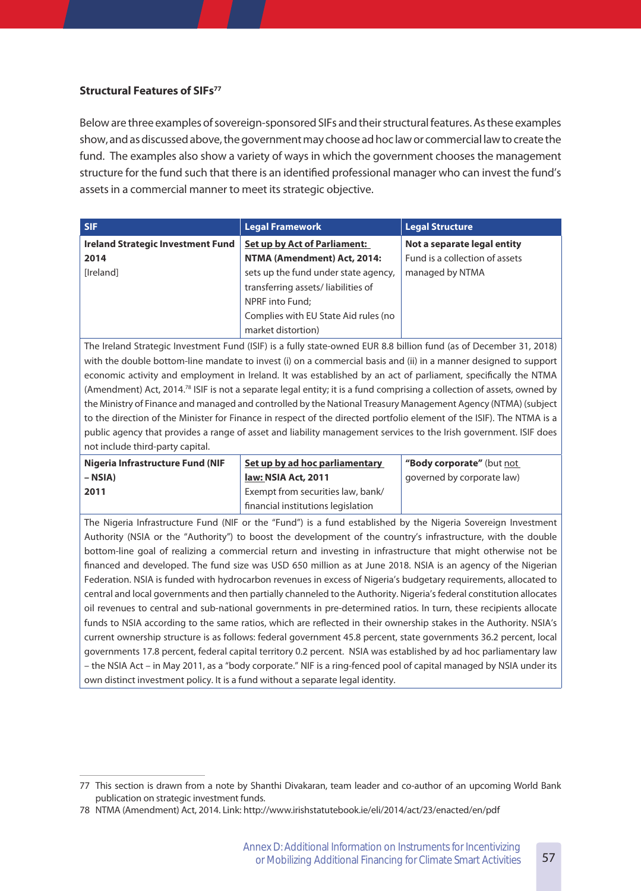### Structural Features of SIFs[77]

Below are three examples of sovereign-sponsored SIFs and their structural features. As these examples show, and as discussed above, the government may choose ad hoc law or commercial law to create the fund. The examples also show a variety of ways in which the government chooses the management structure for the fund such that there is an identified professional manager who can invest the fund's assets in a commercial manner to meet its strategic objective.

| SIF | Legal Framework | Legal Structure |
|---|---|---|
| **Ireland Strategic Investment Fund 2014**<br>[Ireland] | **Set up by Act of Parliament:**<br>**NTMA (Amendment) Act, 2014:** sets up the fund under state agency, transferring assets/ liabilities of NPRF into Fund;<br>Complies with EU State Aid rules (no market distortion) | **Not a separate legal entity**<br>Fund is a collection of assets managed by NTMA |
| The Ireland Strategic Investment Fund (ISIF) is a fully state-owned EUR 8.8 billion fund (as of December 31, 2018) with the double bottom-line mandate to invest (i) on a commercial basis and (ii) in a manner designed to support economic activity and employment in Ireland. It was established by an act of parliament, specifically the NTMA (Amendment) Act, 2014.[78] ISIF is not a separate legal entity; it is a fund comprising a collection of assets, owned by the Ministry of Finance and managed and controlled by the National Treasury Management Agency (NTMA) (subject to the direction of the Minister for Finance in respect of the directed portfolio element of the ISIF). The NTMA is a public agency that provides a range of asset and liability management services to the Irish government. ISIF does not include third-party capital. | | |
| **Nigeria Infrastructure Fund (NIF – NSIA)**<br>**2011** | **Set up by ad hoc parliamentary law: NSIA Act, 2011**<br>Exempt from securities law, bank/ financial institutions legislation | **"Body corporate"** (but not governed by corporate law) |
| The Nigeria Infrastructure Fund (NIF or the "Fund") is a fund established by the Nigeria Sovereign Investment Authority (NSIA or the "Authority") to boost the development of the country's infrastructure, with the double bottom-line goal of realizing a commercial return and investing in infrastructure that might otherwise not be financed and developed. The fund size was USD 650 million as at June 2018. NSIA is an agency of the Nigerian Federation. NSIA is funded with hydrocarbon revenues in excess of Nigeria's budgetary requirements, allocated to central and local governments and then partially channeled to the Authority. Nigeria's federal constitution allocates oil revenues to central and sub-national governments in pre-determined ratios. In turn, these recipients allocate funds to NSIA according to the same ratios, which are reflected in their ownership stakes in the Authority. NSIA's current ownership structure is as follows: federal government 45.8 percent, state governments 36.2 percent, local governments 17.8 percent, federal capital territory 0.2 percent. NSIA was established by ad hoc parliamentary law – the NSIA Act – in May 2011, as a "body corporate." NIF is a ring-fenced pool of capital managed by NSIA under its own distinct investment policy. It is a fund without a separate legal identity. | | |

77 This section is drawn from a note by Shanthi Divakaran, team leader and co-author of an upcoming World Bank publication on strategic investment funds.

78 NTMA (Amendment) Act, 2014. Link: http://www.irishstatutebook.ie/eli/2014/act/23/enacted/en/pdf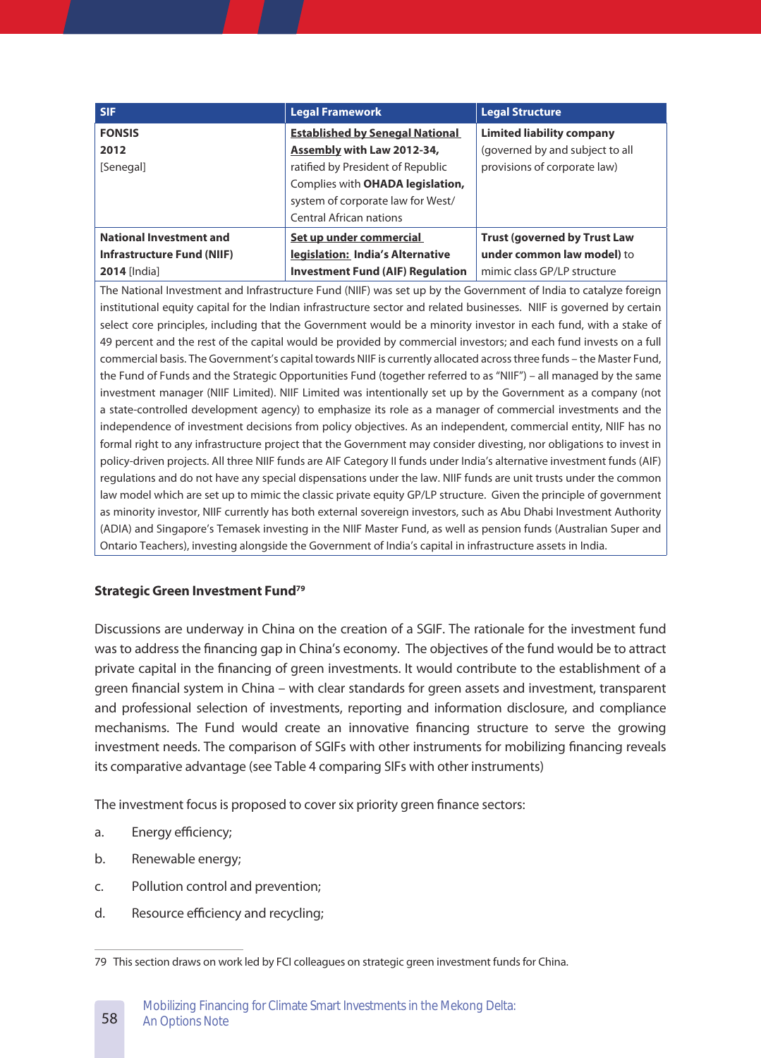| SIF | Legal Framework | Legal Structure |
|---|---|---|
| **FONSIS**<br>**2012**<br>[Senegal] | **Established by Senegal National Assembly with Law 2012-34,** ratified by President of Republic Complies with **OHADA legislation,** system of corporate law for West/Central African nations | **Limited liability company** (governed by and subject to all provisions of corporate law) |
| **National Investment and Infrastructure Fund (NIIF)**<br>**2014** [India] | **Set up under commercial legislation: India's Alternative Investment Fund (AIF) Regulation** | **Trust (governed by Trust Law under common law model)** to mimic class GP/LP structure |
| The National Investment and Infrastructure Fund (NIIF) was set up by the Government of India to catalyze foreign institutional equity capital for the Indian infrastructure sector and related businesses. NIIF is governed by certain select core principles, including that the Government would be a minority investor in each fund, with a stake of 49 percent and the rest of the capital would be provided by commercial investors; and each fund invests on a full commercial basis. The Government's capital towards NIIF is currently allocated across three funds – the Master Fund, the Fund of Funds and the Strategic Opportunities Fund (together referred to as "NIIF") – all managed by the same investment manager (NIIF Limited). NIIF Limited was intentionally set up by the Government as a company (not a state-controlled development agency) to emphasize its role as a manager of commercial investments and the independence of investment decisions from policy objectives. As an independent, commercial entity, NIIF has no formal right to any infrastructure project that the Government may consider divesting, nor obligations to invest in policy-driven projects. All three NIIF funds are AIF Category II funds under India's alternative investment funds (AIF) regulations and do not have any special dispensations under the law. NIIF funds are unit trusts under the common law model which are set up to mimic the classic private equity GP/LP structure. Given the principle of government as minority investor, NIIF currently has both external sovereign investors, such as Abu Dhabi Investment Authority (ADIA) and Singapore's Temasek investing in the NIIF Master Fund, as well as pension funds (Australian Super and Ontario Teachers), investing alongside the Government of India's capital in infrastructure assets in India. | | |

**Strategic Green Investment Fund[79]**

Discussions are underway in China on the creation of a SGIF. The rationale for the investment fund was to address the financing gap in China's economy. The objectives of the fund would be to attract private capital in the financing of green investments. It would contribute to the establishment of a green financial system in China – with clear standards for green assets and investment, transparent and professional selection of investments, reporting and information disclosure, and compliance mechanisms. The Fund would create an innovative financing structure to serve the growing investment needs. The comparison of SGIFs with other instruments for mobilizing financing reveals its comparative advantage (see Table 4 comparing SIFs with other instruments)

The investment focus is proposed to cover six priority green finance sectors:

a. Energy efficiency;

b. Renewable energy;

c. Pollution control and prevention;

d. Resource efficiency and recycling;

79 This section draws on work led by FCI colleagues on strategic green investment funds for China.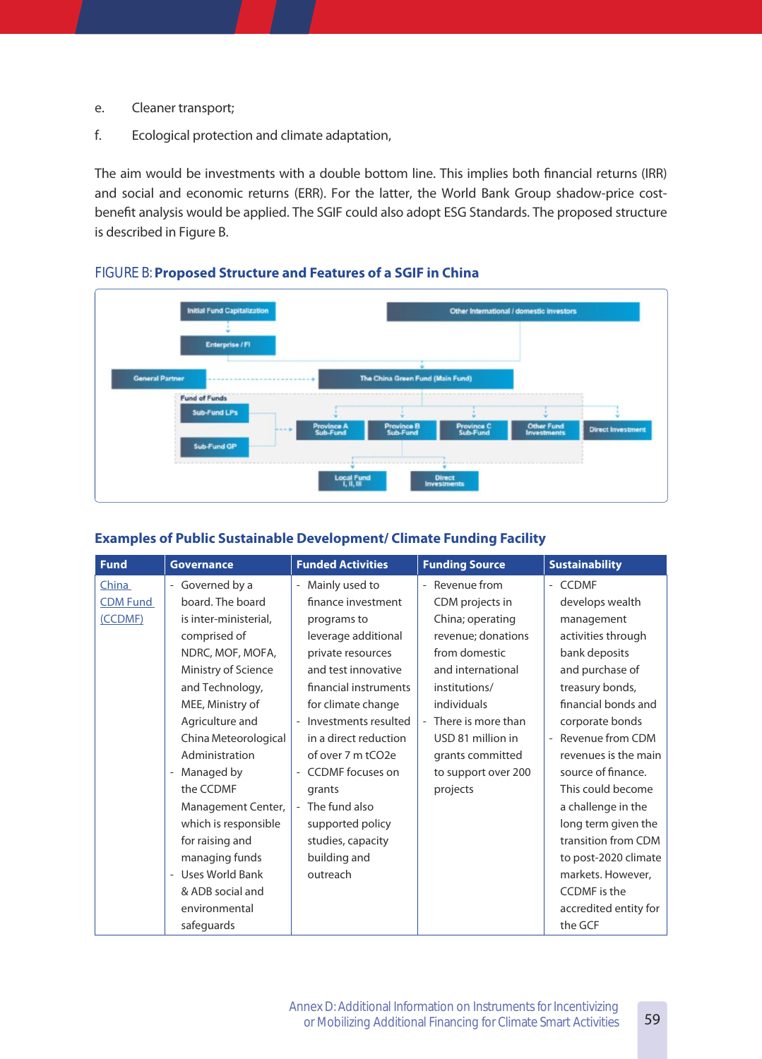e. Cleaner transport;

f. Ecological protection and climate adaptation,

The aim would be investments with a double bottom line. This implies both financial returns (IRR) and social and economic returns (ERR). For the latter, the World Bank Group shadow-price cost-benefit analysis would be applied. The SGIF could also adopt ESG Standards. The proposed structure is described in Figure B.

FIGURE B: **Proposed Structure and Features of a SGIF in China**

Initial Fund Capitalization

Enterprise / FI

Other International / domestic investors

General Partner

The China Green Fund (Main Fund)

Fund of Funds

Sub-Fund LPs

Sub-Fund GP

Province A Sub-Fund

Province B Sub-Fund

Province C Sub-Fund

Other Fund Investments

Direct Investment

Local Fund I, II, III

Direct Investments

### Examples of Public Sustainable Development/ Climate Funding Facility

| Fund | Governance | Funded Activities | Funding Source | Sustainability |
|---|---|---|---|---|
| China CDM Fund (CCDMF) | - Governed by a board. The board is inter-ministerial, comprised of NDRC, MOF, MOFA, Ministry of Science and Technology, MEE, Ministry of Agriculture and China Meteorological Administration<br>- Managed by the CCDMF Management Center, which is responsible for raising and managing funds<br>- Uses World Bank & ADB social and environmental safeguards | - Mainly used to finance investment programs to leverage additional private resources and test innovative financial instruments for climate change<br>- Investments resulted in a direct reduction of over 7 m tCO2e<br>- CCDMF focuses on grants<br>- The fund also supported policy studies, capacity building and outreach | - Revenue from CDM projects in China; operating revenue; donations from domestic and international institutions/ individuals<br>- There is more than USD 81 million in grants committed to support over 200 projects | - CCDMF develops wealth management activities through bank deposits and purchase of treasury bonds, financial bonds and corporate bonds<br>- Revenue from CDM revenues is the main source of finance. This could become a challenge in the long term given the transition from CDM to post-2020 climate markets. However, CCDMF is the accredited entity for the GCF |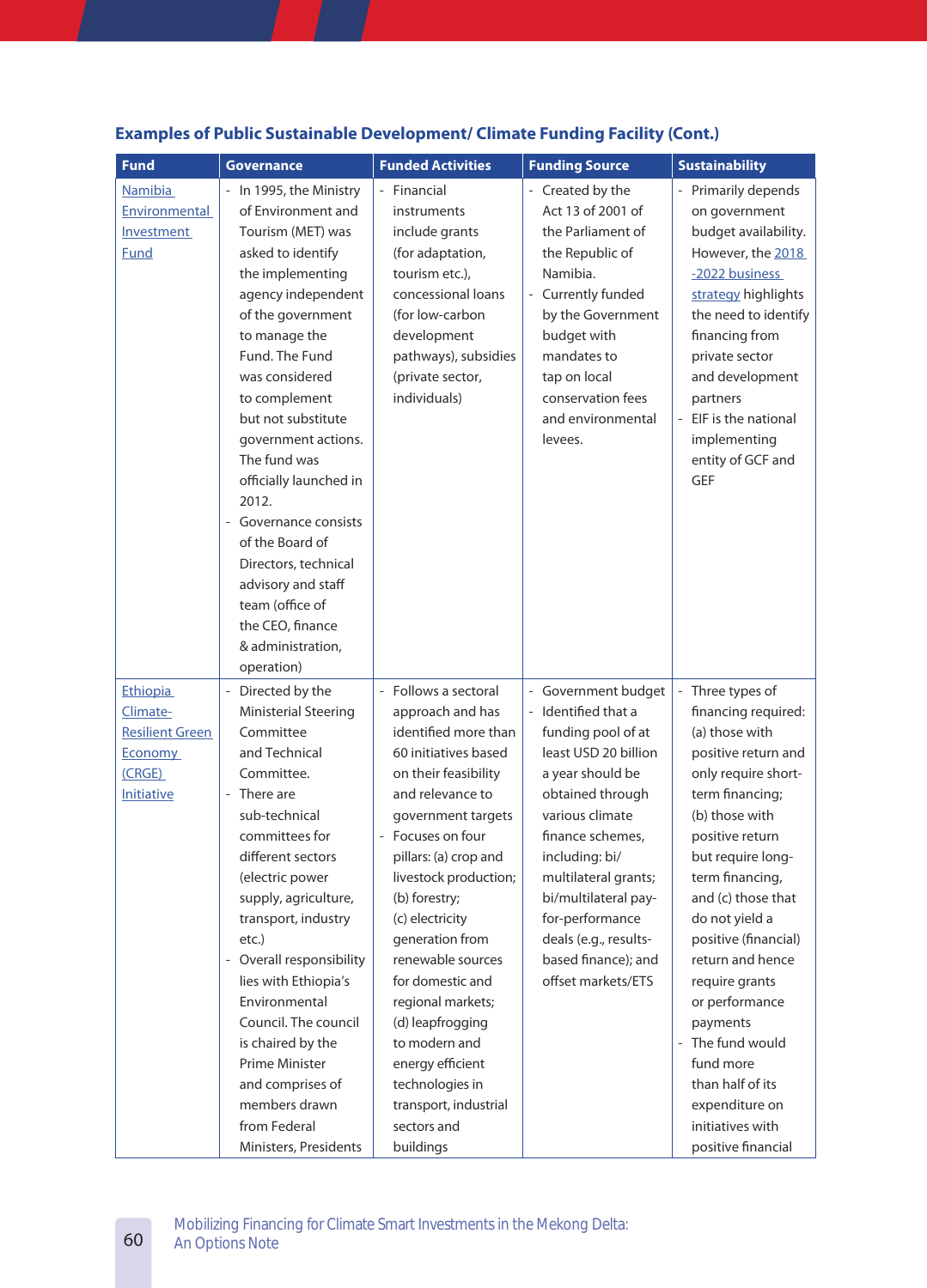**Examples of Public Sustainable Development/ Climate Funding Facility (Cont.)**

| Fund | Governance | Funded Activities | Funding Source | Sustainability |
|---|---|---|---|---|
| Namibia Environmental Investment Fund | - In 1995, the Ministry of Environment and Tourism (MET) was asked to identify the implementing agency independent of the government to manage the Fund. The Fund was considered to complement but not substitute government actions. The fund was officially launched in 2012.<br>- Governance consists of the Board of Directors, technical advisory and staff team (office of the CEO, finance & administration, operation) | - Financial instruments include grants (for adaptation, tourism etc.), concessional loans (for low-carbon development pathways), subsidies (private sector, individuals) | - Created by the Act 13 of 2001 of the Parliament of the Republic of Namibia.<br>- Currently funded by the Government budget with mandates to tap on local conservation fees and environmental levees. | - Primarily depends on government budget availability. However, the 2018 -2022 business strategy highlights the need to identify financing from private sector and development partners<br>- EIF is the national implementing entity of GCF and GEF |
| Ethiopia Climate-Resilient Green Economy (CRGE) Initiative | - Directed by the Ministerial Steering Committee and Technical Committee.<br>- There are sub-technical committees for different sectors (electric power supply, agriculture, transport, industry etc.)<br>- Overall responsibility lies with Ethiopia's Environmental Council. The council is chaired by the Prime Minister and comprises of members drawn from Federal Ministers, Presidents | - Follows a sectoral approach and has identified more than 60 initiatives based on their feasibility and relevance to government targets<br>- Focuses on four pillars: (a) crop and livestock production; (b) forestry; (c) electricity generation from renewable sources for domestic and regional markets; (d) leapfrogging to modern and energy efficient technologies in transport, industrial sectors and buildings | - Government budget<br>- Identified that a funding pool of at least USD 20 billion a year should be obtained through various climate finance schemes, including: bi/multilateral grants; bi/multilateral pay-for-performance deals (e.g., results-based finance); and offset markets/ETS | - Three types of financing required: (a) those with positive return and only require short-term financing; (b) those with positive return but require long-term financing, and (c) those that do not yield a positive (financial) return and hence require grants or performance payments<br>- The fund would fund more than half of its expenditure on initiatives with positive financial |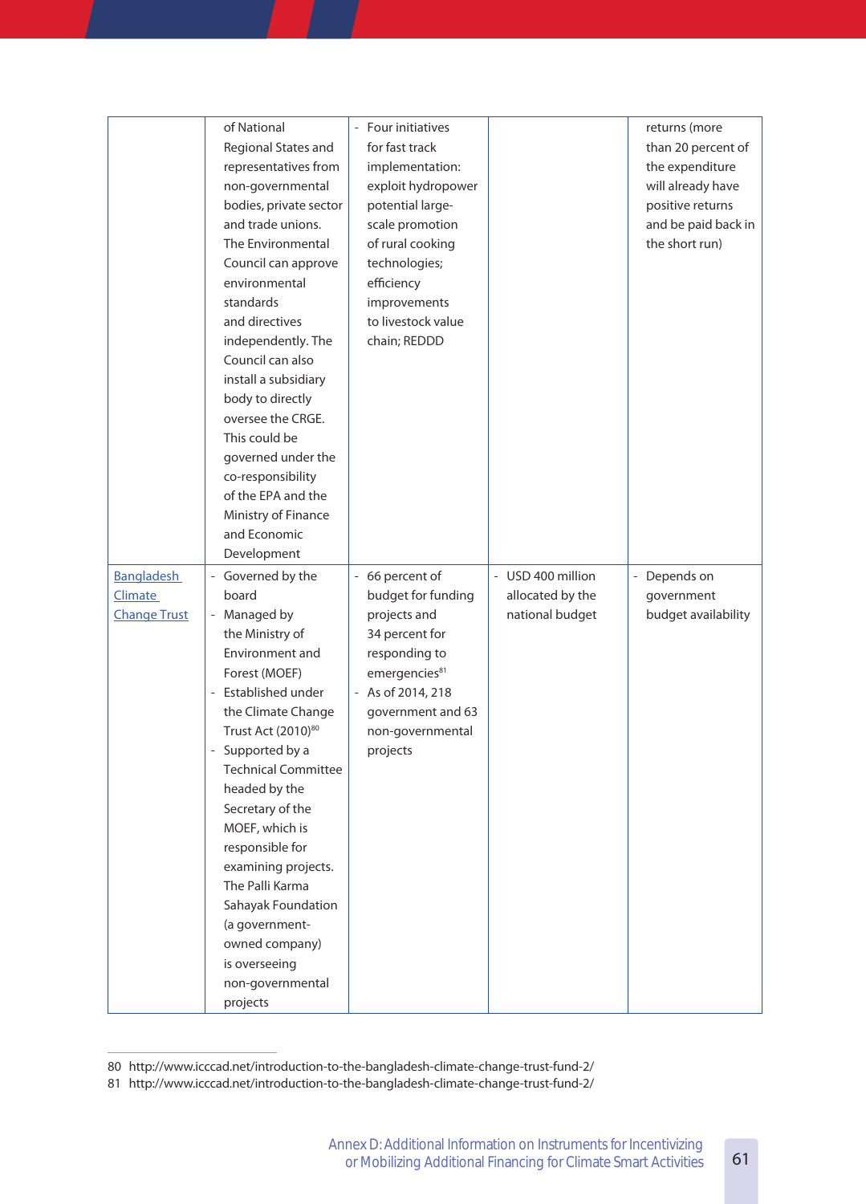|  |  |  |  |  |
|---|---|---|---|---|
|  | of National Regional States and representatives from non-governmental bodies, private sector and trade unions. The Environmental Council can approve environmental standards and directives independently. The Council can also install a subsidiary body to directly oversee the CRGE. This could be governed under the co-responsibility of the EPA and the Ministry of Finance and Economic Development | - Four initiatives for fast track implementation: exploit hydropower potential large-scale promotion of rural cooking technologies; efficiency improvements to livestock value chain; REDDD |  | returns (more than 20 percent of the expenditure will already have positive returns and be paid back in the short run) |
| Bangladesh Climate Change Trust | - Governed by the board<br>- Managed by the Ministry of Environment and Forest (MOEF)<br>- Established under the Climate Change Trust Act (2010)[80]<br>- Supported by a Technical Committee headed by the Secretary of the MOEF, which is responsible for examining projects. The Palli Karma Sahayak Foundation (a government-owned company) is overseeing non-governmental projects | - 66 percent of budget for funding projects and 34 percent for responding to emergencies[81]<br>- As of 2014, 218 government and 63 non-governmental projects | - USD 400 million allocated by the national budget | - Depends on government budget availability |

80 http://www.icccad.net/introduction-to-the-bangladesh-climate-change-trust-fund-2/

81 http://www.icccad.net/introduction-to-the-bangladesh-climate-change-trust-fund-2/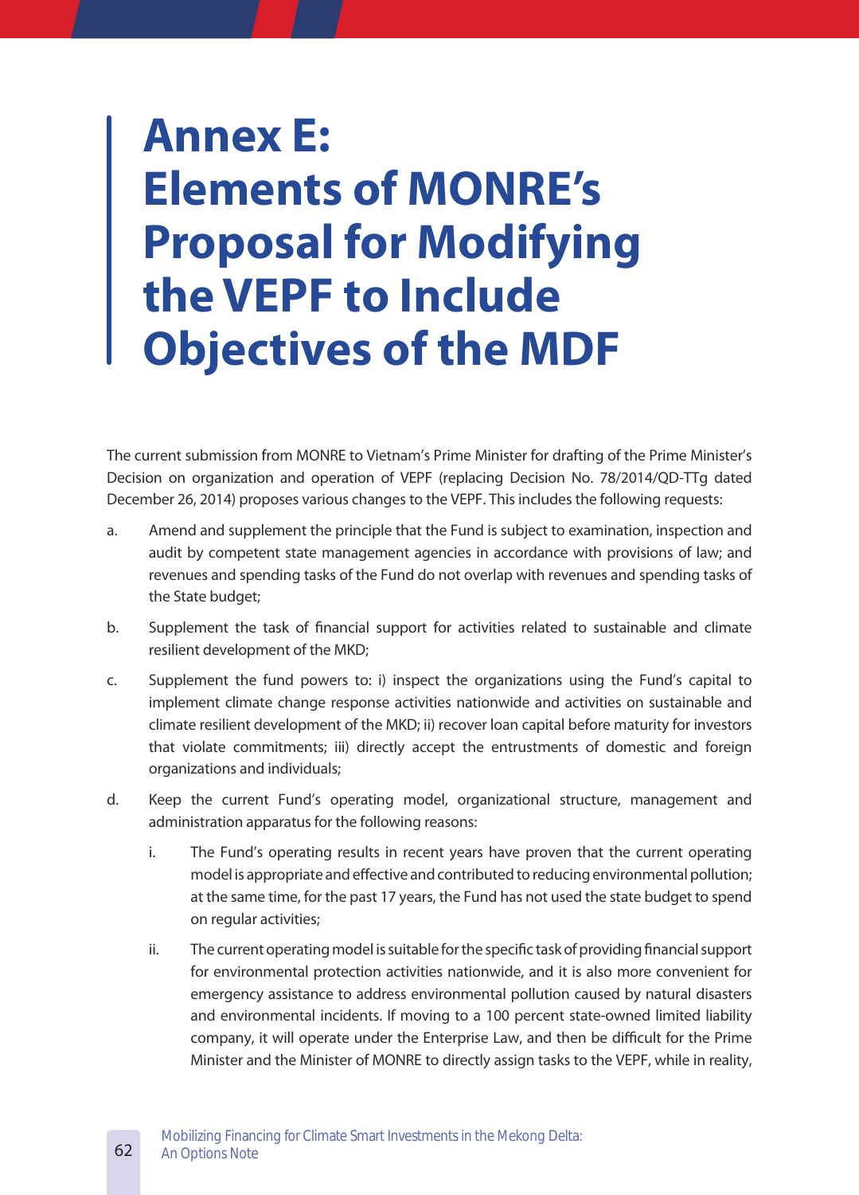# Annex E: Elements of MONRE's Proposal for Modifying the VEPF to Include Objectives of the MDF

The current submission from MONRE to Vietnam's Prime Minister for drafting of the Prime Minister's Decision on organization and operation of VEPF (replacing Decision No. 78/2014/QD-TTg dated December 26, 2014) proposes various changes to the VEPF. This includes the following requests:

a. Amend and supplement the principle that the Fund is subject to examination, inspection and audit by competent state management agencies in accordance with provisions of law; and revenues and spending tasks of the Fund do not overlap with revenues and spending tasks of the State budget;

b. Supplement the task of financial support for activities related to sustainable and climate resilient development of the MKD;

c. Supplement the fund powers to: i) inspect the organizations using the Fund's capital to implement climate change response activities nationwide and activities on sustainable and climate resilient development of the MKD; ii) recover loan capital before maturity for investors that violate commitments; iii) directly accept the entrustments of domestic and foreign organizations and individuals;

d. Keep the current Fund's operating model, organizational structure, management and administration apparatus for the following reasons:

   i. The Fund's operating results in recent years have proven that the current operating model is appropriate and effective and contributed to reducing environmental pollution; at the same time, for the past 17 years, the Fund has not used the state budget to spend on regular activities;

   ii. The current operating model is suitable for the specific task of providing financial support for environmental protection activities nationwide, and it is also more convenient for emergency assistance to address environmental pollution caused by natural disasters and environmental incidents. If moving to a 100 percent state-owned limited liability company, it will operate under the Enterprise Law, and then be difficult for the Prime Minister and the Minister of MONRE to directly assign tasks to the VEPF, while in reality,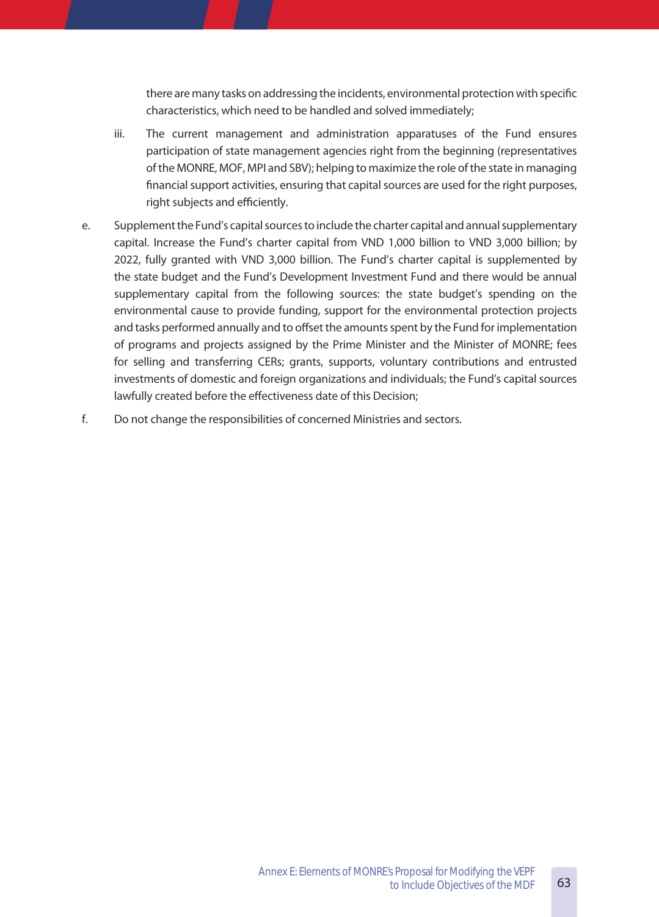there are many tasks on addressing the incidents, environmental protection with specific characteristics, which need to be handled and solved immediately;

iii. The current management and administration apparatuses of the Fund ensures participation of state management agencies right from the beginning (representatives of the MONRE, MOF, MPI and SBV); helping to maximize the role of the state in managing financial support activities, ensuring that capital sources are used for the right purposes, right subjects and efficiently.

e. Supplement the Fund's capital sources to include the charter capital and annual supplementary capital. Increase the Fund's charter capital from VND 1,000 billion to VND 3,000 billion; by 2022, fully granted with VND 3,000 billion. The Fund's charter capital is supplemented by the state budget and the Fund's Development Investment Fund and there would be annual supplementary capital from the following sources: the state budget's spending on the environmental cause to provide funding, support for the environmental protection projects and tasks performed annually and to offset the amounts spent by the Fund for implementation of programs and projects assigned by the Prime Minister and the Minister of MONRE; fees for selling and transferring CERs; grants, supports, voluntary contributions and entrusted investments of domestic and foreign organizations and individuals; the Fund's capital sources lawfully created before the effectiveness date of this Decision;

f. Do not change the responsibilities of concerned Ministries and sectors.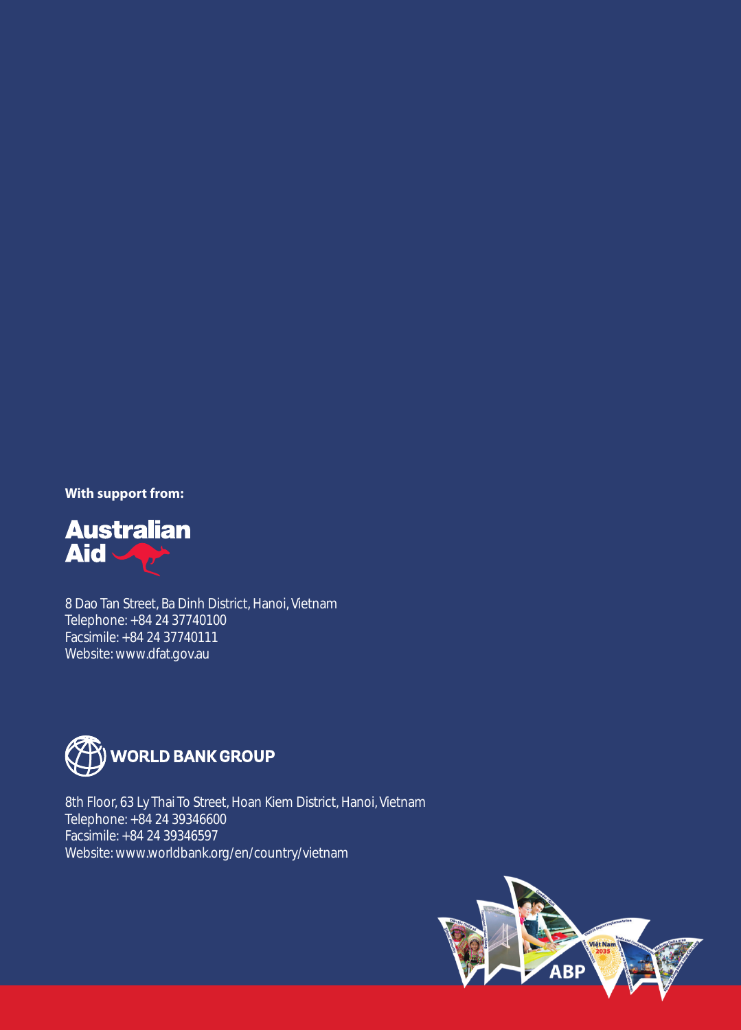**With support from:**

Australian Aid

8 Dao Tan Street, Ba Dinh District, Hanoi, Vietnam
Telephone: +84 24 37740100
Facsimile: +84 24 37740111
Website: www.dfat.gov.au

WORLD BANK GROUP

8th Floor, 63 Ly Thai To Street, Hoan Kiem District, Hanoi, Vietnam
Telephone: +84 24 39346600
Facsimile: +84 24 39346597
Website: www.worldbank.org/en/country/vietnam